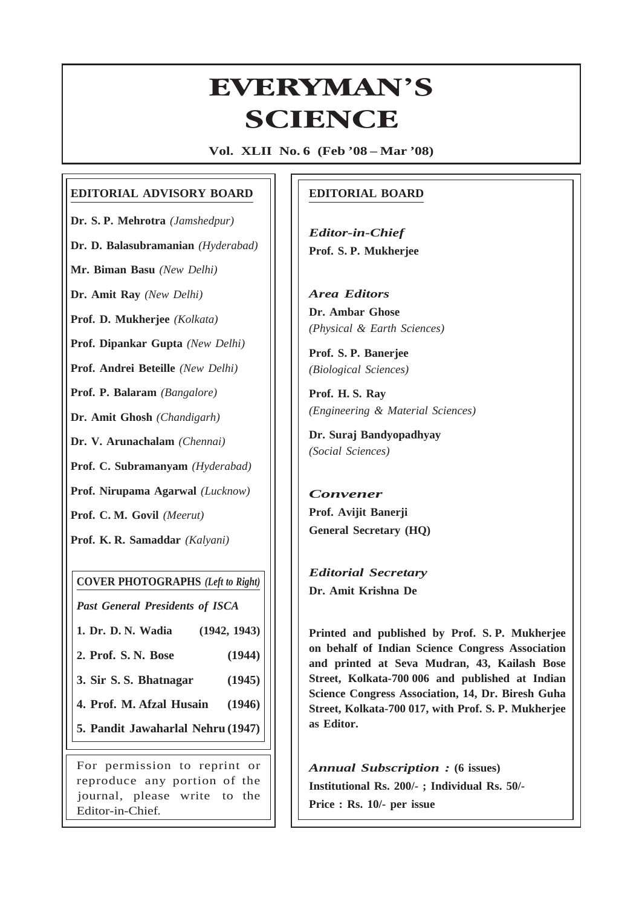# EVERYMAN'S SCIENCE

**Vol. XLII No. 6 (Feb '08 – Mar '08)**

## EDITORIAL ADVISORY BOARD

**Dr. S. P. Mehrotra** *(Jamshedpur)*

**Dr. D. Balasubramanian** *(Hyderabad)*

**Mr. Biman Basu** *(New Delhi)*

**Dr. Amit Ray** *(New Delhi)*

**Prof. D. Mukherjee** *(Kolkata)*

**Prof. Dipankar Gupta** *(New Delhi)*

**Prof. Andrei Beteille** *(New Delhi)*

**Prof. P. Balaram** *(Bangalore)*

**Dr. Amit Ghosh** *(Chandigarh)*

**Dr. V. Arunachalam** *(Chennai)*

**Prof. C. Subramanyam** *(Hyderabad)*

**Prof. Nirupama Agarwal** *(Lucknow)*

**Prof. C. M. Govil** *(Meerut)*

**Prof. K. R. Samaddar** *(Kalyani)*

**COVER PHOTOGRAPHS** ***(Left to Right)***

***Past General Presidents of ISCA***

| | |
|---|---|
| **1. Dr. D. N. Wadia** | **(1942, 1943)** |
| **2. Prof. S. N. Bose** | **(1944)** |
| **3. Sir S. S. Bhatnagar** | **(1945)** |
| **4. Prof. M. Afzal Husain** | **(1946)** |
| **5. Pandit Jawaharlal Nehru** | **(1947)** |

For permission to reprint or reproduce any portion of the journal, please write to the Editor-in-Chief.

## EDITORIAL BOARD

***Editor-in-Chief***
**Prof. S. P. Mukherjee**

***Area Editors***
**Dr. Ambar Ghose**
*(Physical & Earth Sciences)*

**Prof. S. P. Banerjee**
*(Biological Sciences)*

**Prof. H. S. Ray**
*(Engineering & Material Sciences)*

**Dr. Suraj Bandyopadhyay**
*(Social Sciences)*

***Convener***
**Prof. Avijit Banerji**
**General Secretary (HQ)**

***Editorial Secretary***
**Dr. Amit Krishna De**

**Printed and published by Prof. S. P. Mukherjee on behalf of Indian Science Congress Association and printed at Seva Mudran, 43, Kailash Bose Street, Kolkata-700 006 and published at Indian Science Congress Association, 14, Dr. Biresh Guha Street, Kolkata-700 017, with Prof. S. P. Mukherjee as Editor.**

***Annual Subscription :*** **(6 issues)**
**Institutional Rs. 200/- ; Individual Rs. 50/-**
**Price : Rs. 10/- per issue**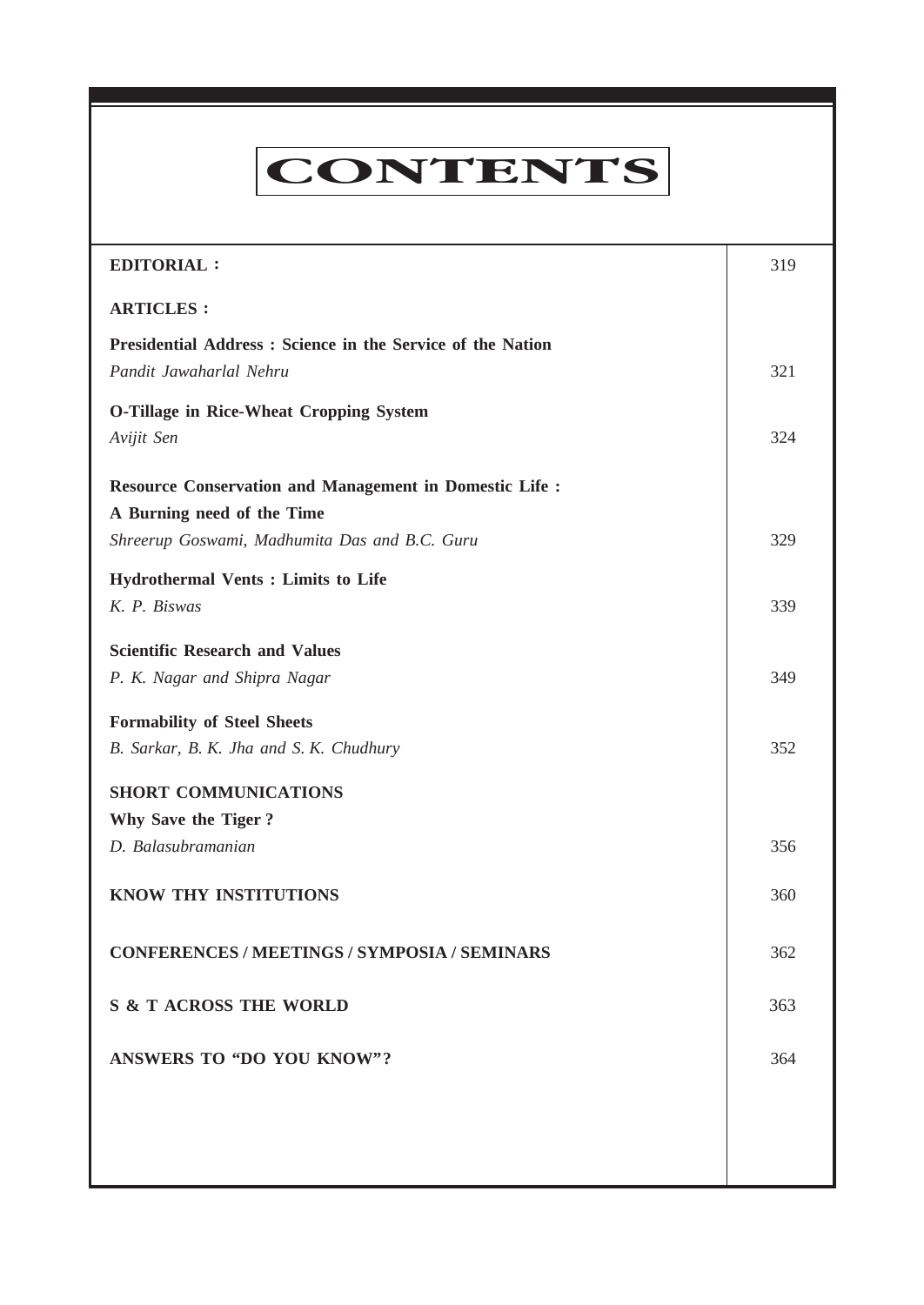# CONTENTS

| | |
|---|---|
| **EDITORIAL :** | 319 |
| **ARTICLES :** | |
| **Presidential Address : Science in the Service of the Nation**<br>*Pandit Jawaharlal Nehru* | 321 |
| **O-Tillage in Rice-Wheat Cropping System**<br>*Avijit Sen* | 324 |
| **Resource Conservation and Management in Domestic Life : A Burning need of the Time**<br>*Shreerup Goswami, Madhumita Das and B.C. Guru* | 329 |
| **Hydrothermal Vents : Limits to Life**<br>*K. P. Biswas* | 339 |
| **Scientific Research and Values**<br>*P. K. Nagar and Shipra Nagar* | 349 |
| **Formability of Steel Sheets**<br>*B. Sarkar, B. K. Jha and S. K. Chudhury* | 352 |
| **SHORT COMMUNICATIONS** | |
| **Why Save the Tiger ?**<br>*D. Balasubramanian* | 356 |
| **KNOW THY INSTITUTIONS** | 360 |
| **CONFERENCES / MEETINGS / SYMPOSIA / SEMINARS** | 362 |
| **S & T ACROSS THE WORLD** | 363 |
| **ANSWERS TO "DO YOU KNOW"?** | 364 |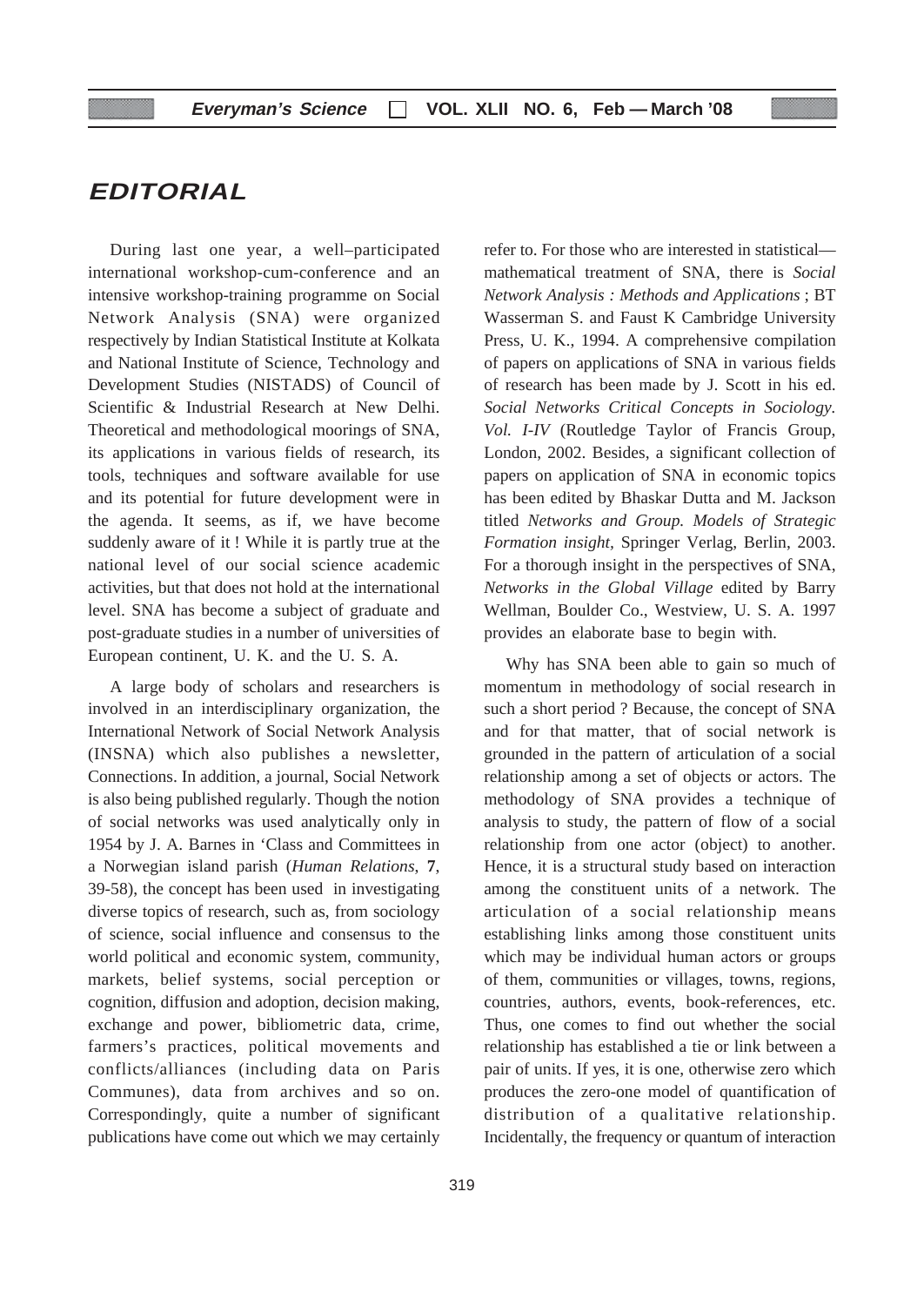# EDITORIAL

During last one year, a well–participated international workshop-cum-conference and an intensive workshop-training programme on Social Network Analysis (SNA) were organized respectively by Indian Statistical Institute at Kolkata and National Institute of Science, Technology and Development Studies (NISTADS) of Council of Scientific & Industrial Research at New Delhi. Theoretical and methodological moorings of SNA, its applications in various fields of research, its tools, techniques and software available for use and its potential for future development were in the agenda. It seems, as if, we have become suddenly aware of it ! While it is partly true at the national level of our social science academic activities, but that does not hold at the international level. SNA has become a subject of graduate and post-graduate studies in a number of universities of European continent, U. K. and the U. S. A.

A large body of scholars and researchers is involved in an interdisciplinary organization, the International Network of Social Network Analysis (INSNA) which also publishes a newsletter, Connections. In addition, a journal, Social Network is also being published regularly. Though the notion of social networks was used analytically only in 1954 by J. A. Barnes in 'Class and Committees in a Norwegian island parish (*Human Relations*, **7**, 39-58), the concept has been used in investigating diverse topics of research, such as, from sociology of science, social influence and consensus to the world political and economic system, community, markets, belief systems, social perception or cognition, diffusion and adoption, decision making, exchange and power, bibliometric data, crime, farmers's practices, political movements and conflicts/alliances (including data on Paris Communes), data from archives and so on. Correspondingly, quite a number of significant publications have come out which we may certainly refer to. For those who are interested in statistical—mathematical treatment of SNA, there is *Social Network Analysis : Methods and Applications* ; BT Wasserman S. and Faust K Cambridge University Press, U. K., 1994. A comprehensive compilation of papers on applications of SNA in various fields of research has been made by J. Scott in his ed. *Social Networks Critical Concepts in Sociology. Vol. I-IV* (Routledge Taylor of Francis Group, London, 2002. Besides, a significant collection of papers on application of SNA in economic topics has been edited by Bhaskar Dutta and M. Jackson titled *Networks and Group. Models of Strategic Formation insight,* Springer Verlag, Berlin, 2003. For a thorough insight in the perspectives of SNA, *Networks in the Global Village* edited by Barry Wellman, Boulder Co., Westview, U. S. A. 1997 provides an elaborate base to begin with.

Why has SNA been able to gain so much of momentum in methodology of social research in such a short period ? Because, the concept of SNA and for that matter, that of social network is grounded in the pattern of articulation of a social relationship among a set of objects or actors. The methodology of SNA provides a technique of analysis to study, the pattern of flow of a social relationship from one actor (object) to another. Hence, it is a structural study based on interaction among the constituent units of a network. The articulation of a social relationship means establishing links among those constituent units which may be individual human actors or groups of them, communities or villages, towns, regions, countries, authors, events, book-references, etc. Thus, one comes to find out whether the social relationship has established a tie or link between a pair of units. If yes, it is one, otherwise zero which produces the zero-one model of quantification of distribution of a qualitative relationship. Incidentally, the frequency or quantum of interaction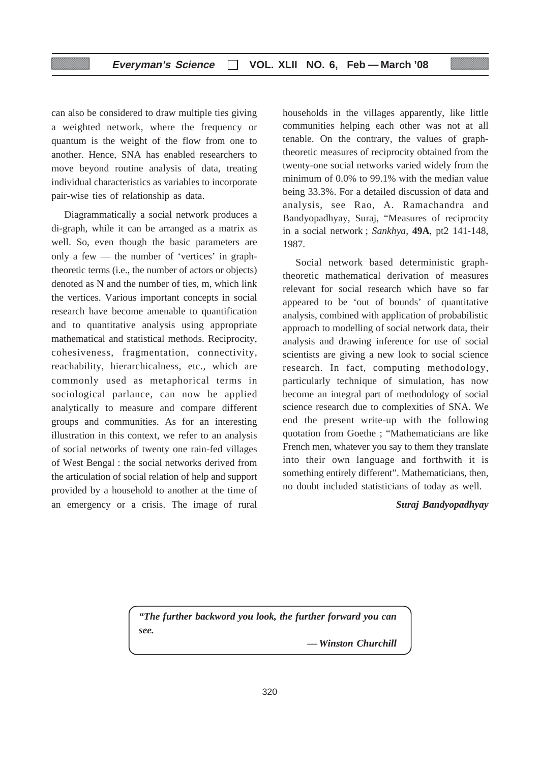can also be considered to draw multiple ties giving a weighted network, where the frequency or quantum is the weight of the flow from one to another. Hence, SNA has enabled researchers to move beyond routine analysis of data, treating individual characteristics as variables to incorporate pair-wise ties of relationship as data.

Diagrammatically a social network produces a di-graph, while it can be arranged as a matrix as well. So, even though the basic parameters are only a few — the number of 'vertices' in graph-theoretic terms (i.e., the number of actors or objects) denoted as N and the number of ties, m, which link the vertices. Various important concepts in social research have become amenable to quantification and to quantitative analysis using appropriate mathematical and statistical methods. Reciprocity, cohesiveness, fragmentation, connectivity, reachability, hierarchicalness, etc., which are commonly used as metaphorical terms in sociological parlance, can now be applied analytically to measure and compare different groups and communities. As for an interesting illustration in this context, we refer to an analysis of social networks of twenty one rain-fed villages of West Bengal : the social networks derived from the articulation of social relation of help and support provided by a household to another at the time of an emergency or a crisis. The image of rural households in the villages apparently, like little communities helping each other was not at all tenable. On the contrary, the values of graph-theoretic measures of reciprocity obtained from the twenty-one social networks varied widely from the minimum of 0.0% to 99.1% with the median value being 33.3%. For a detailed discussion of data and analysis, see Rao, A. Ramachandra and Bandyopadhyay, Suraj, "Measures of reciprocity in a social network ; *Sankhya*, **49A**, pt2 141-148, 1987.

Social network based deterministic graph-theoretic mathematical derivation of measures relevant for social research which have so far appeared to be 'out of bounds' of quantitative analysis, combined with application of probabilistic approach to modelling of social network data, their analysis and drawing inference for use of social scientists are giving a new look to social science research. In fact, computing methodology, particularly technique of simulation, has now become an integral part of methodology of social science research due to complexities of SNA. We end the present write-up with the following quotation from Goethe ; "Mathematicians are like French men, whatever you say to them they translate into their own language and forthwith it is something entirely different". Mathematicians, then, no doubt included statisticians of today as well.

***Suraj Bandyopadhyay***

> ***"The further backword you look, the further forward you can see.***
>
> ***— Winston Churchill***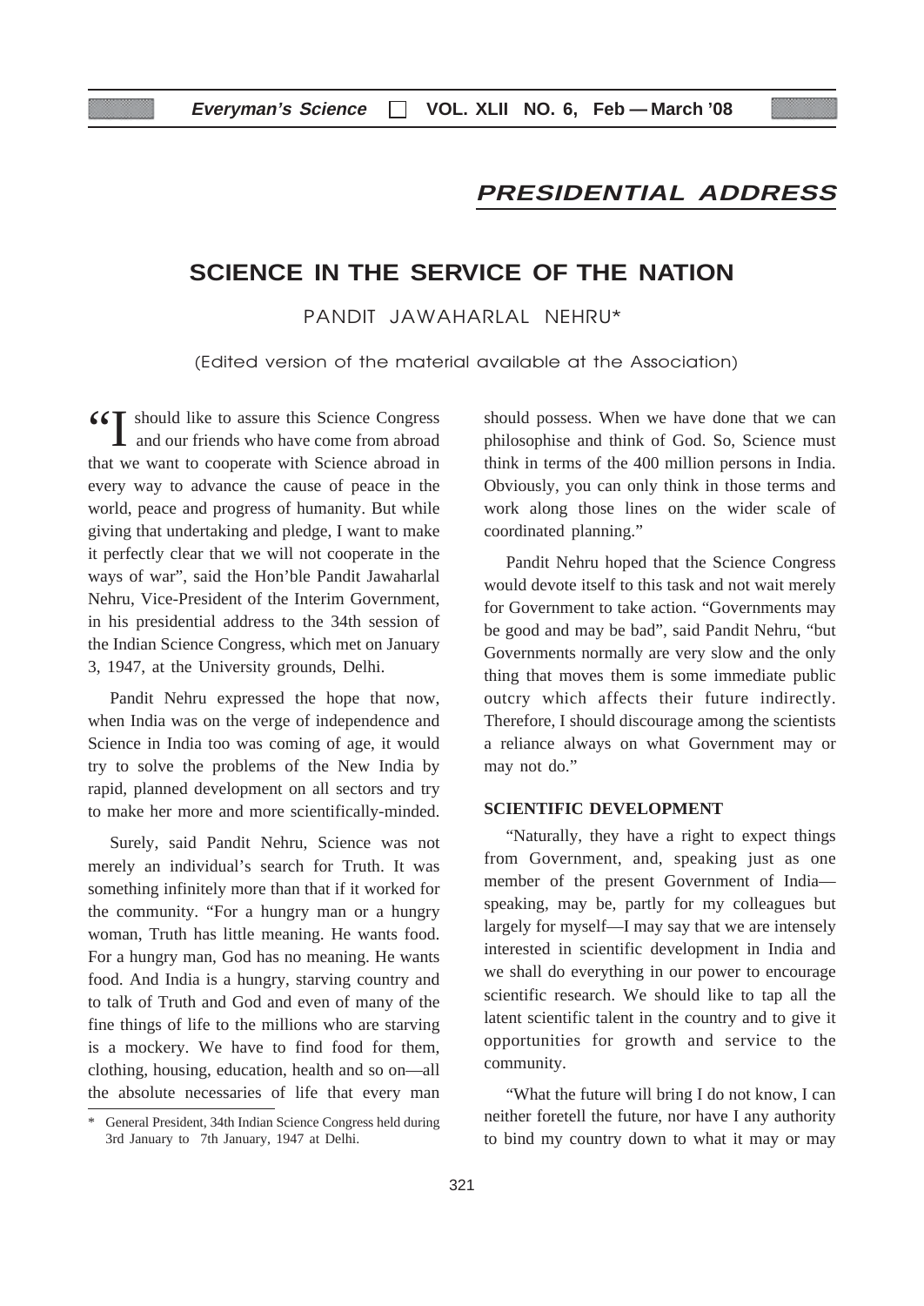## PRESIDENTIAL ADDRESS

# SCIENCE IN THE SERVICE OF THE NATION

PANDIT JAWAHARLAL NEHRU*

(Edited version of the material available at the Association)

"I should like to assure this Science Congress and our friends who have come from abroad that we want to cooperate with Science abroad in every way to advance the cause of peace in the world, peace and progress of humanity. But while giving that undertaking and pledge, I want to make it perfectly clear that we will not cooperate in the ways of war", said the Hon'ble Pandit Jawaharlal Nehru, Vice-President of the Interim Government, in his presidential address to the 34th session of the Indian Science Congress, which met on January 3, 1947, at the University grounds, Delhi.

Pandit Nehru expressed the hope that now, when India was on the verge of independence and Science in India too was coming of age, it would try to solve the problems of the New India by rapid, planned development on all sectors and try to make her more and more scientifically-minded.

Surely, said Pandit Nehru, Science was not merely an individual's search for Truth. It was something infinitely more than that if it worked for the community. "For a hungry man or a hungry woman, Truth has little meaning. He wants food. For a hungry man, God has no meaning. He wants food. And India is a hungry, starving country and to talk of Truth and God and even of many of the fine things of life to the millions who are starving is a mockery. We have to find food for them, clothing, housing, education, health and so on—all the absolute necessaries of life that every man should possess. When we have done that we can philosophise and think of God. So, Science must think in terms of the 400 million persons in India. Obviously, you can only think in those terms and work along those lines on the wider scale of coordinated planning."

Pandit Nehru hoped that the Science Congress would devote itself to this task and not wait merely for Government to take action. "Governments may be good and may be bad", said Pandit Nehru, "but Governments normally are very slow and the only thing that moves them is some immediate public outcry which affects their future indirectly. Therefore, I should discourage among the scientists a reliance always on what Government may or may not do."

### SCIENTIFIC DEVELOPMENT

"Naturally, they have a right to expect things from Government, and, speaking just as one member of the present Government of India—speaking, may be, partly for my colleagues but largely for myself—I may say that we are intensely interested in scientific development in India and we shall do everything in our power to encourage scientific research. We should like to tap all the latent scientific talent in the country and to give it opportunities for growth and service to the community.

"What the future will bring I do not know, I can neither foretell the future, nor have I any authority to bind my country down to what it may or may

---

\* General President, 34th Indian Science Congress held during 3rd January to 7th January, 1947 at Delhi.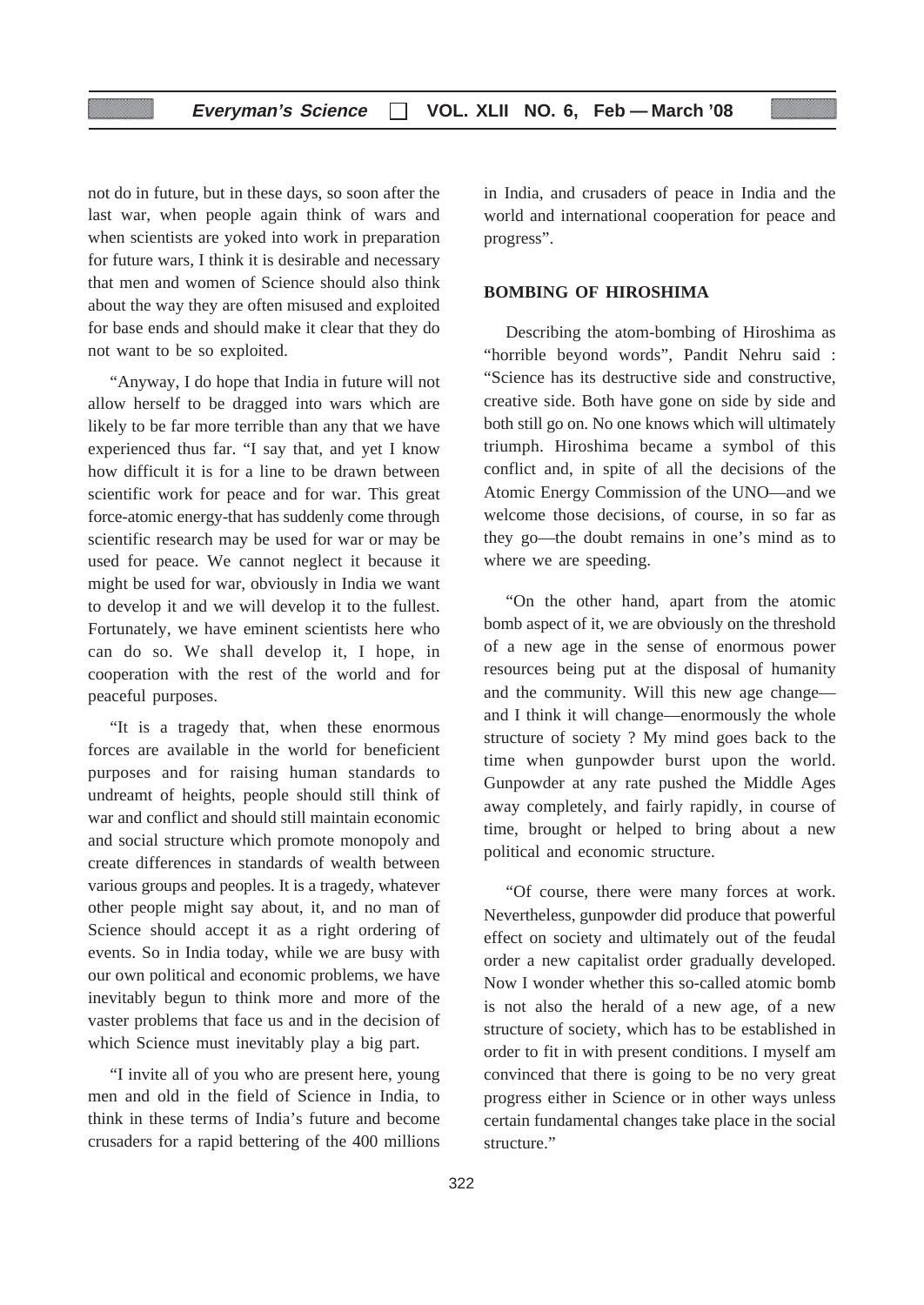not do in future, but in these days, so soon after the last war, when people again think of wars and when scientists are yoked into work in preparation for future wars, I think it is desirable and necessary that men and women of Science should also think about the way they are often misused and exploited for base ends and should make it clear that they do not want to be so exploited.

"Anyway, I do hope that India in future will not allow herself to be dragged into wars which are likely to be far more terrible than any that we have experienced thus far. "I say that, and yet I know how difficult it is for a line to be drawn between scientific work for peace and for war. This great force-atomic energy-that has suddenly come through scientific research may be used for war or may be used for peace. We cannot neglect it because it might be used for war, obviously in India we want to develop it and we will develop it to the fullest. Fortunately, we have eminent scientists here who can do so. We shall develop it, I hope, in cooperation with the rest of the world and for peaceful purposes.

"It is a tragedy that, when these enormous forces are available in the world for beneficient purposes and for raising human standards to undreamt of heights, people should still think of war and conflict and should still maintain economic and social structure which promote monopoly and create differences in standards of wealth between various groups and peoples. It is a tragedy, whatever other people might say about, it, and no man of Science should accept it as a right ordering of events. So in India today, while we are busy with our own political and economic problems, we have inevitably begun to think more and more of the vaster problems that face us and in the decision of which Science must inevitably play a big part.

"I invite all of you who are present here, young men and old in the field of Science in India, to think in these terms of India's future and become crusaders for a rapid bettering of the 400 millions in India, and crusaders of peace in India and the world and international cooperation for peace and progress".

## BOMBING OF HIROSHIMA

Describing the atom-bombing of Hiroshima as "horrible beyond words", Pandit Nehru said : "Science has its destructive side and constructive, creative side. Both have gone on side by side and both still go on. No one knows which will ultimately triumph. Hiroshima became a symbol of this conflict and, in spite of all the decisions of the Atomic Energy Commission of the UNO—and we welcome those decisions, of course, in so far as they go—the doubt remains in one's mind as to where we are speeding.

"On the other hand, apart from the atomic bomb aspect of it, we are obviously on the threshold of a new age in the sense of enormous power resources being put at the disposal of humanity and the community. Will this new age change—and I think it will change—enormously the whole structure of society ? My mind goes back to the time when gunpowder burst upon the world. Gunpowder at any rate pushed the Middle Ages away completely, and fairly rapidly, in course of time, brought or helped to bring about a new political and economic structure.

"Of course, there were many forces at work. Nevertheless, gunpowder did produce that powerful effect on society and ultimately out of the feudal order a new capitalist order gradually developed. Now I wonder whether this so-called atomic bomb is not also the herald of a new age, of a new structure of society, which has to be established in order to fit in with present conditions. I myself am convinced that there is going to be no very great progress either in Science or in other ways unless certain fundamental changes take place in the social structure."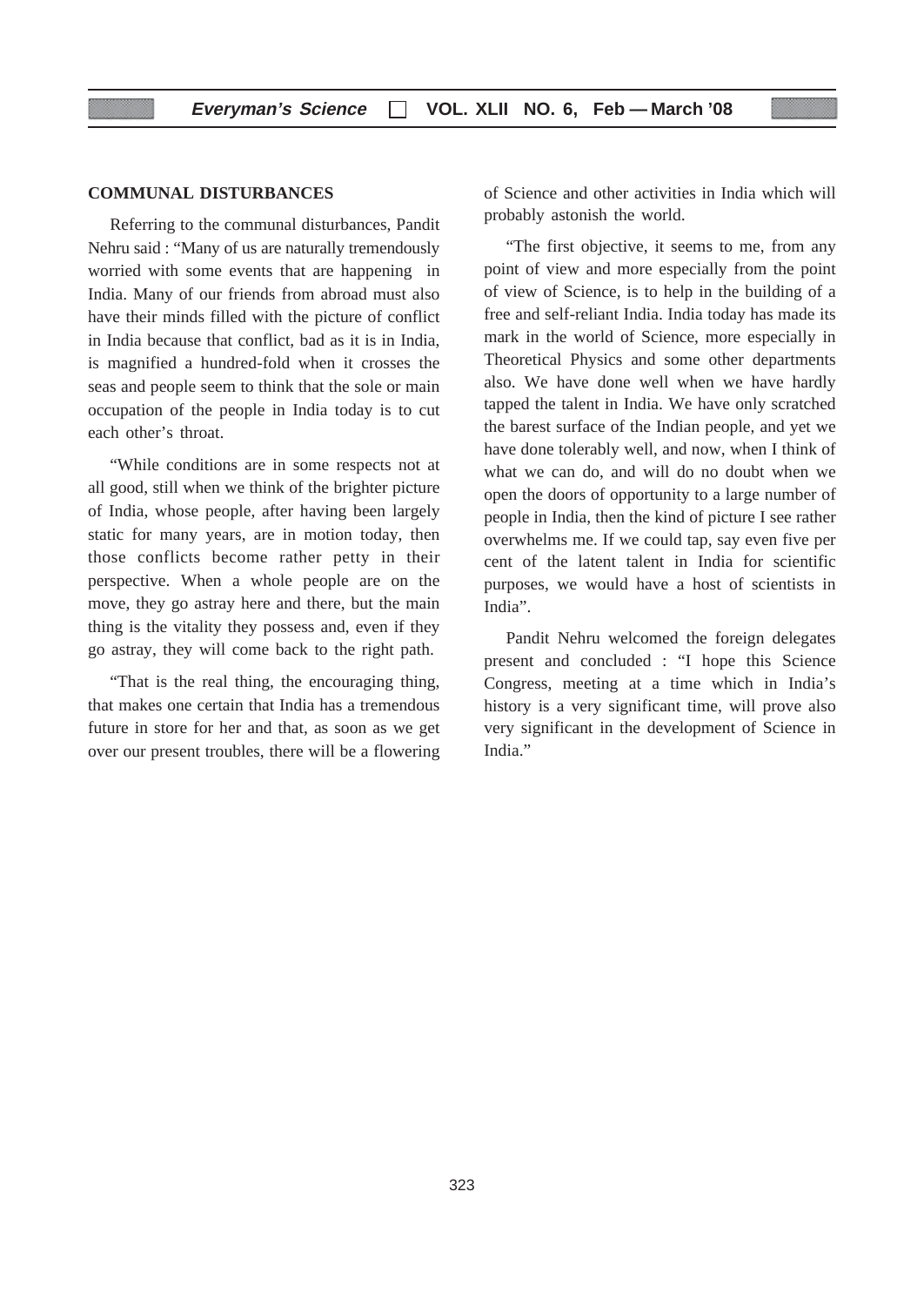### COMMUNAL DISTURBANCES

Referring to the communal disturbances, Pandit Nehru said : "Many of us are naturally tremendously worried with some events that are happening in India. Many of our friends from abroad must also have their minds filled with the picture of conflict in India because that conflict, bad as it is in India, is magnified a hundred-fold when it crosses the seas and people seem to think that the sole or main occupation of the people in India today is to cut each other's throat.

"While conditions are in some respects not at all good, still when we think of the brighter picture of India, whose people, after having been largely static for many years, are in motion today, then those conflicts become rather petty in their perspective. When a whole people are on the move, they go astray here and there, but the main thing is the vitality they possess and, even if they go astray, they will come back to the right path.

"That is the real thing, the encouraging thing, that makes one certain that India has a tremendous future in store for her and that, as soon as we get over our present troubles, there will be a flowering of Science and other activities in India which will probably astonish the world.

"The first objective, it seems to me, from any point of view and more especially from the point of view of Science, is to help in the building of a free and self-reliant India. India today has made its mark in the world of Science, more especially in Theoretical Physics and some other departments also. We have done well when we have hardly tapped the talent in India. We have only scratched the barest surface of the Indian people, and yet we have done tolerably well, and now, when I think of what we can do, and will do no doubt when we open the doors of opportunity to a large number of people in India, then the kind of picture I see rather overwhelms me. If we could tap, say even five per cent of the latent talent in India for scientific purposes, we would have a host of scientists in India".

Pandit Nehru welcomed the foreign delegates present and concluded : "I hope this Science Congress, meeting at a time which in India's history is a very significant time, will prove also very significant in the development of Science in India."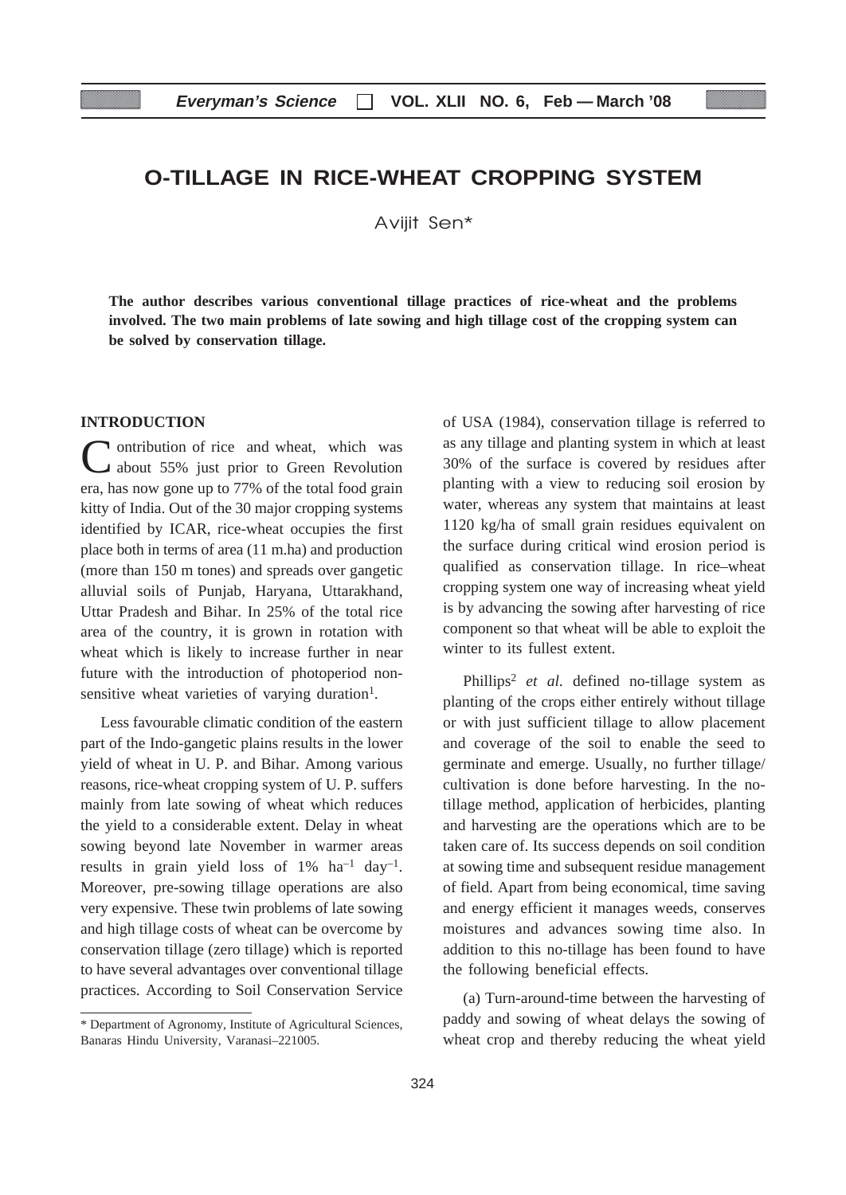# O-TILLAGE IN RICE-WHEAT CROPPING SYSTEM

Avijit Sen*

**The author describes various conventional tillage practices of rice-wheat and the problems involved. The two main problems of late sowing and high tillage cost of the cropping system can be solved by conservation tillage.**

## INTRODUCTION

Contribution of rice and wheat, which was about 55% just prior to Green Revolution era, has now gone up to 77% of the total food grain kitty of India. Out of the 30 major cropping systems identified by ICAR, rice-wheat occupies the first place both in terms of area (11 m.ha) and production (more than 150 m tones) and spreads over gangetic alluvial soils of Punjab, Haryana, Uttarakhand, Uttar Pradesh and Bihar. In 25% of the total rice area of the country, it is grown in rotation with wheat which is likely to increase further in near future with the introduction of photoperiod non-sensitive wheat varieties of varying duration[1].

Less favourable climatic condition of the eastern part of the Indo-gangetic plains results in the lower yield of wheat in U. P. and Bihar. Among various reasons, rice-wheat cropping system of U. P. suffers mainly from late sowing of wheat which reduces the yield to a considerable extent. Delay in wheat sowing beyond late November in warmer areas results in grain yield loss of 1% $ha^{-1}$ $day^{-1}$. Moreover, pre-sowing tillage operations are also very expensive. These twin problems of late sowing and high tillage costs of wheat can be overcome by conservation tillage (zero tillage) which is reported to have several advantages over conventional tillage practices. According to Soil Conservation Service of USA (1984), conservation tillage is referred to as any tillage and planting system in which at least 30% of the surface is covered by residues after planting with a view to reducing soil erosion by water, whereas any system that maintains at least 1120 kg/ha of small grain residues equivalent on the surface during critical wind erosion period is qualified as conservation tillage. In rice–wheat cropping system one way of increasing wheat yield is by advancing the sowing after harvesting of rice component so that wheat will be able to exploit the winter to its fullest extent.

Phillips[2] *et al.* defined no-tillage system as planting of the crops either entirely without tillage or with just sufficient tillage to allow placement and coverage of the soil to enable the seed to germinate and emerge. Usually, no further tillage/cultivation is done before harvesting. In the no-tillage method, application of herbicides, planting and harvesting are the operations which are to be taken care of. Its success depends on soil condition at sowing time and subsequent residue management of field. Apart from being economical, time saving and energy efficient it manages weeds, conserves moistures and advances sowing time also. In addition to this no-tillage has been found to have the following beneficial effects.

(a) Turn-around-time between the harvesting of paddy and sowing of wheat delays the sowing of wheat crop and thereby reducing the wheat yield

* Department of Agronomy, Institute of Agricultural Sciences, Banaras Hindu University, Varanasi–221005.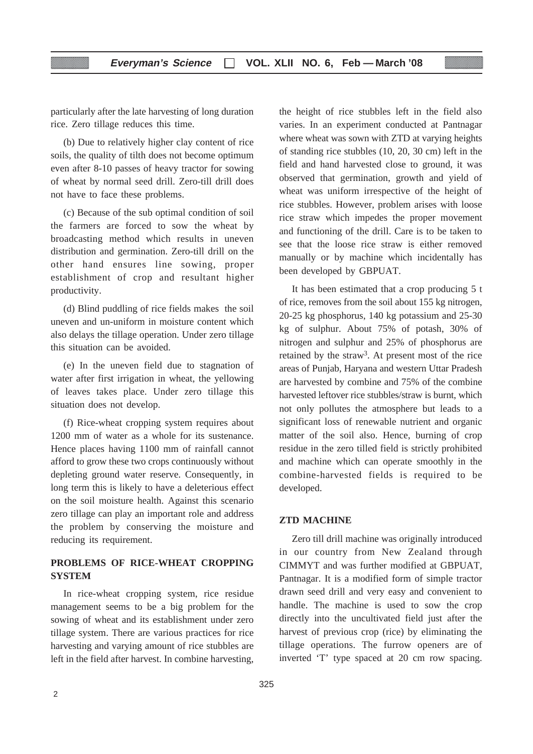particularly after the late harvesting of long duration rice. Zero tillage reduces this time.

(b) Due to relatively higher clay content of rice soils, the quality of tilth does not become optimum even after 8-10 passes of heavy tractor for sowing of wheat by normal seed drill. Zero-till drill does not have to face these problems.

(c) Because of the sub optimal condition of soil the farmers are forced to sow the wheat by broadcasting method which results in uneven distribution and germination. Zero-till drill on the other hand ensures line sowing, proper establishment of crop and resultant higher productivity.

(d) Blind puddling of rice fields makes the soil uneven and un-uniform in moisture content which also delays the tillage operation. Under zero tillage this situation can be avoided.

(e) In the uneven field due to stagnation of water after first irrigation in wheat, the yellowing of leaves takes place. Under zero tillage this situation does not develop.

(f) Rice-wheat cropping system requires about 1200 mm of water as a whole for its sustenance. Hence places having 1100 mm of rainfall cannot afford to grow these two crops continuously without depleting ground water reserve. Consequently, in long term this is likely to have a deleterious effect on the soil moisture health. Against this scenario zero tillage can play an important role and address the problem by conserving the moisture and reducing its requirement.

## PROBLEMS OF RICE-WHEAT CROPPING SYSTEM

In rice-wheat cropping system, rice residue management seems to be a big problem for the sowing of wheat and its establishment under zero tillage system. There are various practices for rice harvesting and varying amount of rice stubbles are left in the field after harvest. In combine harvesting, the height of rice stubbles left in the field also varies. In an experiment conducted at Pantnagar where wheat was sown with ZTD at varying heights of standing rice stubbles (10, 20, 30 cm) left in the field and hand harvested close to ground, it was observed that germination, growth and yield of wheat was uniform irrespective of the height of rice stubbles. However, problem arises with loose rice straw which impedes the proper movement and functioning of the drill. Care is to be taken to see that the loose rice straw is either removed manually or by machine which incidentally has been developed by GBPUAT.

It has been estimated that a crop producing 5 t of rice, removes from the soil about 155 kg nitrogen, 20-25 kg phosphorus, 140 kg potassium and 25-30 kg of sulphur. About 75% of potash, 30% of nitrogen and sulphur and 25% of phosphorus are retained by the straw[3]. At present most of the rice areas of Punjab, Haryana and western Uttar Pradesh are harvested by combine and 75% of the combine harvested leftover rice stubbles/straw is burnt, which not only pollutes the atmosphere but leads to a significant loss of renewable nutrient and organic matter of the soil also. Hence, burning of crop residue in the zero tilled field is strictly prohibited and machine which can operate smoothly in the combine-harvested fields is required to be developed.

## ZTD MACHINE

Zero till drill machine was originally introduced in our country from New Zealand through CIMMYT and was further modified at GBPUAT, Pantnagar. It is a modified form of simple tractor drawn seed drill and very easy and convenient to handle. The machine is used to sow the crop directly into the uncultivated field just after the harvest of previous crop (rice) by eliminating the tillage operations. The furrow openers are of inverted 'T' type spaced at 20 cm row spacing.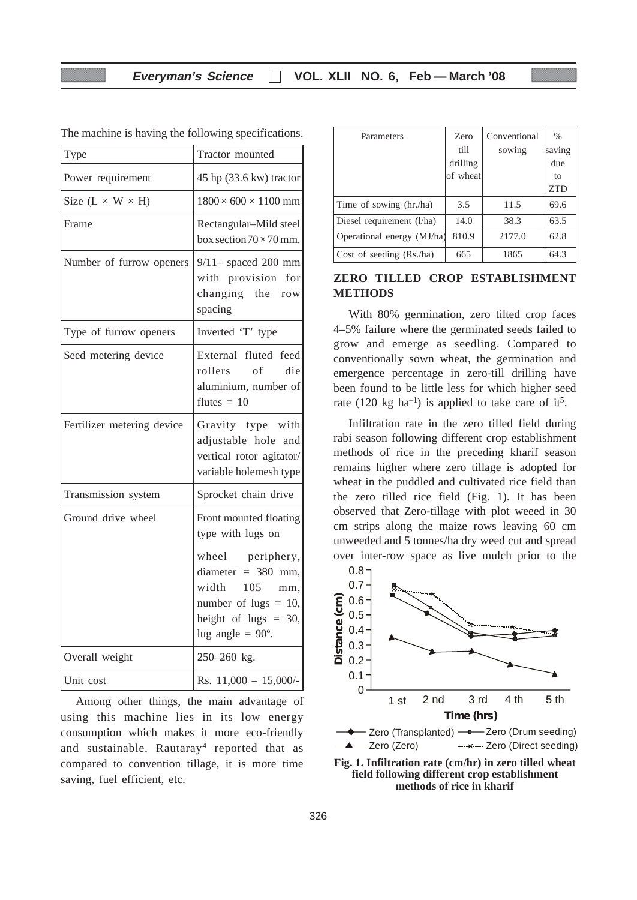The machine is having the following specifications.

| Type | Tractor mounted |
|---|---|
| Power requirement | 45 hp (33.6 kw) tractor |
| Size (L × W × H) | 1800 × 600 × 1100 mm |
| Frame | Rectangular–Mild steel box section 70 × 70 mm. |
| Number of furrow openers | 9/11– spaced 200 mm with provision for changing the row spacing |
| Type of furrow openers | Inverted 'T' type |
| Seed metering device | External fluted feed rollers of die aluminium, number of flutes = 10 |
| Fertilizer metering device | Gravity type with adjustable hole and vertical rotor agitator/ variable holemesh type |
| Transmission system | Sprocket chain drive |
| Ground drive wheel | Front mounted floating type with lugs on wheel periphery, diameter = 380 mm, width 105 mm, number of lugs = 10, height of lugs = 30, lug angle = 90º. |
| Overall weight | 250–260 kg. |
| Unit cost | Rs. 11,000 – 15,000/- |

Among other things, the main advantage of using this machine lies in its low energy consumption which makes it more eco-friendly and sustainable. Rautaray[4] reported that as compared to convention tillage, it is more time saving, fuel efficient, etc.

| Parameters | Zero till drilling of wheat | Conventional sowing | % saving due to ZTD |
|---|---|---|---|
| Time of sowing (hr./ha) | 3.5 | 11.5 | 69.6 |
| Diesel requirement (l/ha) | 14.0 | 38.3 | 63.5 |
| Operational energy (MJ/ha) | 810.9 | 2177.0 | 62.8 |
| Cost of seeding (Rs./ha) | 665 | 1865 | 64.3 |

## ZERO TILLED CROP ESTABLISHMENT METHODS

With 80% germination, zero tilted crop faces 4–5% failure where the germinated seeds failed to grow and emerge as seedling. Compared to conventionally sown wheat, the germination and emergence percentage in zero-till drilling have been found to be little less for which higher seed rate (120 kg $ha^{-1}$) is applied to take care of it[5].

Infiltration rate in the zero tilled field during rabi season following different crop establishment methods of rice in the preceding kharif season remains higher where zero tillage is adopted for wheat in the puddled and cultivated rice field than the zero tilled rice field (Fig. 1). It has been observed that Zero-tillage with plot weeed in 30 cm strips along the maize rows leaving 60 cm unweeded and 5 tonnes/ha dry weed cut and spread over inter-row space as live mulch prior to the

**Fig. 1. Infiltration rate (cm/hr) in zero tilled wheat field following different crop establishment methods of rice in kharif**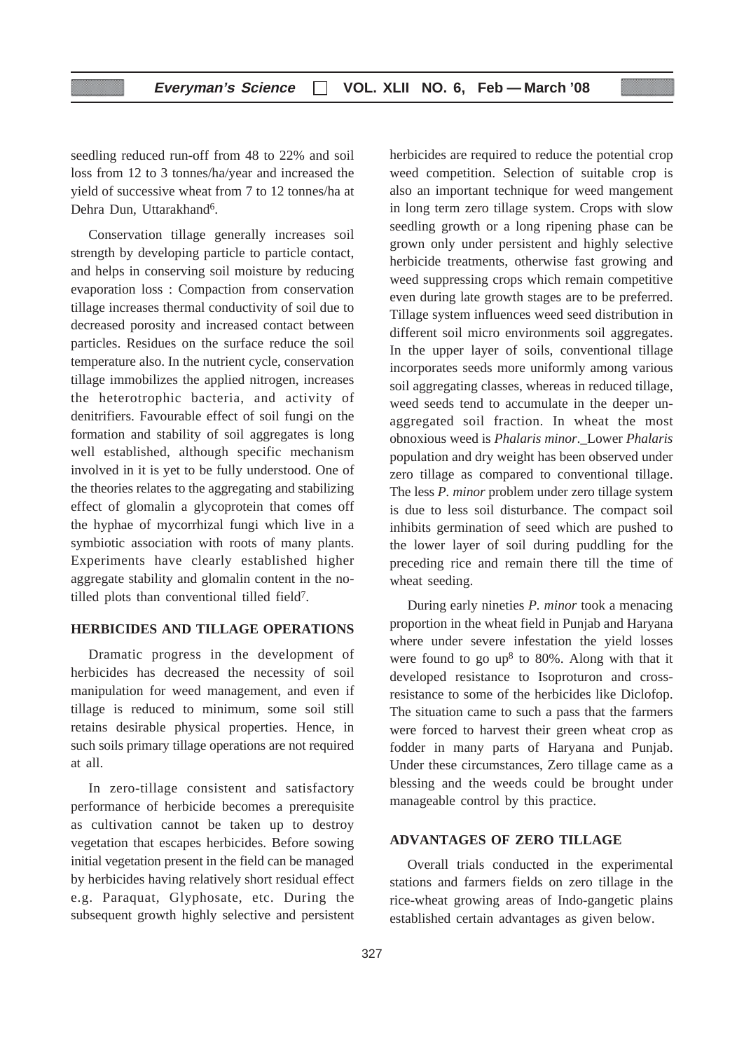seedling reduced run-off from 48 to 22% and soil loss from 12 to 3 tonnes/ha/year and increased the yield of successive wheat from 7 to 12 tonnes/ha at Dehra Dun, Uttarakhand[6].

Conservation tillage generally increases soil strength by developing particle to particle contact, and helps in conserving soil moisture by reducing evaporation loss : Compaction from conservation tillage increases thermal conductivity of soil due to decreased porosity and increased contact between particles. Residues on the surface reduce the soil temperature also. In the nutrient cycle, conservation tillage immobilizes the applied nitrogen, increases the heterotrophic bacteria, and activity of denitrifiers. Favourable effect of soil fungi on the formation and stability of soil aggregates is long well established, although specific mechanism involved in it is yet to be fully understood. One of the theories relates to the aggregating and stabilizing effect of glomalin a glycoprotein that comes off the hyphae of mycorrhizal fungi which live in a symbiotic association with roots of many plants. Experiments have clearly established higher aggregate stability and glomalin content in the no-tilled plots than conventional tilled field[7].

## HERBICIDES AND TILLAGE OPERATIONS

Dramatic progress in the development of herbicides has decreased the necessity of soil manipulation for weed management, and even if tillage is reduced to minimum, some soil still retains desirable physical properties. Hence, in such soils primary tillage operations are not required at all.

In zero-tillage consistent and satisfactory performance of herbicide becomes a prerequisite as cultivation cannot be taken up to destroy vegetation that escapes herbicides. Before sowing initial vegetation present in the field can be managed by herbicides having relatively short residual effect e.g. Paraquat, Glyphosate, etc. During the subsequent growth highly selective and persistent herbicides are required to reduce the potential crop weed competition. Selection of suitable crop is also an important technique for weed mangement in long term zero tillage system. Crops with slow seedling growth or a long ripening phase can be grown only under persistent and highly selective herbicide treatments, otherwise fast growing and weed suppressing crops which remain competitive even during late growth stages are to be preferred. Tillage system influences weed seed distribution in different soil micro environments soil aggregates. In the upper layer of soils, conventional tillage incorporates seeds more uniformly among various soil aggregating classes, whereas in reduced tillage, weed seeds tend to accumulate in the deeper un-aggregated soil fraction. In wheat the most obnoxious weed is *Phalaris minor*. Lower *Phalaris* population and dry weight has been observed under zero tillage as compared to conventional tillage. The less *P. minor* problem under zero tillage system is due to less soil disturbance. The compact soil inhibits germination of seed which are pushed to the lower layer of soil during puddling for the preceding rice and remain there till the time of wheat seeding.

During early nineties *P. minor* took a menacing proportion in the wheat field in Punjab and Haryana where under severe infestation the yield losses were found to go up[8] to 80%. Along with that it developed resistance to Isoproturon and cross-resistance to some of the herbicides like Diclofop. The situation came to such a pass that the farmers were forced to harvest their green wheat crop as fodder in many parts of Haryana and Punjab. Under these circumstances, Zero tillage came as a blessing and the weeds could be brought under manageable control by this practice.

## ADVANTAGES OF ZERO TILLAGE

Overall trials conducted in the experimental stations and farmers fields on zero tillage in the rice-wheat growing areas of Indo-gangetic plains established certain advantages as given below.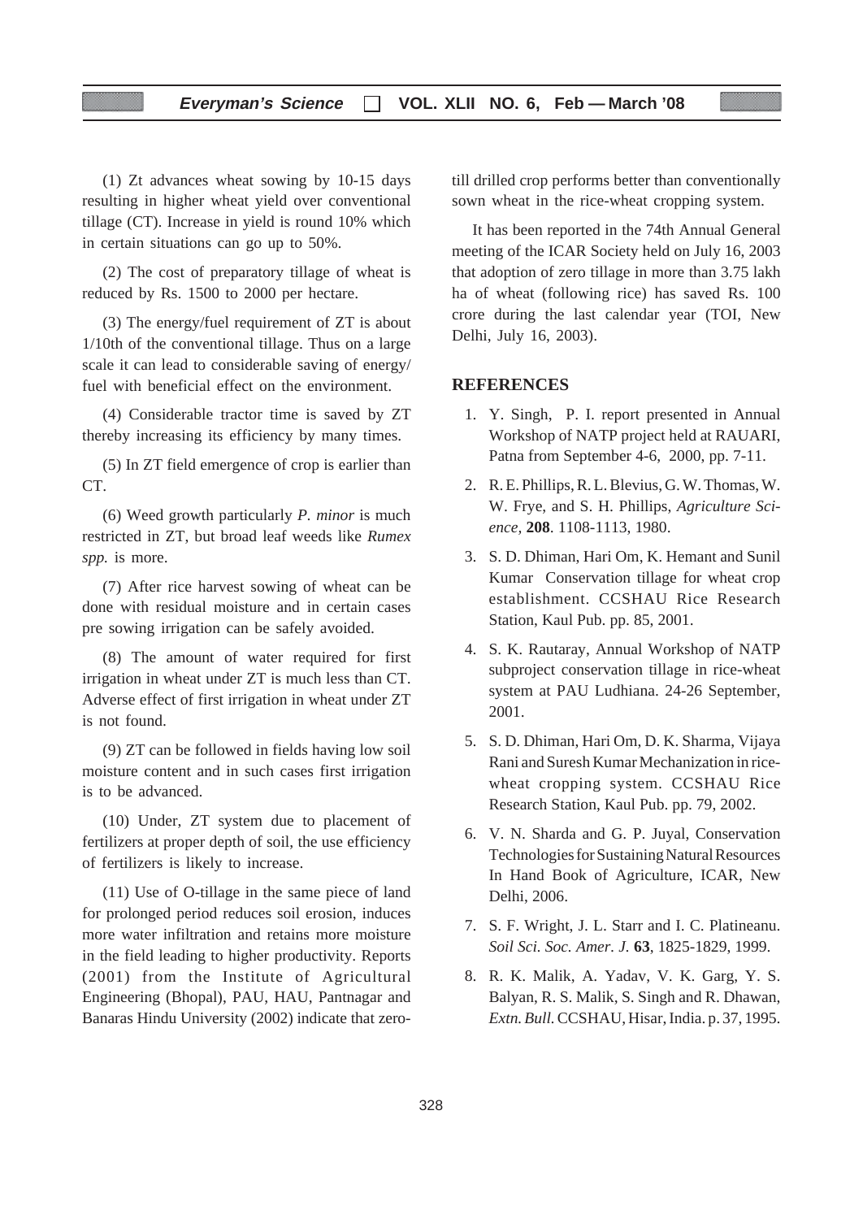(1) Zt advances wheat sowing by 10-15 days resulting in higher wheat yield over conventional tillage (CT). Increase in yield is round 10% which in certain situations can go up to 50%.

(2) The cost of preparatory tillage of wheat is reduced by Rs. 1500 to 2000 per hectare.

(3) The energy/fuel requirement of ZT is about 1/10th of the conventional tillage. Thus on a large scale it can lead to considerable saving of energy/fuel with beneficial effect on the environment.

(4) Considerable tractor time is saved by ZT thereby increasing its efficiency by many times.

(5) In ZT field emergence of crop is earlier than CT.

(6) Weed growth particularly *P. minor* is much restricted in ZT, but broad leaf weeds like *Rumex spp.* is more.

(7) After rice harvest sowing of wheat can be done with residual moisture and in certain cases pre sowing irrigation can be safely avoided.

(8) The amount of water required for first irrigation in wheat under ZT is much less than CT. Adverse effect of first irrigation in wheat under ZT is not found.

(9) ZT can be followed in fields having low soil moisture content and in such cases first irrigation is to be advanced.

(10) Under, ZT system due to placement of fertilizers at proper depth of soil, the use efficiency of fertilizers is likely to increase.

(11) Use of O-tillage in the same piece of land for prolonged period reduces soil erosion, induces more water infiltration and retains more moisture in the field leading to higher productivity. Reports (2001) from the Institute of Agricultural Engineering (Bhopal), PAU, HAU, Pantnagar and Banaras Hindu University (2002) indicate that zero-till drilled crop performs better than conventionally sown wheat in the rice-wheat cropping system.

It has been reported in the 74th Annual General meeting of the ICAR Society held on July 16, 2003 that adoption of zero tillage in more than 3.75 lakh ha of wheat (following rice) has saved Rs. 100 crore during the last calendar year (TOI, New Delhi, July 16, 2003).

## REFERENCES

1. Y. Singh, P. I. report presented in Annual Workshop of NATP project held at RAUARI, Patna from September 4-6, 2000, pp. 7-11.
2. R. E. Phillips, R. L. Blevius, G. W. Thomas, W. W. Frye, and S. H. Phillips, *Agriculture Science,* **208**. 1108-1113, 1980.
3. S. D. Dhiman, Hari Om, K. Hemant and Sunil Kumar Conservation tillage for wheat crop establishment. CCSHAU Rice Research Station, Kaul Pub. pp. 85, 2001.
4. S. K. Rautaray, Annual Workshop of NATP subproject conservation tillage in rice-wheat system at PAU Ludhiana. 24-26 September, 2001.
5. S. D. Dhiman, Hari Om, D. K. Sharma, Vijaya Rani and Suresh Kumar Mechanization in rice-wheat cropping system. CCSHAU Rice Research Station, Kaul Pub. pp. 79, 2002.
6. V. N. Sharda and G. P. Juyal, Conservation Technologies for Sustaining Natural Resources In Hand Book of Agriculture, ICAR, New Delhi, 2006.
7. S. F. Wright, J. L. Starr and I. C. Platineanu. *Soil Sci. Soc. Amer. J.* **63**, 1825-1829, 1999.
8. R. K. Malik, A. Yadav, V. K. Garg, Y. S. Balyan, R. S. Malik, S. Singh and R. Dhawan, *Extn. Bull.* CCSHAU, Hisar, India. p. 37, 1995.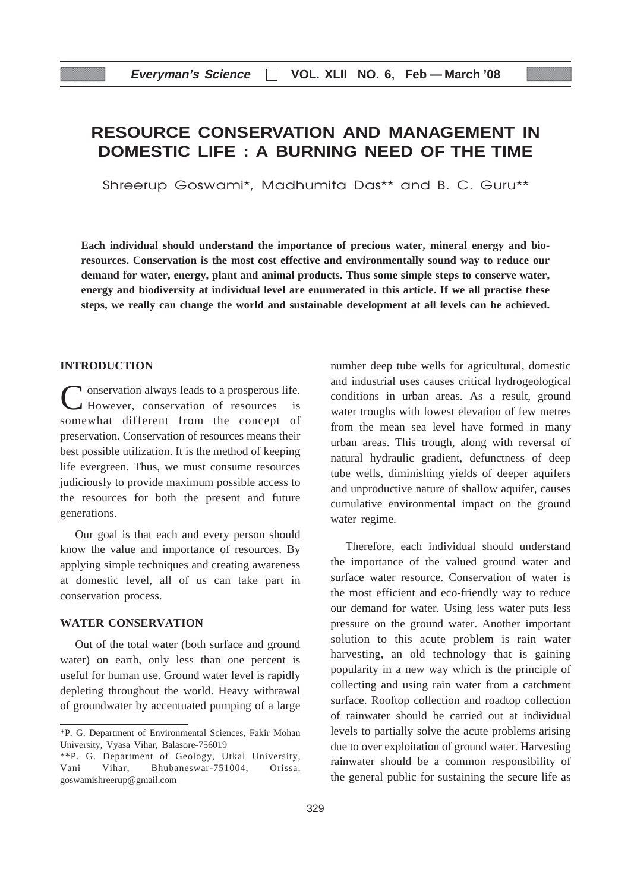# RESOURCE CONSERVATION AND MANAGEMENT IN DOMESTIC LIFE : A BURNING NEED OF THE TIME

Shreerup Goswami*, Madhumita Das** and B. C. Guru**

**Each individual should understand the importance of precious water, mineral energy and bio-resources. Conservation is the most cost effective and environmentally sound way to reduce our demand for water, energy, plant and animal products. Thus some simple steps to conserve water, energy and biodiversity at individual level are enumerated in this article. If we all practise these steps, we really can change the world and sustainable development at all levels can be achieved.**

## INTRODUCTION

Conservation always leads to a prosperous life. However, conservation of resources is somewhat different from the concept of preservation. Conservation of resources means their best possible utilization. It is the method of keeping life evergreen. Thus, we must consume resources judiciously to provide maximum possible access to the resources for both the present and future generations.

Our goal is that each and every person should know the value and importance of resources. By applying simple techniques and creating awareness at domestic level, all of us can take part in conservation process.

## WATER CONSERVATION

Out of the total water (both surface and ground water) on earth, only less than one percent is useful for human use. Ground water level is rapidly depleting throughout the world. Heavy withrawal of groundwater by accentuated pumping of a large number deep tube wells for agricultural, domestic and industrial uses causes critical hydrogeological conditions in urban areas. As a result, ground water troughs with lowest elevation of few metres from the mean sea level have formed in many urban areas. This trough, along with reversal of natural hydraulic gradient, defunctness of deep tube wells, diminishing yields of deeper aquifers and unproductive nature of shallow aquifer, causes cumulative environmental impact on the ground water regime.

Therefore, each individual should understand the importance of the valued ground water and surface water resource. Conservation of water is the most efficient and eco-friendly way to reduce our demand for water. Using less water puts less pressure on the ground water. Another important solution to this acute problem is rain water harvesting, an old technology that is gaining popularity in a new way which is the principle of collecting and using rain water from a catchment surface. Rooftop collection and roadtop collection of rainwater should be carried out at individual levels to partially solve the acute problems arising due to over exploitation of ground water. Harvesting rainwater should be a common responsibility of the general public for sustaining the secure life as

---

*P. G. Department of Environmental Sciences, Fakir Mohan University, Vyasa Vihar, Balasore-756019

**P. G. Department of Geology, Utkal University, Vani Vihar, Bhubaneswar-751004, Orissa. goswamishreerup@gmail.com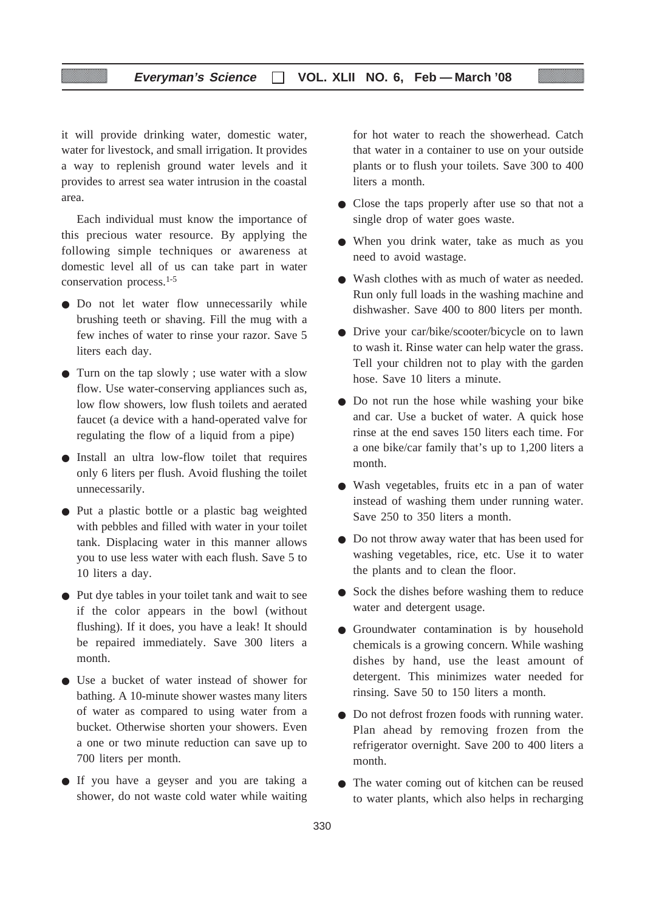it will provide drinking water, domestic water, water for livestock, and small irrigation. It provides a way to replenish ground water levels and it provides to arrest sea water intrusion in the coastal area.

Each individual must know the importance of this precious water resource. By applying the following simple techniques or awareness at domestic level all of us can take part in water conservation process.[1-5]

- Do not let water flow unnecessarily while brushing teeth or shaving. Fill the mug with a few inches of water to rinse your razor. Save 5 liters each day.
- Turn on the tap slowly ; use water with a slow flow. Use water-conserving appliances such as, low flow showers, low flush toilets and aerated faucet (a device with a hand-operated valve for regulating the flow of a liquid from a pipe)
- Install an ultra low-flow toilet that requires only 6 liters per flush. Avoid flushing the toilet unnecessarily.
- Put a plastic bottle or a plastic bag weighted with pebbles and filled with water in your toilet tank. Displacing water in this manner allows you to use less water with each flush. Save 5 to 10 liters a day.
- Put dye tables in your toilet tank and wait to see if the color appears in the bowl (without flushing). If it does, you have a leak! It should be repaired immediately. Save 300 liters a month.
- Use a bucket of water instead of shower for bathing. A 10-minute shower wastes many liters of water as compared to using water from a bucket. Otherwise shorten your showers. Even a one or two minute reduction can save up to 700 liters per month.
- If you have a geyser and you are taking a shower, do not waste cold water while waiting for hot water to reach the showerhead. Catch that water in a container to use on your outside plants or to flush your toilets. Save 300 to 400 liters a month.
- Close the taps properly after use so that not a single drop of water goes waste.
- When you drink water, take as much as you need to avoid wastage.
- Wash clothes with as much of water as needed. Run only full loads in the washing machine and dishwasher. Save 400 to 800 liters per month.
- Drive your car/bike/scooter/bicycle on to lawn to wash it. Rinse water can help water the grass. Tell your children not to play with the garden hose. Save 10 liters a minute.
- Do not run the hose while washing your bike and car. Use a bucket of water. A quick hose rinse at the end saves 150 liters each time. For a one bike/car family that's up to 1,200 liters a month.
- Wash vegetables, fruits etc in a pan of water instead of washing them under running water. Save 250 to 350 liters a month.
- Do not throw away water that has been used for washing vegetables, rice, etc. Use it to water the plants and to clean the floor.
- Sock the dishes before washing them to reduce water and detergent usage.
- Groundwater contamination is by household chemicals is a growing concern. While washing dishes by hand, use the least amount of detergent. This minimizes water needed for rinsing. Save 50 to 150 liters a month.
- Do not defrost frozen foods with running water. Plan ahead by removing frozen from the refrigerator overnight. Save 200 to 400 liters a month.
- The water coming out of kitchen can be reused to water plants, which also helps in recharging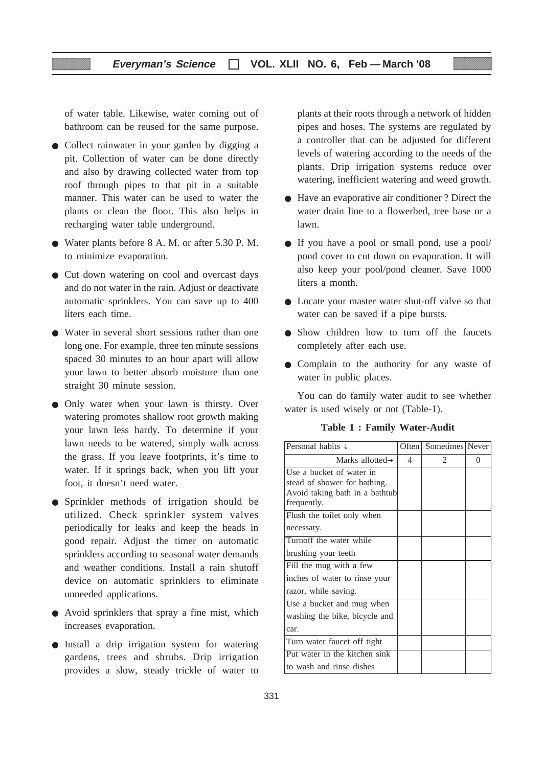of water table. Likewise, water coming out of bathroom can be reused for the same purpose.

- Collect rainwater in your garden by digging a pit. Collection of water can be done directly and also by drawing collected water from top roof through pipes to that pit in a suitable manner. This water can be used to water the plants or clean the floor. This also helps in recharging water table underground.
- Water plants before 8 A. M. or after 5.30 P. M. to minimize evaporation.
- Cut down watering on cool and overcast days and do not water in the rain. Adjust or deactivate automatic sprinklers. You can save up to 400 liters each time.
- Water in several short sessions rather than one long one. For example, three ten minute sessions spaced 30 minutes to an hour apart will allow your lawn to better absorb moisture than one straight 30 minute session.
- Only water when your lawn is thirsty. Over watering promotes shallow root growth making your lawn less hardy. To determine if your lawn needs to be watered, simply walk across the grass. If you leave footprints, it's time to water. If it springs back, when you lift your foot, it doesn't need water.
- Sprinkler methods of irrigation should be utilized. Check sprinkler system valves periodically for leaks and keep the heads in good repair. Adjust the timer on automatic sprinklers according to seasonal water demands and weather conditions. Install a rain shutoff device on automatic sprinklers to eliminate unneeded applications.
- Avoid sprinklers that spray a fine mist, which increases evaporation.
- Install a drip irrigation system for watering gardens, trees and shrubs. Drip irrigation provides a slow, steady trickle of water to plants at their roots through a network of hidden pipes and hoses. The systems are regulated by a controller that can be adjusted for different levels of watering according to the needs of the plants. Drip irrigation systems reduce over watering, inefficient watering and weed growth.
- Have an evaporative air conditioner ? Direct the water drain line to a flowerbed, tree base or a lawn.
- If you have a pool or small pond, use a pool/pond cover to cut down on evaporation. It will also keep your pool/pond cleaner. Save 1000 liters a month.
- Locate your master water shut-off valve so that water can be saved if a pipe bursts.
- Show children how to turn off the faucets completely after each use.
- Complain to the authority for any waste of water in public places.

You can do family water audit to see whether water is used wisely or not (Table-1).

**Table 1 : Family Water-Audit**

| Personal habits ↓ | Often | Sometimes | Never |
|---|---|---|---|
| Marks allotted→ | 4 | 2 | 0 |
| Use a bucket of water in stead of shower for bathing. Avoid taking bath in a bathtub frequently. | | | |
| Flush the toilet only when necessary. | | | |
| Turnoff the water while brushing your teeth | | | |
| Fill the mug with a few inches of water to rinse your razor, while saving. | | | |
| Use a bucket and mug when washing the bike, bicycle and car. | | | |
| Turn water faucet off tight | | | |
| Put water in the kitchen sink to wash and rinse dishes | | | |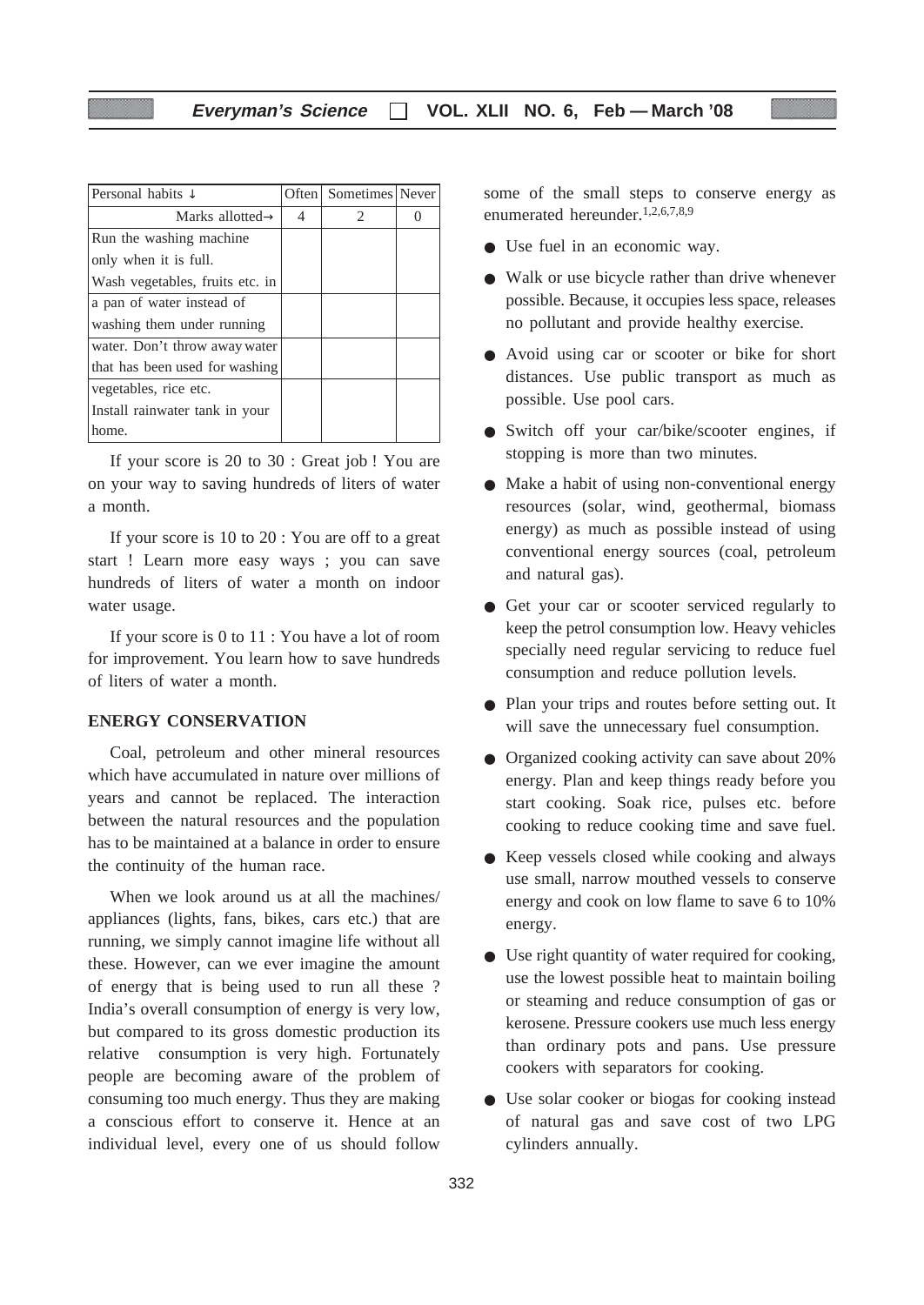| Personal habits ↓ | Often | Sometimes | Never |
|---|---|---|---|
| Marks allotted→ | 4 | 2 | 0 |
| Run the washing machine only when it is full. | | | |
| Wash vegetables, fruits etc. in a pan of water instead of washing them under running | | | |
| water. Don't throw away water that has been used for washing | | | |
| vegetables, rice etc. Install rainwater tank in your home. | | | |

If your score is 20 to 30 : Great job ! You are on your way to saving hundreds of liters of water a month.

If your score is 10 to 20 : You are off to a great start ! Learn more easy ways ; you can save hundreds of liters of water a month on indoor water usage.

If your score is 0 to 11 : You have a lot of room for improvement. You learn how to save hundreds of liters of water a month.

**ENERGY CONSERVATION**

Coal, petroleum and other mineral resources which have accumulated in nature over millions of years and cannot be replaced. The interaction between the natural resources and the population has to be maintained at a balance in order to ensure the continuity of the human race.

When we look around us at all the machines/ appliances (lights, fans, bikes, cars etc.) that are running, we simply cannot imagine life without all these. However, can we ever imagine the amount of energy that is being used to run all these ? India's overall consumption of energy is very low, but compared to its gross domestic production its relative consumption is very high. Fortunately people are becoming aware of the problem of consuming too much energy. Thus they are making a conscious effort to conserve it. Hence at an individual level, every one of us should follow some of the small steps to conserve energy as enumerated hereunder.[1,2,6,7,8,9]

- Use fuel in an economic way.
- Walk or use bicycle rather than drive whenever possible. Because, it occupies less space, releases no pollutant and provide healthy exercise.
- Avoid using car or scooter or bike for short distances. Use public transport as much as possible. Use pool cars.
- Switch off your car/bike/scooter engines, if stopping is more than two minutes.
- Make a habit of using non-conventional energy resources (solar, wind, geothermal, biomass energy) as much as possible instead of using conventional energy sources (coal, petroleum and natural gas).
- Get your car or scooter serviced regularly to keep the petrol consumption low. Heavy vehicles specially need regular servicing to reduce fuel consumption and reduce pollution levels.
- Plan your trips and routes before setting out. It will save the unnecessary fuel consumption.
- Organized cooking activity can save about 20% energy. Plan and keep things ready before you start cooking. Soak rice, pulses etc. before cooking to reduce cooking time and save fuel.
- Keep vessels closed while cooking and always use small, narrow mouthed vessels to conserve energy and cook on low flame to save 6 to 10% energy.
- Use right quantity of water required for cooking, use the lowest possible heat to maintain boiling or steaming and reduce consumption of gas or kerosene. Pressure cookers use much less energy than ordinary pots and pans. Use pressure cookers with separators for cooking.
- Use solar cooker or biogas for cooking instead of natural gas and save cost of two LPG cylinders annually.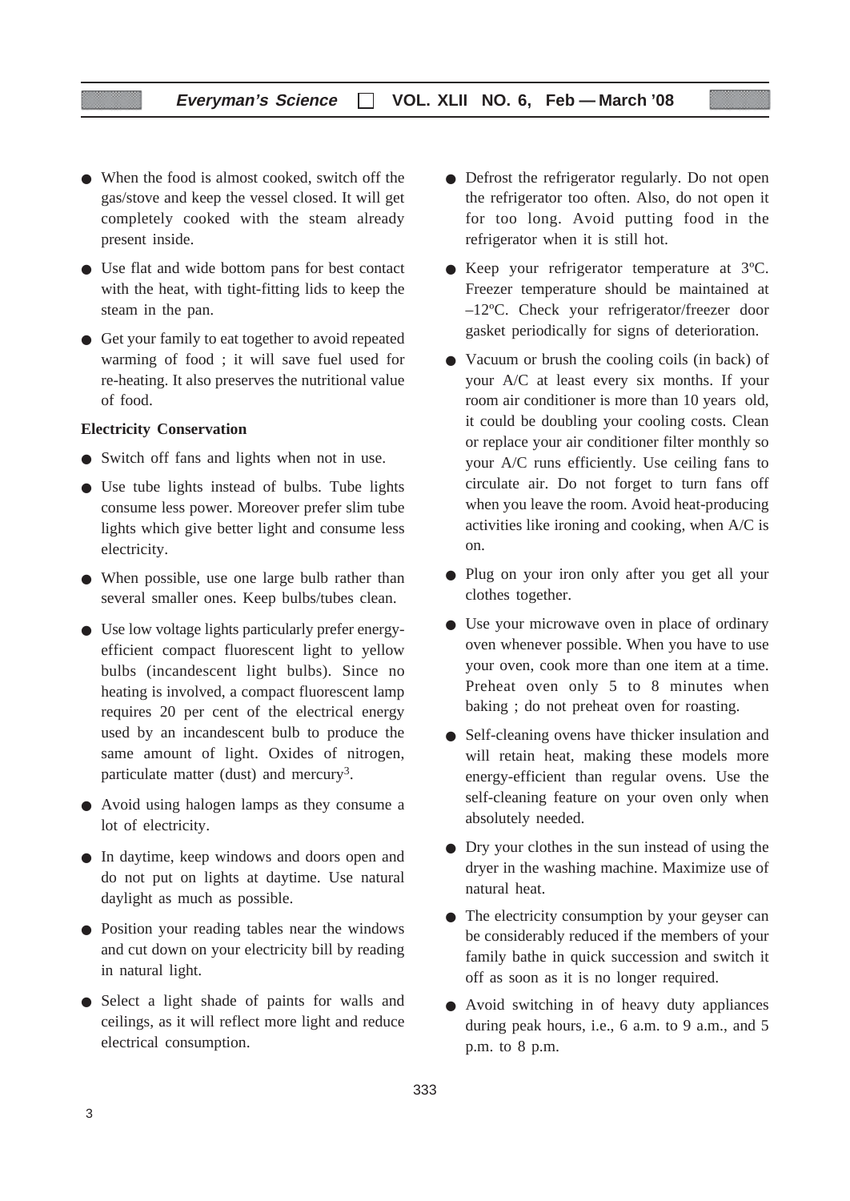- When the food is almost cooked, switch off the gas/stove and keep the vessel closed. It will get completely cooked with the steam already present inside.
- Use flat and wide bottom pans for best contact with the heat, with tight-fitting lids to keep the steam in the pan.
- Get your family to eat together to avoid repeated warming of food ; it will save fuel used for re-heating. It also preserves the nutritional value of food.

**Electricity Conservation**

- Switch off fans and lights when not in use.
- Use tube lights instead of bulbs. Tube lights consume less power. Moreover prefer slim tube lights which give better light and consume less electricity.
- When possible, use one large bulb rather than several smaller ones. Keep bulbs/tubes clean.
- Use low voltage lights particularly prefer energy-efficient compact fluorescent light to yellow bulbs (incandescent light bulbs). Since no heating is involved, a compact fluorescent lamp requires 20 per cent of the electrical energy used by an incandescent bulb to produce the same amount of light. Oxides of nitrogen, particulate matter (dust) and mercury[3].
- Avoid using halogen lamps as they consume a lot of electricity.
- In daytime, keep windows and doors open and do not put on lights at daytime. Use natural daylight as much as possible.
- Position your reading tables near the windows and cut down on your electricity bill by reading in natural light.
- Select a light shade of paints for walls and ceilings, as it will reflect more light and reduce electrical consumption.
- Defrost the refrigerator regularly. Do not open the refrigerator too often. Also, do not open it for too long. Avoid putting food in the refrigerator when it is still hot.
- Keep your refrigerator temperature at 3ºC. Freezer temperature should be maintained at –12ºC. Check your refrigerator/freezer door gasket periodically for signs of deterioration.
- Vacuum or brush the cooling coils (in back) of your A/C at least every six months. If your room air conditioner is more than 10 years old, it could be doubling your cooling costs. Clean or replace your air conditioner filter monthly so your A/C runs efficiently. Use ceiling fans to circulate air. Do not forget to turn fans off when you leave the room. Avoid heat-producing activities like ironing and cooking, when A/C is on.
- Plug on your iron only after you get all your clothes together.
- Use your microwave oven in place of ordinary oven whenever possible. When you have to use your oven, cook more than one item at a time. Preheat oven only 5 to 8 minutes when baking ; do not preheat oven for roasting.
- Self-cleaning ovens have thicker insulation and will retain heat, making these models more energy-efficient than regular ovens. Use the self-cleaning feature on your oven only when absolutely needed.
- Dry your clothes in the sun instead of using the dryer in the washing machine. Maximize use of natural heat.
- The electricity consumption by your geyser can be considerably reduced if the members of your family bathe in quick succession and switch it off as soon as it is no longer required.
- Avoid switching in of heavy duty appliances during peak hours, i.e., 6 a.m. to 9 a.m., and 5 p.m. to 8 p.m.

3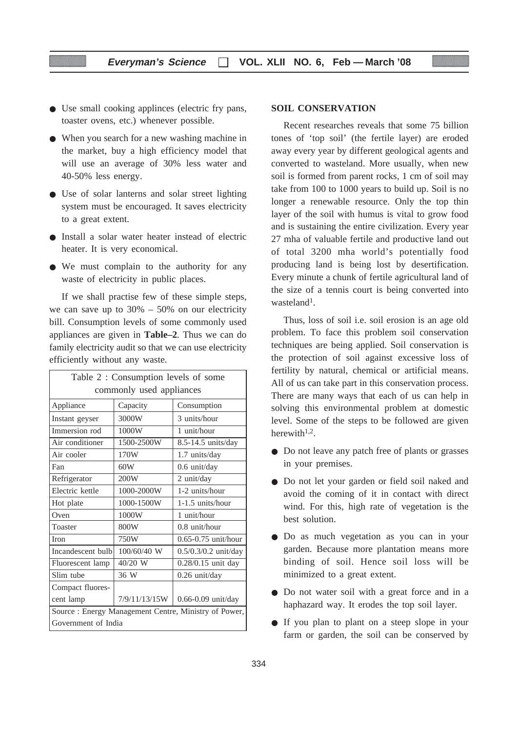- Use small cooking applinces (electric fry pans, toaster ovens, etc.) whenever possible.
- When you search for a new washing machine in the market, buy a high efficiency model that will use an average of 30% less water and 40-50% less energy.
- Use of solar lanterns and solar street lighting system must be encouraged. It saves electricity to a great extent.
- Install a solar water heater instead of electric heater. It is very economical.
- We must complain to the authority for any waste of electricity in public places.

If we shall practise few of these simple steps, we can save up to 30% – 50% on our electricity bill. Consumption levels of some commonly used appliances are given in **Table–2**. Thus we can do family electricity audit so that we can use electricity efficiently without any waste.

Table 2 : Consumption levels of some commonly used appliances

| Appliance | Capacity | Consumption |
|---|---|---|
| Instant geyser | 3000W | 3 units/hour |
| Immersion rod | 1000W | 1 unit/hour |
| Air conditioner | 1500-2500W | 8.5-14.5 units/day |
| Air cooler | 170W | 1.7 units/day |
| Fan | 60W | 0.6 unit/day |
| Refrigerator | 200W | 2 unit/day |
| Electric kettle | 1000-2000W | 1-2 units/hour |
| Hot plate | 1000-1500W | 1-1.5 units/hour |
| Oven | 1000W | 1 unit/hour |
| Toaster | 800W | 0.8 unit/hour |
| Iron | 750W | 0.65-0.75 unit/hour |
| Incandescent bulb | 100/60/40 W | 0.5/0.3/0.2 unit/day |
| Fluorescent lamp | 40/20 W | 0.28/0.15 unit day |
| Slim tube | 36 W | 0.26 unit/day |
| Compact fluorescent lamp | 7/9/11/13/15W | 0.66-0.09 unit/day |

Source : Energy Management Centre, Ministry of Power, Government of India

## SOIL CONSERVATION

Recent researches reveals that some 75 billion tones of 'top soil' (the fertile layer) are eroded away every year by different geological agents and converted to wasteland. More usually, when new soil is formed from parent rocks, 1 cm of soil may take from 100 to 1000 years to build up. Soil is no longer a renewable resource. Only the top thin layer of the soil with humus is vital to grow food and is sustaining the entire civilization. Every year 27 mha of valuable fertile and productive land out of total 3200 mha world's potentially food producing land is being lost by desertification. Every minute a chunk of fertile agricultural land of the size of a tennis court is being converted into wasteland[1].

Thus, loss of soil i.e. soil erosion is an age old problem. To face this problem soil conservation techniques are being applied. Soil conservation is the protection of soil against excessive loss of fertility by natural, chemical or artificial means. All of us can take part in this conservation process. There are many ways that each of us can help in solving this environmental problem at domestic level. Some of the steps to be followed are given herewith[1,2].

- Do not leave any patch free of plants or grasses in your premises.
- Do not let your garden or field soil naked and avoid the coming of it in contact with direct wind. For this, high rate of vegetation is the best solution.
- Do as much vegetation as you can in your garden. Because more plantation means more binding of soil. Hence soil loss will be minimized to a great extent.
- Do not water soil with a great force and in a haphazard way. It erodes the top soil layer.
- If you plan to plant on a steep slope in your farm or garden, the soil can be conserved by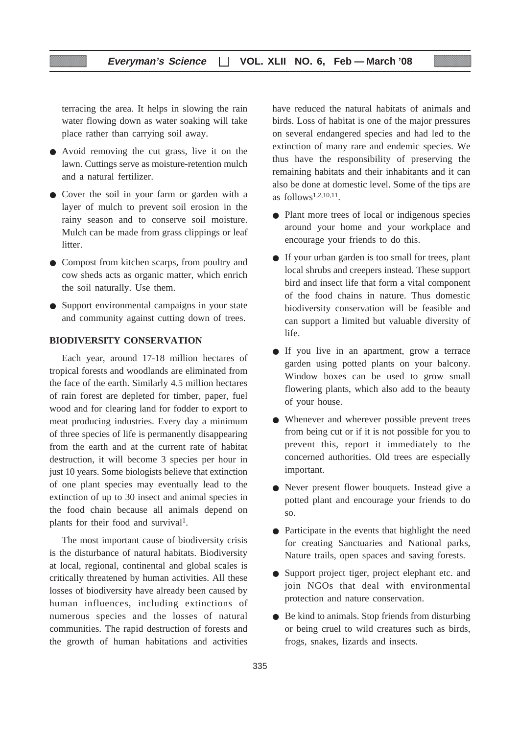terracing the area. It helps in slowing the rain water flowing down as water soaking will take place rather than carrying soil away.

- Avoid removing the cut grass, live it on the lawn. Cuttings serve as moisture-retention mulch and a natural fertilizer.
- Cover the soil in your farm or garden with a layer of mulch to prevent soil erosion in the rainy season and to conserve soil moisture. Mulch can be made from grass clippings or leaf litter.
- Compost from kitchen scarps, from poultry and cow sheds acts as organic matter, which enrich the soil naturally. Use them.
- Support environmental campaigns in your state and community against cutting down of trees.

## BIODIVERSITY CONSERVATION

Each year, around 17-18 million hectares of tropical forests and woodlands are eliminated from the face of the earth. Similarly 4.5 million hectares of rain forest are depleted for timber, paper, fuel wood and for clearing land for fodder to export to meat producing industries. Every day a minimum of three species of life is permanently disappearing from the earth and at the current rate of habitat destruction, it will become 3 species per hour in just 10 years. Some biologists believe that extinction of one plant species may eventually lead to the extinction of up to 30 insect and animal species in the food chain because all animals depend on plants for their food and survival[1].

The most important cause of biodiversity crisis is the disturbance of natural habitats. Biodiversity at local, regional, continental and global scales is critically threatened by human activities. All these losses of biodiversity have already been caused by human influences, including extinctions of numerous species and the losses of natural communities. The rapid destruction of forests and the growth of human habitations and activities have reduced the natural habitats of animals and birds. Loss of habitat is one of the major pressures on several endangered species and had led to the extinction of many rare and endemic species. We thus have the responsibility of preserving the remaining habitats and their inhabitants and it can also be done at domestic level. Some of the tips are as follows[1,2,10,11].

- Plant more trees of local or indigenous species around your home and your workplace and encourage your friends to do this.
- If your urban garden is too small for trees, plant local shrubs and creepers instead. These support bird and insect life that form a vital component of the food chains in nature. Thus domestic biodiversity conservation will be feasible and can support a limited but valuable diversity of life.
- If you live in an apartment, grow a terrace garden using potted plants on your balcony. Window boxes can be used to grow small flowering plants, which also add to the beauty of your house.
- Whenever and wherever possible prevent trees from being cut or if it is not possible for you to prevent this, report it immediately to the concerned authorities. Old trees are especially important.
- Never present flower bouquets. Instead give a potted plant and encourage your friends to do so.
- Participate in the events that highlight the need for creating Sanctuaries and National parks, Nature trails, open spaces and saving forests.
- Support project tiger, project elephant etc. and join NGOs that deal with environmental protection and nature conservation.
- Be kind to animals. Stop friends from disturbing or being cruel to wild creatures such as birds, frogs, snakes, lizards and insects.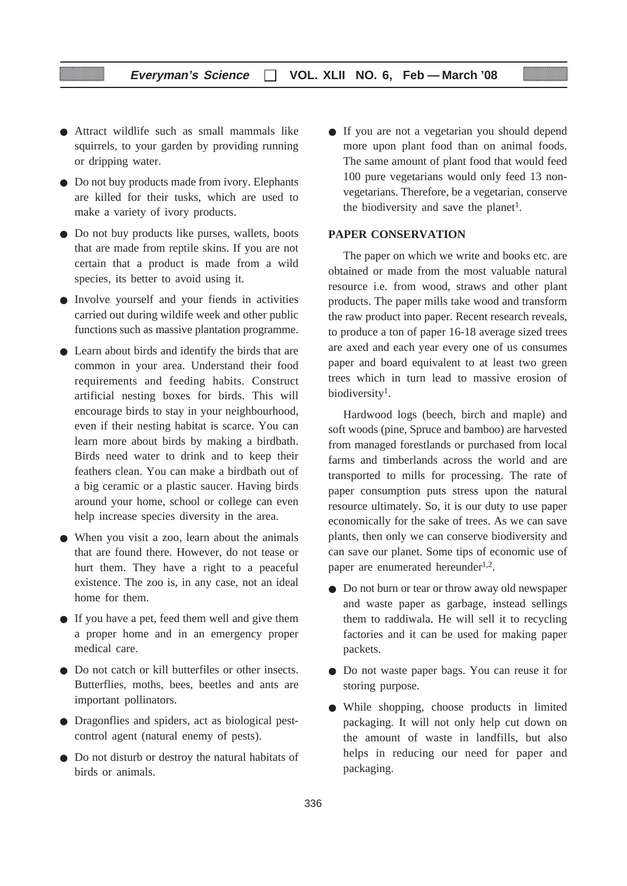- Attract wildlife such as small mammals like squirrels, to your garden by providing running or dripping water.
- Do not buy products made from ivory. Elephants are killed for their tusks, which are used to make a variety of ivory products.
- Do not buy products like purses, wallets, boots that are made from reptile skins. If you are not certain that a product is made from a wild species, its better to avoid using it.
- Involve yourself and your fiends in activities carried out during wildife week and other public functions such as massive plantation programme.
- Learn about birds and identify the birds that are common in your area. Understand their food requirements and feeding habits. Construct artificial nesting boxes for birds. This will encourage birds to stay in your neighbourhood, even if their nesting habitat is scarce. You can learn more about birds by making a birdbath. Birds need water to drink and to keep their feathers clean. You can make a birdbath out of a big ceramic or a plastic saucer. Having birds around your home, school or college can even help increase species diversity in the area.
- When you visit a zoo, learn about the animals that are found there. However, do not tease or hurt them. They have a right to a peaceful existence. The zoo is, in any case, not an ideal home for them.
- If you have a pet, feed them well and give them a proper home and in an emergency proper medical care.
- Do not catch or kill butterfiles or other insects. Butterflies, moths, bees, beetles and ants are important pollinators.
- Dragonflies and spiders, act as biological pest-control agent (natural enemy of pests).
- Do not disturb or destroy the natural habitats of birds or animals.
- If you are not a vegetarian you should depend more upon plant food than on animal foods. The same amount of plant food that would feed 100 pure vegetarians would only feed 13 non-vegetarians. Therefore, be a vegetarian, conserve the biodiversity and save the planet[1].

**PAPER CONSERVATION**

The paper on which we write and books etc. are obtained or made from the most valuable natural resource i.e. from wood, straws and other plant products. The paper mills take wood and transform the raw product into paper. Recent research reveals, to produce a ton of paper 16-18 average sized trees are axed and each year every one of us consumes paper and board equivalent to at least two green trees which in turn lead to massive erosion of biodiversity[1].

Hardwood logs (beech, birch and maple) and soft woods (pine, Spruce and bamboo) are harvested from managed forestlands or purchased from local farms and timberlands across the world and are transported to mills for processing. The rate of paper consumption puts stress upon the natural resource ultimately. So, it is our duty to use paper economically for the sake of trees. As we can save plants, then only we can conserve biodiversity and can save our planet. Some tips of economic use of paper are enumerated hereunder[1,2].

- Do not burn or tear or throw away old newspaper and waste paper as garbage, instead sellings them to raddiwala. He will sell it to recycling factories and it can be used for making paper packets.
- Do not waste paper bags. You can reuse it for storing purpose.
- While shopping, choose products in limited packaging. It will not only help cut down on the amount of waste in landfills, but also helps in reducing our need for paper and packaging.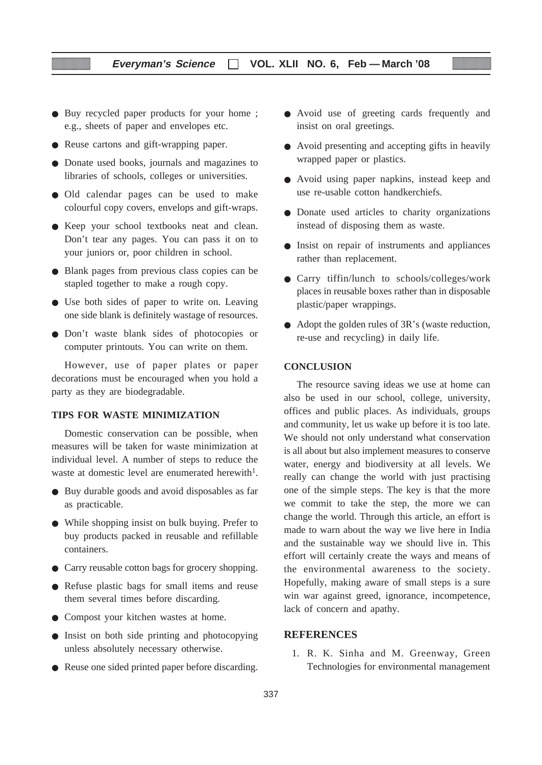- Buy recycled paper products for your home ; e.g., sheets of paper and envelopes etc.
- Reuse cartons and gift-wrapping paper.
- Donate used books, journals and magazines to libraries of schools, colleges or universities.
- Old calendar pages can be used to make colourful copy covers, envelops and gift-wraps.
- Keep your school textbooks neat and clean. Don't tear any pages. You can pass it on to your juniors or, poor children in school.
- Blank pages from previous class copies can be stapled together to make a rough copy.
- Use both sides of paper to write on. Leaving one side blank is definitely wastage of resources.
- Don't waste blank sides of photocopies or computer printouts. You can write on them.

However, use of paper plates or paper decorations must be encouraged when you hold a party as they are biodegradable.

## TIPS FOR WASTE MINIMIZATION

Domestic conservation can be possible, when measures will be taken for waste minimization at individual level. A number of steps to reduce the waste at domestic level are enumerated herewith[1].

- Buy durable goods and avoid disposables as far as practicable.
- While shopping insist on bulk buying. Prefer to buy products packed in reusable and refillable containers.
- Carry reusable cotton bags for grocery shopping.
- Refuse plastic bags for small items and reuse them several times before discarding.
- Compost your kitchen wastes at home.
- Insist on both side printing and photocopying unless absolutely necessary otherwise.
- Reuse one sided printed paper before discarding.
- Avoid use of greeting cards frequently and insist on oral greetings.
- Avoid presenting and accepting gifts in heavily wrapped paper or plastics.
- Avoid using paper napkins, instead keep and use re-usable cotton handkerchiefs.
- Donate used articles to charity organizations instead of disposing them as waste.
- Insist on repair of instruments and appliances rather than replacement.
- Carry tiffin/lunch to schools/colleges/work places in reusable boxes rather than in disposable plastic/paper wrappings.
- Adopt the golden rules of 3R's (waste reduction, re-use and recycling) in daily life.

## CONCLUSION

The resource saving ideas we use at home can also be used in our school, college, university, offices and public places. As individuals, groups and community, let us wake up before it is too late. We should not only understand what conservation is all about but also implement measures to conserve water, energy and biodiversity at all levels. We really can change the world with just practising one of the simple steps. The key is that the more we commit to take the step, the more we can change the world. Through this article, an effort is made to warn about the way we live here in India and the sustainable way we should live in. This effort will certainly create the ways and means of the environmental awareness to the society. Hopefully, making aware of small steps is a sure win war against greed, ignorance, incompetence, lack of concern and apathy.

## REFERENCES

1. R. K. Sinha and M. Greenway, Green Technologies for environmental management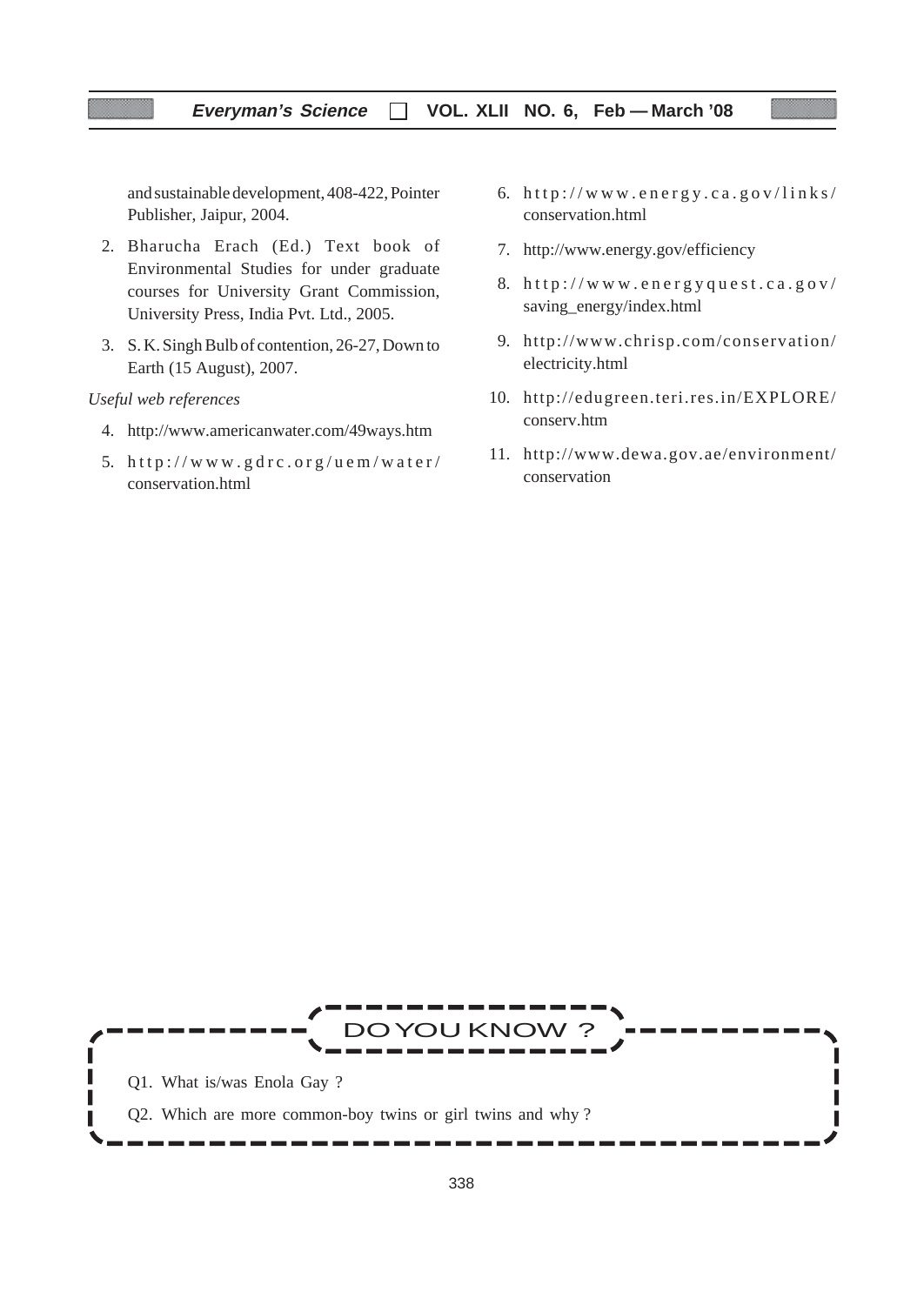and sustainable development, 408-422, Pointer Publisher, Jaipur, 2004.

2. Bharucha Erach (Ed.) Text book of Environmental Studies for under graduate courses for University Grant Commission, University Press, India Pvt. Ltd., 2005.
3. S. K. Singh Bulb of contention, 26-27, Down to Earth (15 August), 2007.

*Useful web references*

4. http://www.americanwater.com/49ways.htm
5. http://www.gdrc.org/uem/water/conservation.html
6. http://www.energy.ca.gov/links/conservation.html
7. http://www.energy.gov/efficiency
8. http://www.energyquest.ca.gov/saving_energy/index.html
9. http://www.chrisp.com/conservation/electricity.html
10. http://edugreen.teri.res.in/EXPLORE/conserv.htm
11. http://www.dewa.gov.ae/environment/conservation

## DO YOU KNOW ?

Q1. What is/was Enola Gay ?

Q2. Which are more common-boy twins or girl twins and why ?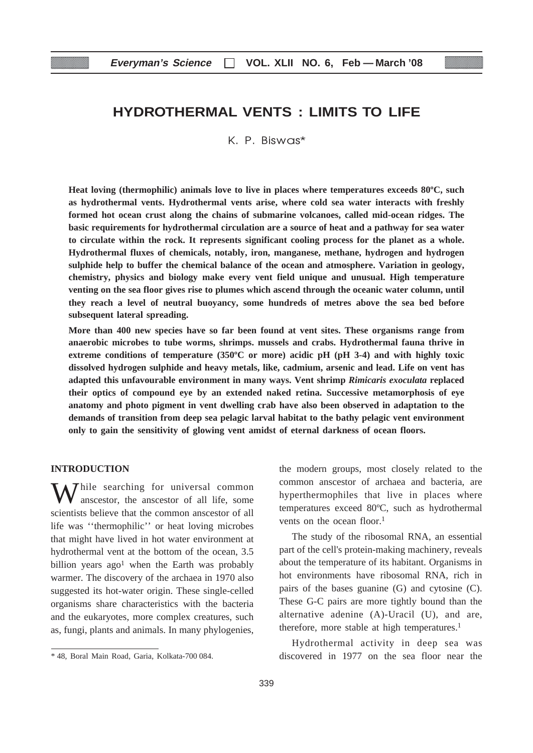# HYDROTHERMAL VENTS : LIMITS TO LIFE

K. P. Biswas*

**Heat loving (thermophilic) animals love to live in places where temperatures exceeds 80ºC, such as hydrothermal vents. Hydrothermal vents arise, where cold sea water interacts with freshly formed hot ocean crust along the chains of submarine volcanoes, called mid-ocean ridges. The basic requirements for hydrothermal circulation are a source of heat and a pathway for sea water to circulate within the rock. It represents significant cooling process for the planet as a whole. Hydrothermal fluxes of chemicals, notably, iron, manganese, methane, hydrogen and hydrogen sulphide help to buffer the chemical balance of the ocean and atmosphere. Variation in geology, chemistry, physics and biology make every vent field unique and unusual. High temperature venting on the sea floor gives rise to plumes which ascend through the oceanic water column, until they reach a level of neutral buoyancy, some hundreds of metres above the sea bed before subsequent lateral spreading.**

**More than 400 new species have so far been found at vent sites. These organisms range from anaerobic microbes to tube worms, shrimps. mussels and crabs. Hydrothermal fauna thrive in extreme conditions of temperature (350ºC or more) acidic pH (pH 3-4) and with highly toxic dissolved hydrogen sulphide and heavy metals, like, cadmium, arsenic and lead. Life on vent has adapted this unfavourable environment in many ways. Vent shrimp *Rimicaris exoculata* replaced their optics of compound eye by an extended naked retina. Successive metamorphosis of eye anatomy and photo pigment in vent dwelling crab have also been observed in adaptation to the demands of transition from deep sea pelagic larval habitat to the bathy pelagic vent environment only to gain the sensitivity of glowing vent amidst of eternal darkness of ocean floors.**

## INTRODUCTION

While searching for universal common anscestor, the anscestor of all life, some scientists believe that the common anscestor of all life was ''thermophilic'' or heat loving microbes that might have lived in hot water environment at hydrothermal vent at the bottom of the ocean, 3.5 billion years ago[1] when the Earth was probably warmer. The discovery of the archaea in 1970 also suggested its hot-water origin. These single-celled organisms share characteristics with the bacteria and the eukaryotes, more complex creatures, such as, fungi, plants and animals. In many phylogenies, the modern groups, most closely related to the common anscestor of archaea and bacteria, are hyperthermophiles that live in places where temperatures exceed 80ºC, such as hydrothermal vents on the ocean floor.[1]

The study of the ribosomal RNA, an essential part of the cell's protein-making machinery, reveals about the temperature of its habitant. Organisms in hot environments have ribosomal RNA, rich in pairs of the bases guanine (G) and cytosine (C). These G-C pairs are more tightly bound than the alternative adenine (A)-Uracil (U), and are, therefore, more stable at high temperatures.[1]

Hydrothermal activity in deep sea was discovered in 1977 on the sea floor near the

\* 48, Boral Main Road, Garia, Kolkata-700 084.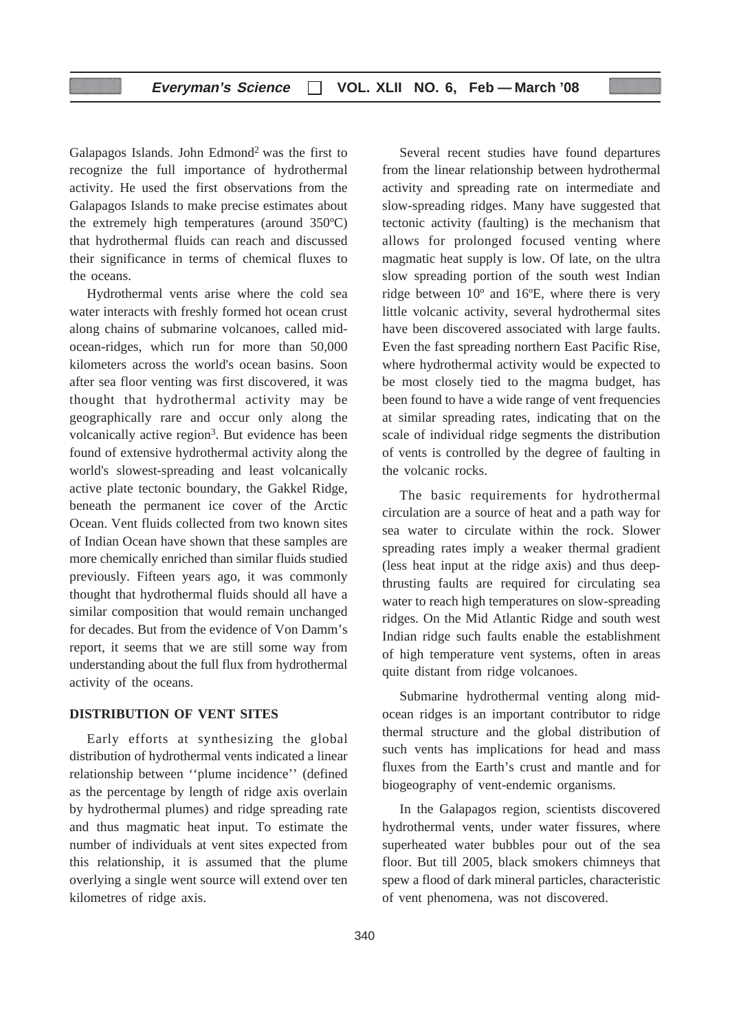Galapagos Islands. John Edmond[2] was the first to recognize the full importance of hydrothermal activity. He used the first observations from the Galapagos Islands to make precise estimates about the extremely high temperatures (around 350ºC) that hydrothermal fluids can reach and discussed their significance in terms of chemical fluxes to the oceans.

Hydrothermal vents arise where the cold sea water interacts with freshly formed hot ocean crust along chains of submarine volcanoes, called mid-ocean-ridges, which run for more than 50,000 kilometers across the world's ocean basins. Soon after sea floor venting was first discovered, it was thought that hydrothermal activity may be geographically rare and occur only along the volcanically active region[3]. But evidence has been found of extensive hydrothermal activity along the world's slowest-spreading and least volcanically active plate tectonic boundary, the Gakkel Ridge, beneath the permanent ice cover of the Arctic Ocean. Vent fluids collected from two known sites of Indian Ocean have shown that these samples are more chemically enriched than similar fluids studied previously. Fifteen years ago, it was commonly thought that hydrothermal fluids should all have a similar composition that would remain unchanged for decades. But from the evidence of Von Damm's report, it seems that we are still some way from understanding about the full flux from hydrothermal activity of the oceans.

## DISTRIBUTION OF VENT SITES

Early efforts at synthesizing the global distribution of hydrothermal vents indicated a linear relationship between ''plume incidence'' (defined as the percentage by length of ridge axis overlain by hydrothermal plumes) and ridge spreading rate and thus magmatic heat input. To estimate the number of individuals at vent sites expected from this relationship, it is assumed that the plume overlying a single went source will extend over ten kilometres of ridge axis.

Several recent studies have found departures from the linear relationship between hydrothermal activity and spreading rate on intermediate and slow-spreading ridges. Many have suggested that tectonic activity (faulting) is the mechanism that allows for prolonged focused venting where magmatic heat supply is low. Of late, on the ultra slow spreading portion of the south west Indian ridge between 10º and 16ºE, where there is very little volcanic activity, several hydrothermal sites have been discovered associated with large faults. Even the fast spreading northern East Pacific Rise, where hydrothermal activity would be expected to be most closely tied to the magma budget, has been found to have a wide range of vent frequencies at similar spreading rates, indicating that on the scale of individual ridge segments the distribution of vents is controlled by the degree of faulting in the volcanic rocks.

The basic requirements for hydrothermal circulation are a source of heat and a path way for sea water to circulate within the rock. Slower spreading rates imply a weaker thermal gradient (less heat input at the ridge axis) and thus deep-thrusting faults are required for circulating sea water to reach high temperatures on slow-spreading ridges. On the Mid Atlantic Ridge and south west Indian ridge such faults enable the establishment of high temperature vent systems, often in areas quite distant from ridge volcanoes.

Submarine hydrothermal venting along mid-ocean ridges is an important contributor to ridge thermal structure and the global distribution of such vents has implications for head and mass fluxes from the Earth's crust and mantle and for biogeography of vent-endemic organisms.

In the Galapagos region, scientists discovered hydrothermal vents, under water fissures, where superheated water bubbles pour out of the sea floor. But till 2005, black smokers chimneys that spew a flood of dark mineral particles, characteristic of vent phenomena, was not discovered.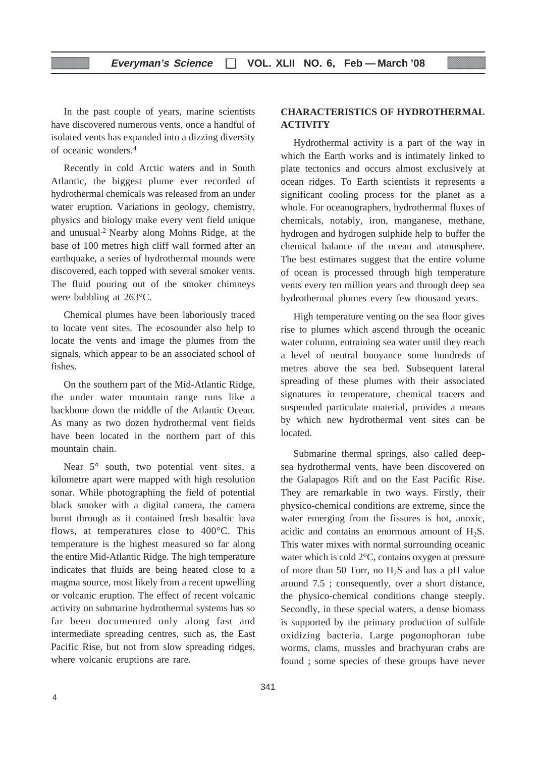In the past couple of years, marine scientists have discovered numerous vents, once a handful of isolated vents has expanded into a dizzing diversity of oceanic wonders.[4]

Recently in cold Arctic waters and in South Atlantic, the biggest plume ever recorded of hydrothermal chemicals was released from an under water eruption. Variations in geology, chemistry, physics and biology make every vent field unique and unusual.[2] Nearby along Mohns Ridge, at the base of 100 metres high cliff wall formed after an earthquake, a series of hydrothermal mounds were discovered, each topped with several smoker vents. The fluid pouring out of the smoker chimneys were bubbling at 263°C.

Chemical plumes have been laboriously traced to locate vent sites. The ecosounder also help to locate the vents and image the plumes from the signals, which appear to be an associated school of fishes.

On the southern part of the Mid-Atlantic Ridge, the under water mountain range runs like a backbone down the middle of the Atlantic Ocean. As many as two dozen hydrothermal vent fields have been located in the northern part of this mountain chain.

Near 5° south, two potential vent sites, a kilometre apart were mapped with high resolution sonar. While photographing the field of potential black smoker with a digital camera, the camera burnt through as it contained fresh basaltic lava flows, at temperatures close to 400°C. This temperature is the highest measured so far along the entire Mid-Atlantic Ridge. The high temperature indicates that fluids are being heated close to a magma source, most likely from a recent upwelling or volcanic eruption. The effect of recent volcanic activity on submarine hydrothermal systems has so far been documented only along fast and intermediate spreading centres, such as, the East Pacific Rise, but not from slow spreading ridges, where volcanic eruptions are rare.

## CHARACTERISTICS OF HYDROTHERMAL ACTIVITY

Hydrothermal activity is a part of the way in which the Earth works and is intimately linked to plate tectonics and occurs almost exclusively at ocean ridges. To Earth scientists it represents a significant cooling process for the planet as a whole. For oceanographers, hydrothermal fluxes of chemicals, notably, iron, manganese, methane, hydrogen and hydrogen sulphide help to buffer the chemical balance of the ocean and atmosphere. The best estimates suggest that the entire volume of ocean is processed through high temperature vents every ten million years and through deep sea hydrothermal plumes every few thousand years.

High temperature venting on the sea floor gives rise to plumes which ascend through the oceanic water column, entraining sea water until they reach a level of neutral buoyance some hundreds of metres above the sea bed. Subsequent lateral spreading of these plumes with their associated signatures in temperature, chemical tracers and suspended particulate material, provides a means by which new hydrothermal vent sites can be located.

Submarine thermal springs, also called deep-sea hydrothermal vents, have been discovered on the Galapagos Rift and on the East Pacific Rise. They are remarkable in two ways. Firstly, their physico-chemical conditions are extreme, since the water emerging from the fissures is hot, anoxic, acidic and contains an enormous amount of $H_2S$. This water mixes with normal surrounding oceanic water which is cold 2°C, contains oxygen at pressure of more than 50 Torr, no $H_2S$ and has a pH value around 7.5 ; consequently, over a short distance, the physico-chemical conditions change steeply. Secondly, in these special waters, a dense biomass is supported by the primary production of sulfide oxidizing bacteria. Large pogonophoran tube worms, clams, mussles and brachyuran crabs are found ; some species of these groups have never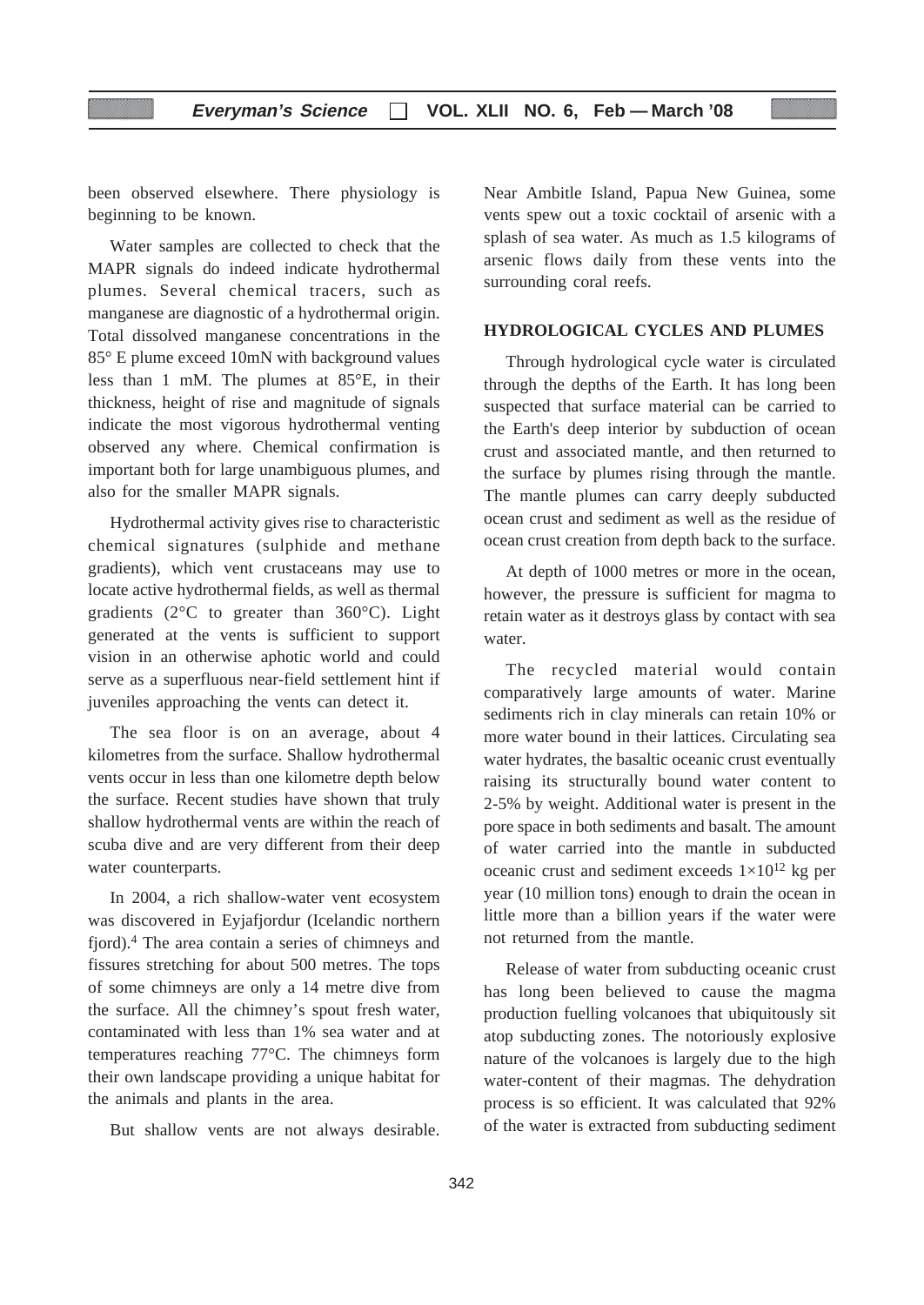been observed elsewhere. There physiology is beginning to be known.

Water samples are collected to check that the MAPR signals do indeed indicate hydrothermal plumes. Several chemical tracers, such as manganese are diagnostic of a hydrothermal origin. Total dissolved manganese concentrations in the 85° E plume exceed 10mN with background values less than 1 mM. The plumes at 85°E, in their thickness, height of rise and magnitude of signals indicate the most vigorous hydrothermal venting observed any where. Chemical confirmation is important both for large unambiguous plumes, and also for the smaller MAPR signals.

Hydrothermal activity gives rise to characteristic chemical signatures (sulphide and methane gradients), which vent crustaceans may use to locate active hydrothermal fields, as well as thermal gradients (2°C to greater than 360°C). Light generated at the vents is sufficient to support vision in an otherwise aphotic world and could serve as a superfluous near-field settlement hint if juveniles approaching the vents can detect it.

The sea floor is on an average, about 4 kilometres from the surface. Shallow hydrothermal vents occur in less than one kilometre depth below the surface. Recent studies have shown that truly shallow hydrothermal vents are within the reach of scuba dive and are very different from their deep water counterparts.

In 2004, a rich shallow-water vent ecosystem was discovered in Eyjafjordur (Icelandic northern fjord).[4] The area contain a series of chimneys and fissures stretching for about 500 metres. The tops of some chimneys are only a 14 metre dive from the surface. All the chimney's spout fresh water, contaminated with less than 1% sea water and at temperatures reaching 77°C. The chimneys form their own landscape providing a unique habitat for the animals and plants in the area.

But shallow vents are not always desirable. Near Ambitle Island, Papua New Guinea, some vents spew out a toxic cocktail of arsenic with a splash of sea water. As much as 1.5 kilograms of arsenic flows daily from these vents into the surrounding coral reefs.

## HYDROLOGICAL CYCLES AND PLUMES

Through hydrological cycle water is circulated through the depths of the Earth. It has long been suspected that surface material can be carried to the Earth's deep interior by subduction of ocean crust and associated mantle, and then returned to the surface by plumes rising through the mantle. The mantle plumes can carry deeply subducted ocean crust and sediment as well as the residue of ocean crust creation from depth back to the surface.

At depth of 1000 metres or more in the ocean, however, the pressure is sufficient for magma to retain water as it destroys glass by contact with sea water.

The recycled material would contain comparatively large amounts of water. Marine sediments rich in clay minerals can retain 10% or more water bound in their lattices. Circulating sea water hydrates, the basaltic oceanic crust eventually raising its structurally bound water content to 2-5% by weight. Additional water is present in the pore space in both sediments and basalt. The amount of water carried into the mantle in subducted oceanic crust and sediment exceeds $1 \times 10^{12}$ kg per year (10 million tons) enough to drain the ocean in little more than a billion years if the water were not returned from the mantle.

Release of water from subducting oceanic crust has long been believed to cause the magma production fuelling volcanoes that ubiquitously sit atop subducting zones. The notoriously explosive nature of the volcanoes is largely due to the high water-content of their magmas. The dehydration process is so efficient. It was calculated that 92% of the water is extracted from subducting sediment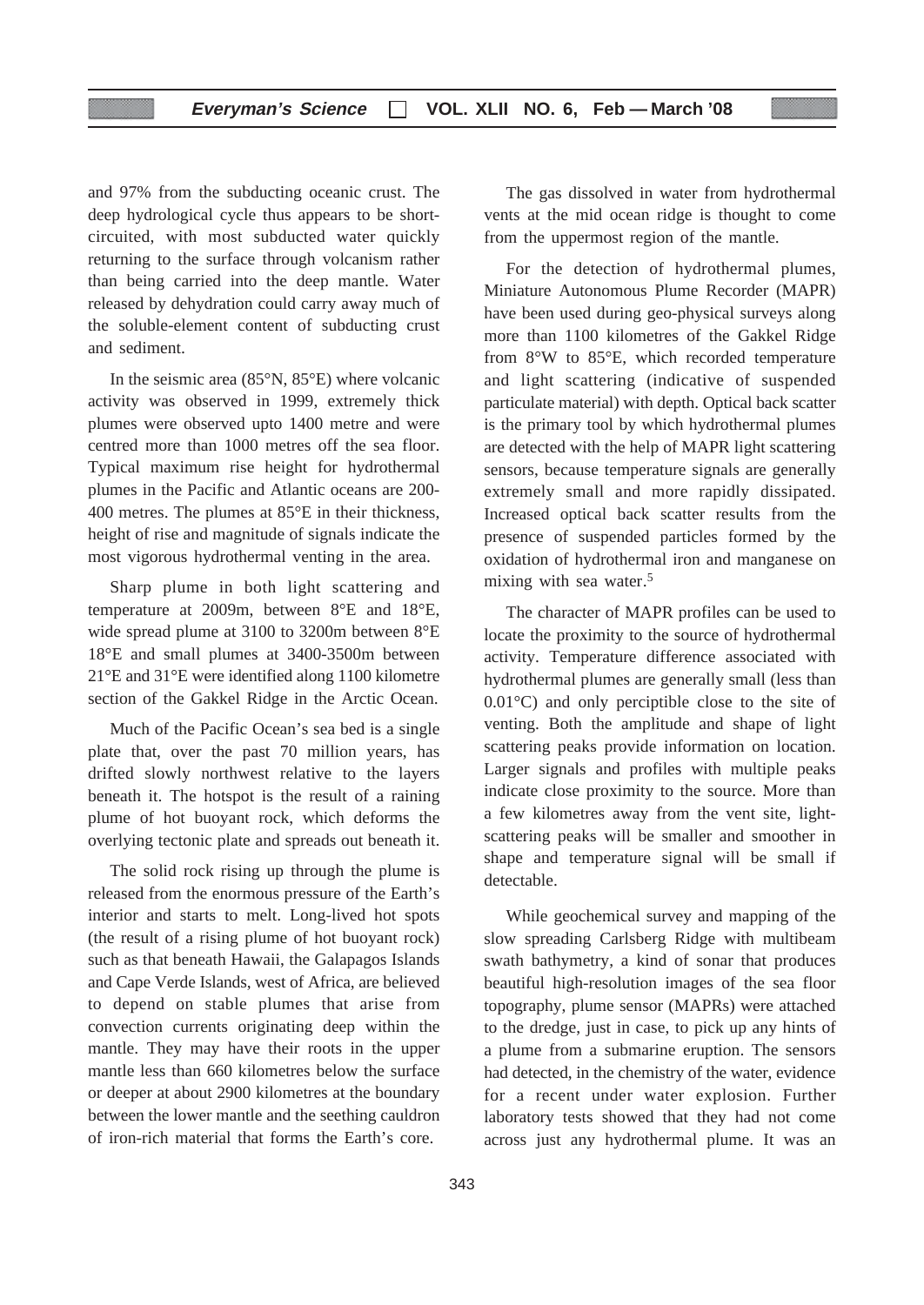and 97% from the subducting oceanic crust. The deep hydrological cycle thus appears to be short-circuited, with most subducted water quickly returning to the surface through volcanism rather than being carried into the deep mantle. Water released by dehydration could carry away much of the soluble-element content of subducting crust and sediment.

In the seismic area (85°N, 85°E) where volcanic activity was observed in 1999, extremely thick plumes were observed upto 1400 metre and were centred more than 1000 metres off the sea floor. Typical maximum rise height for hydrothermal plumes in the Pacific and Atlantic oceans are 200-400 metres. The plumes at 85°E in their thickness, height of rise and magnitude of signals indicate the most vigorous hydrothermal venting in the area.

Sharp plume in both light scattering and temperature at 2009m, between 8°E and 18°E, wide spread plume at 3100 to 3200m between 8°E 18°E and small plumes at 3400-3500m between 21°E and 31°E were identified along 1100 kilometre section of the Gakkel Ridge in the Arctic Ocean.

Much of the Pacific Ocean's sea bed is a single plate that, over the past 70 million years, has drifted slowly northwest relative to the layers beneath it. The hotspot is the result of a raining plume of hot buoyant rock, which deforms the overlying tectonic plate and spreads out beneath it.

The solid rock rising up through the plume is released from the enormous pressure of the Earth's interior and starts to melt. Long-lived hot spots (the result of a rising plume of hot buoyant rock) such as that beneath Hawaii, the Galapagos Islands and Cape Verde Islands, west of Africa, are believed to depend on stable plumes that arise from convection currents originating deep within the mantle. They may have their roots in the upper mantle less than 660 kilometres below the surface or deeper at about 2900 kilometres at the boundary between the lower mantle and the seething cauldron of iron-rich material that forms the Earth's core.

The gas dissolved in water from hydrothermal vents at the mid ocean ridge is thought to come from the uppermost region of the mantle.

For the detection of hydrothermal plumes, Miniature Autonomous Plume Recorder (MAPR) have been used during geo-physical surveys along more than 1100 kilometres of the Gakkel Ridge from 8°W to 85°E, which recorded temperature and light scattering (indicative of suspended particulate material) with depth. Optical back scatter is the primary tool by which hydrothermal plumes are detected with the help of MAPR light scattering sensors, because temperature signals are generally extremely small and more rapidly dissipated. Increased optical back scatter results from the presence of suspended particles formed by the oxidation of hydrothermal iron and manganese on mixing with sea water.[5]

The character of MAPR profiles can be used to locate the proximity to the source of hydrothermal activity. Temperature difference associated with hydrothermal plumes are generally small (less than 0.01°C) and only perciptible close to the site of venting. Both the amplitude and shape of light scattering peaks provide information on location. Larger signals and profiles with multiple peaks indicate close proximity to the source. More than a few kilometres away from the vent site, light-scattering peaks will be smaller and smoother in shape and temperature signal will be small if detectable.

While geochemical survey and mapping of the slow spreading Carlsberg Ridge with multibeam swath bathymetry, a kind of sonar that produces beautiful high-resolution images of the sea floor topography, plume sensor (MAPRs) were attached to the dredge, just in case, to pick up any hints of a plume from a submarine eruption. The sensors had detected, in the chemistry of the water, evidence for a recent under water explosion. Further laboratory tests showed that they had not come across just any hydrothermal plume. It was an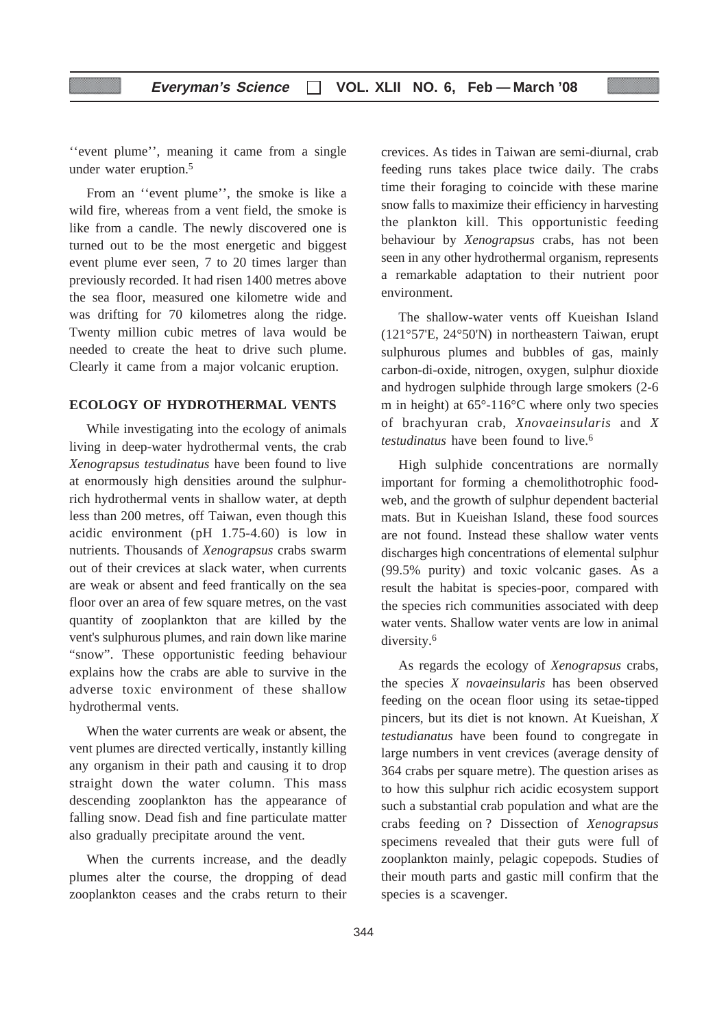''event plume'', meaning it came from a single under water eruption.[5]

From an ''event plume'', the smoke is like a wild fire, whereas from a vent field, the smoke is like from a candle. The newly discovered one is turned out to be the most energetic and biggest event plume ever seen, 7 to 20 times larger than previously recorded. It had risen 1400 metres above the sea floor, measured one kilometre wide and was drifting for 70 kilometres along the ridge. Twenty million cubic metres of lava would be needed to create the heat to drive such plume. Clearly it came from a major volcanic eruption.

## ECOLOGY OF HYDROTHERMAL VENTS

While investigating into the ecology of animals living in deep-water hydrothermal vents, the crab *Xenograpsus testudinatus* have been found to live at enormously high densities around the sulphur-rich hydrothermal vents in shallow water, at depth less than 200 metres, off Taiwan, even though this acidic environment (pH 1.75-4.60) is low in nutrients. Thousands of *Xenograpsus* crabs swarm out of their crevices at slack water, when currents are weak or absent and feed frantically on the sea floor over an area of few square metres, on the vast quantity of zooplankton that are killed by the vent's sulphurous plumes, and rain down like marine "snow". These opportunistic feeding behaviour explains how the crabs are able to survive in the adverse toxic environment of these shallow hydrothermal vents.

When the water currents are weak or absent, the vent plumes are directed vertically, instantly killing any organism in their path and causing it to drop straight down the water column. This mass descending zooplankton has the appearance of falling snow. Dead fish and fine particulate matter also gradually precipitate around the vent.

When the currents increase, and the deadly plumes alter the course, the dropping of dead zooplankton ceases and the crabs return to their crevices. As tides in Taiwan are semi-diurnal, crab feeding runs takes place twice daily. The crabs time their foraging to coincide with these marine snow falls to maximize their efficiency in harvesting the plankton kill. This opportunistic feeding behaviour by *Xenograpsus* crabs, has not been seen in any other hydrothermal organism, represents a remarkable adaptation to their nutrient poor environment.

The shallow-water vents off Kueishan Island (121°57'E, 24°50'N) in northeastern Taiwan, erupt sulphurous plumes and bubbles of gas, mainly carbon-di-oxide, nitrogen, oxygen, sulphur dioxide and hydrogen sulphide through large smokers (2-6 m in height) at 65°-116°C where only two species of brachyuran crab, *Xnovaeinsularis* and *X testudinatus* have been found to live.[6]

High sulphide concentrations are normally important for forming a chemolithotrophic food-web, and the growth of sulphur dependent bacterial mats. But in Kueishan Island, these food sources are not found. Instead these shallow water vents discharges high concentrations of elemental sulphur (99.5% purity) and toxic volcanic gases. As a result the habitat is species-poor, compared with the species rich communities associated with deep water vents. Shallow water vents are low in animal diversity.[6]

As regards the ecology of *Xenograpsus* crabs, the species *X novaeinsularis* has been observed feeding on the ocean floor using its setae-tipped pincers, but its diet is not known. At Kueishan, *X testudianatus* have been found to congregate in large numbers in vent crevices (average density of 364 crabs per square metre). The question arises as to how this sulphur rich acidic ecosystem support such a substantial crab population and what are the crabs feeding on ? Dissection of *Xenograpsus* specimens revealed that their guts were full of zooplankton mainly, pelagic copepods. Studies of their mouth parts and gastic mill confirm that the species is a scavenger.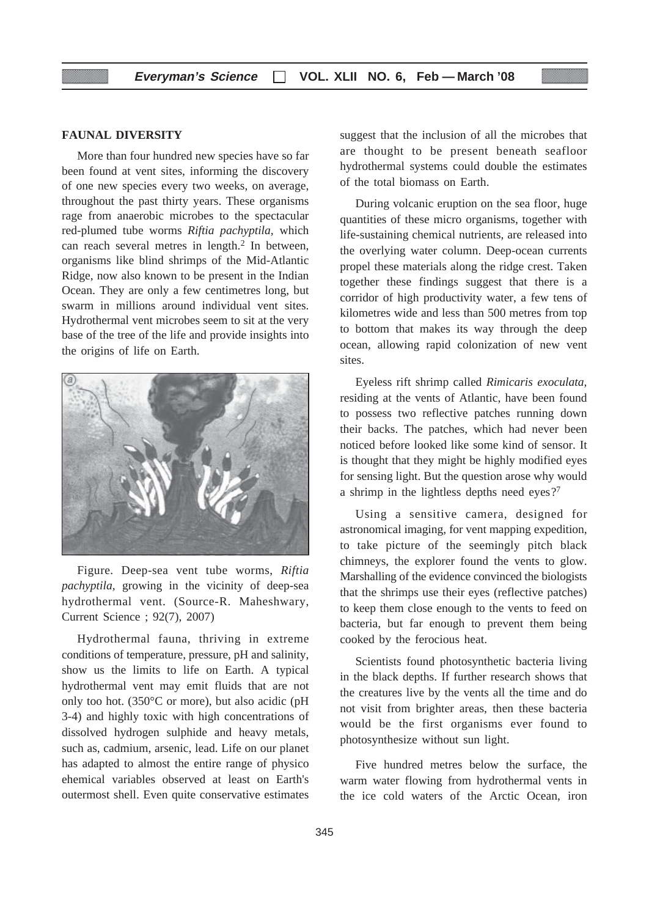## FAUNAL DIVERSITY

More than four hundred new species have so far been found at vent sites, informing the discovery of one new species every two weeks, on average, throughout the past thirty years. These organisms rage from anaerobic microbes to the spectacular red-plumed tube worms *Riftia pachyptila,* which can reach several metres in length.[2] In between, organisms like blind shrimps of the Mid-Atlantic Ridge, now also known to be present in the Indian Ocean. They are only a few centimetres long, but swarm in millions around individual vent sites. Hydrothermal vent microbes seem to sit at the very base of the tree of the life and provide insights into the origins of life on Earth.

Figure. Deep-sea vent tube worms, *Riftia pachyptila,* growing in the vicinity of deep-sea hydrothermal vent. (Source-R. Maheshwary, Current Science ; 92(7), 2007)

Hydrothermal fauna, thriving in extreme conditions of temperature, pressure, pH and salinity, show us the limits to life on Earth. A typical hydrothermal vent may emit fluids that are not only too hot. (350°C or more), but also acidic (pH 3-4) and highly toxic with high concentrations of dissolved hydrogen sulphide and heavy metals, such as, cadmium, arsenic, lead. Life on our planet has adapted to almost the entire range of physico ehemical variables observed at least on Earth's outermost shell. Even quite conservative estimates suggest that the inclusion of all the microbes that are thought to be present beneath seafloor hydrothermal systems could double the estimates of the total biomass on Earth.

During volcanic eruption on the sea floor, huge quantities of these micro organisms, together with life-sustaining chemical nutrients, are released into the overlying water column. Deep-ocean currents propel these materials along the ridge crest. Taken together these findings suggest that there is a corridor of high productivity water, a few tens of kilometres wide and less than 500 metres from top to bottom that makes its way through the deep ocean, allowing rapid colonization of new vent sites.

Eyeless rift shrimp called *Rimicaris exoculata,* residing at the vents of Atlantic, have been found to possess two reflective patches running down their backs. The patches, which had never been noticed before looked like some kind of sensor. It is thought that they might be highly modified eyes for sensing light. But the question arose why would a shrimp in the lightless depths need eyes?[7]

Using a sensitive camera, designed for astronomical imaging, for vent mapping expedition, to take picture of the seemingly pitch black chimneys, the explorer found the vents to glow. Marshalling of the evidence convinced the biologists that the shrimps use their eyes (reflective patches) to keep them close enough to the vents to feed on bacteria, but far enough to prevent them being cooked by the ferocious heat.

Scientists found photosynthetic bacteria living in the black depths. If further research shows that the creatures live by the vents all the time and do not visit from brighter areas, then these bacteria would be the first organisms ever found to photosynthesize without sun light.

Five hundred metres below the surface, the warm water flowing from hydrothermal vents in the ice cold waters of the Arctic Ocean, iron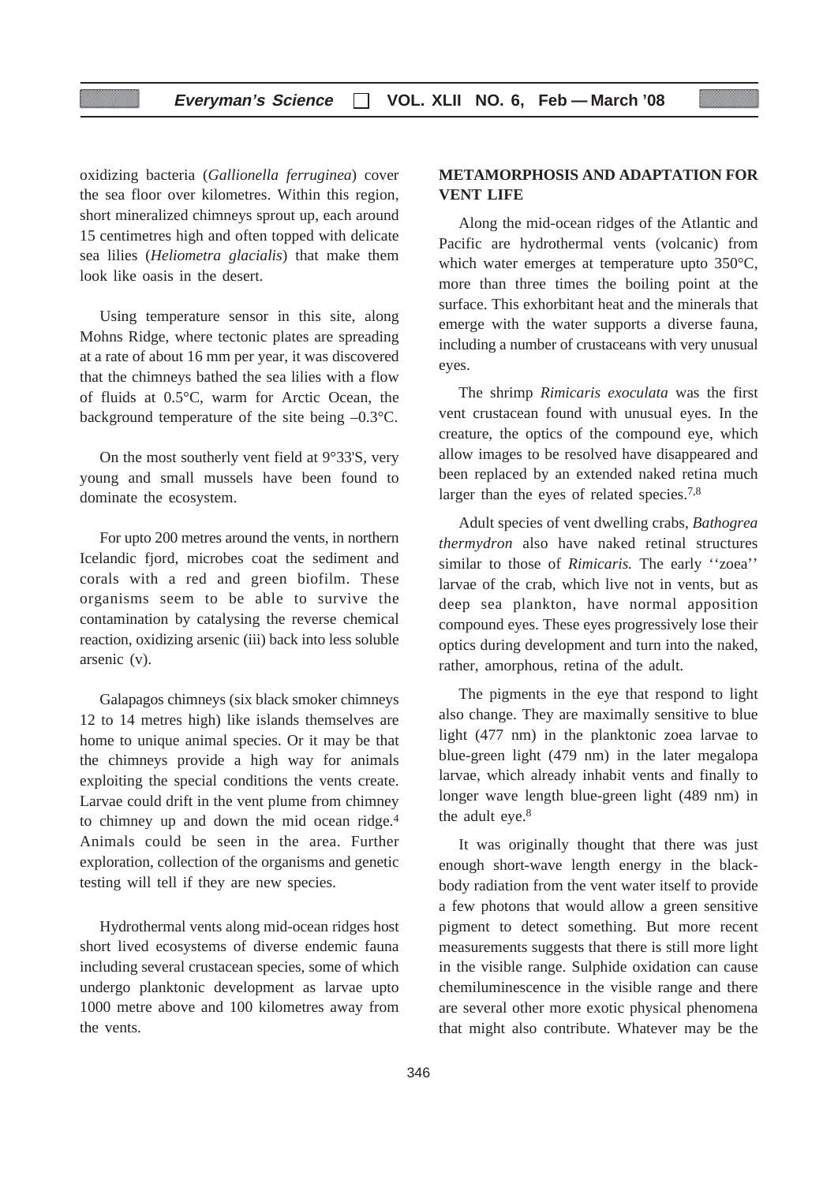oxidizing bacteria (*Gallionella ferruginea*) cover the sea floor over kilometres. Within this region, short mineralized chimneys sprout up, each around 15 centimetres high and often topped with delicate sea lilies (*Heliometra glacialis*) that make them look like oasis in the desert.

Using temperature sensor in this site, along Mohns Ridge, where tectonic plates are spreading at a rate of about 16 mm per year, it was discovered that the chimneys bathed the sea lilies with a flow of fluids at 0.5°C, warm for Arctic Ocean, the background temperature of the site being –0.3°C.

On the most southerly vent field at 9°33'S, very young and small mussels have been found to dominate the ecosystem.

For upto 200 metres around the vents, in northern Icelandic fjord, microbes coat the sediment and corals with a red and green biofilm. These organisms seem to be able to survive the contamination by catalysing the reverse chemical reaction, oxidizing arsenic (iii) back into less soluble arsenic (v).

Galapagos chimneys (six black smoker chimneys 12 to 14 metres high) like islands themselves are home to unique animal species. Or it may be that the chimneys provide a high way for animals exploiting the special conditions the vents create. Larvae could drift in the vent plume from chimney to chimney up and down the mid ocean ridge.[4] Animals could be seen in the area. Further exploration, collection of the organisms and genetic testing will tell if they are new species.

Hydrothermal vents along mid-ocean ridges host short lived ecosystems of diverse endemic fauna including several crustacean species, some of which undergo planktonic development as larvae upto 1000 metre above and 100 kilometres away from the vents.

## METAMORPHOSIS AND ADAPTATION FOR VENT LIFE

Along the mid-ocean ridges of the Atlantic and Pacific are hydrothermal vents (volcanic) from which water emerges at temperature upto 350°C, more than three times the boiling point at the surface. This exhorbitant heat and the minerals that emerge with the water supports a diverse fauna, including a number of crustaceans with very unusual eyes.

The shrimp *Rimicaris exoculata* was the first vent crustacean found with unusual eyes. In the creature, the optics of the compound eye, which allow images to be resolved have disappeared and been replaced by an extended naked retina much larger than the eyes of related species.[7,8]

Adult species of vent dwelling crabs, *Bathogrea thermydron* also have naked retinal structures similar to those of *Rimicaris.* The early ''zoea'' larvae of the crab, which live not in vents, but as deep sea plankton, have normal apposition compound eyes. These eyes progressively lose their optics during development and turn into the naked, rather, amorphous, retina of the adult.

The pigments in the eye that respond to light also change. They are maximally sensitive to blue light (477 nm) in the planktonic zoea larvae to blue-green light (479 nm) in the later megalopa larvae, which already inhabit vents and finally to longer wave length blue-green light (489 nm) in the adult eye.[8]

It was originally thought that there was just enough short-wave length energy in the black-body radiation from the vent water itself to provide a few photons that would allow a green sensitive pigment to detect something. But more recent measurements suggests that there is still more light in the visible range. Sulphide oxidation can cause chemiluminescence in the visible range and there are several other more exotic physical phenomena that might also contribute. Whatever may be the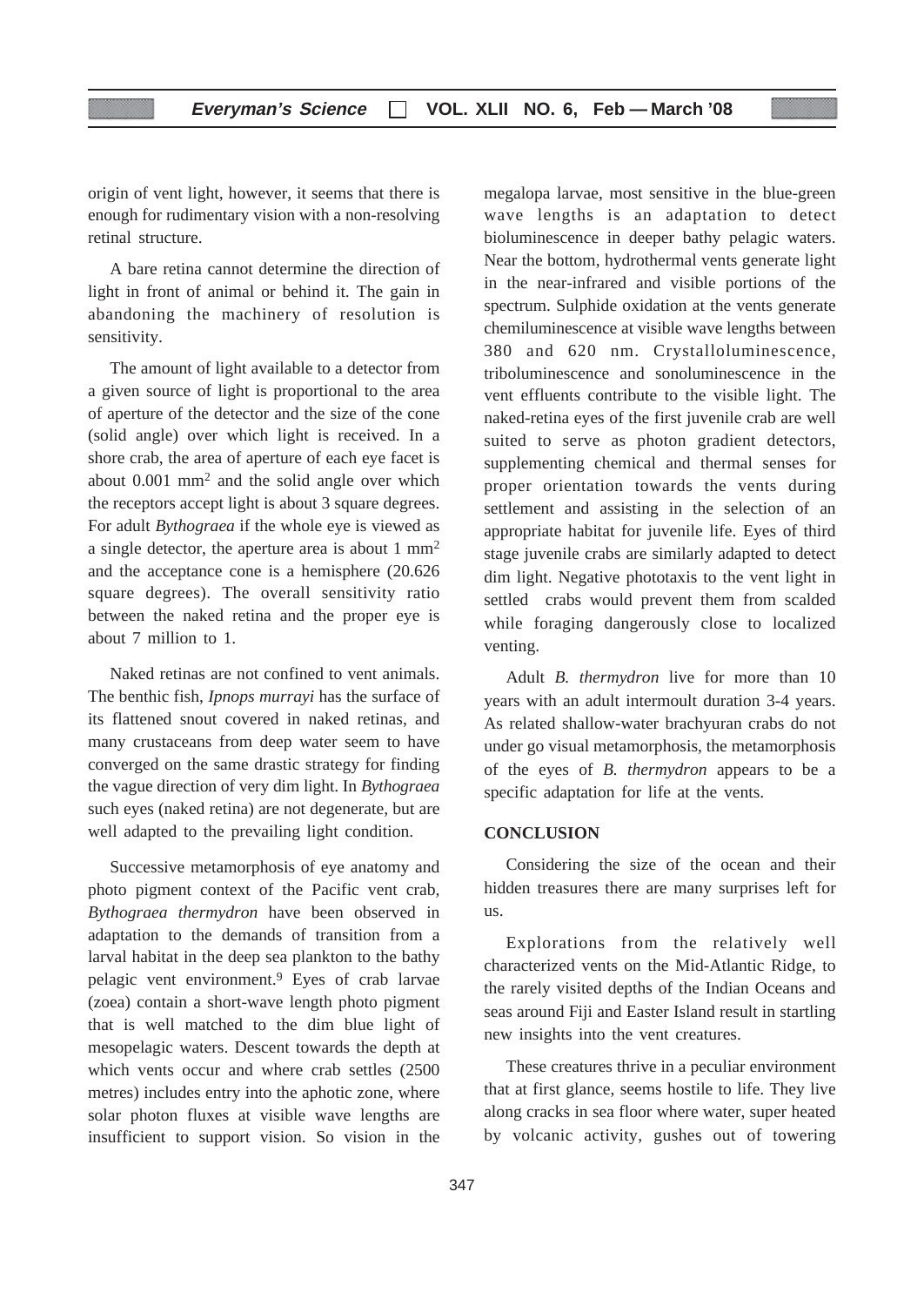origin of vent light, however, it seems that there is enough for rudimentary vision with a non-resolving retinal structure.

A bare retina cannot determine the direction of light in front of animal or behind it. The gain in abandoning the machinery of resolution is sensitivity.

The amount of light available to a detector from a given source of light is proportional to the area of aperture of the detector and the size of the cone (solid angle) over which light is received. In a shore crab, the area of aperture of each eye facet is about 0.001 $mm^2$ and the solid angle over which the receptors accept light is about 3 square degrees. For adult *Bythograea* if the whole eye is viewed as a single detector, the aperture area is about 1 $mm^2$ and the acceptance cone is a hemisphere (20.626 square degrees). The overall sensitivity ratio between the naked retina and the proper eye is about 7 million to 1.

Naked retinas are not confined to vent animals. The benthic fish, *Ipnops murrayi* has the surface of its flattened snout covered in naked retinas, and many crustaceans from deep water seem to have converged on the same drastic strategy for finding the vague direction of very dim light. In *Bythograea* such eyes (naked retina) are not degenerate, but are well adapted to the prevailing light condition.

Successive metamorphosis of eye anatomy and photo pigment context of the Pacific vent crab, *Bythograea thermydron* have been observed in adaptation to the demands of transition from a larval habitat in the deep sea plankton to the bathy pelagic vent environment.[9] Eyes of crab larvae (zoea) contain a short-wave length photo pigment that is well matched to the dim blue light of mesopelagic waters. Descent towards the depth at which vents occur and where crab settles (2500 metres) includes entry into the aphotic zone, where solar photon fluxes at visible wave lengths are insufficient to support vision. So vision in the megalopa larvae, most sensitive in the blue-green wave lengths is an adaptation to detect bioluminescence in deeper bathy pelagic waters. Near the bottom, hydrothermal vents generate light in the near-infrared and visible portions of the spectrum. Sulphide oxidation at the vents generate chemiluminescence at visible wave lengths between 380 and 620 nm. Crystalloluminescence, triboluminescence and sonoluminescence in the vent effluents contribute to the visible light. The naked-retina eyes of the first juvenile crab are well suited to serve as photon gradient detectors, supplementing chemical and thermal senses for proper orientation towards the vents during settlement and assisting in the selection of an appropriate habitat for juvenile life. Eyes of third stage juvenile crabs are similarly adapted to detect dim light. Negative phototaxis to the vent light in settled crabs would prevent them from scalded while foraging dangerously close to localized venting.

Adult *B. thermydron* live for more than 10 years with an adult intermoult duration 3-4 years. As related shallow-water brachyuran crabs do not under go visual metamorphosis, the metamorphosis of the eyes of *B. thermydron* appears to be a specific adaptation for life at the vents.

## CONCLUSION

Considering the size of the ocean and their hidden treasures there are many surprises left for us.

Explorations from the relatively well characterized vents on the Mid-Atlantic Ridge, to the rarely visited depths of the Indian Oceans and seas around Fiji and Easter Island result in startling new insights into the vent creatures.

These creatures thrive in a peculiar environment that at first glance, seems hostile to life. They live along cracks in sea floor where water, super heated by volcanic activity, gushes out of towering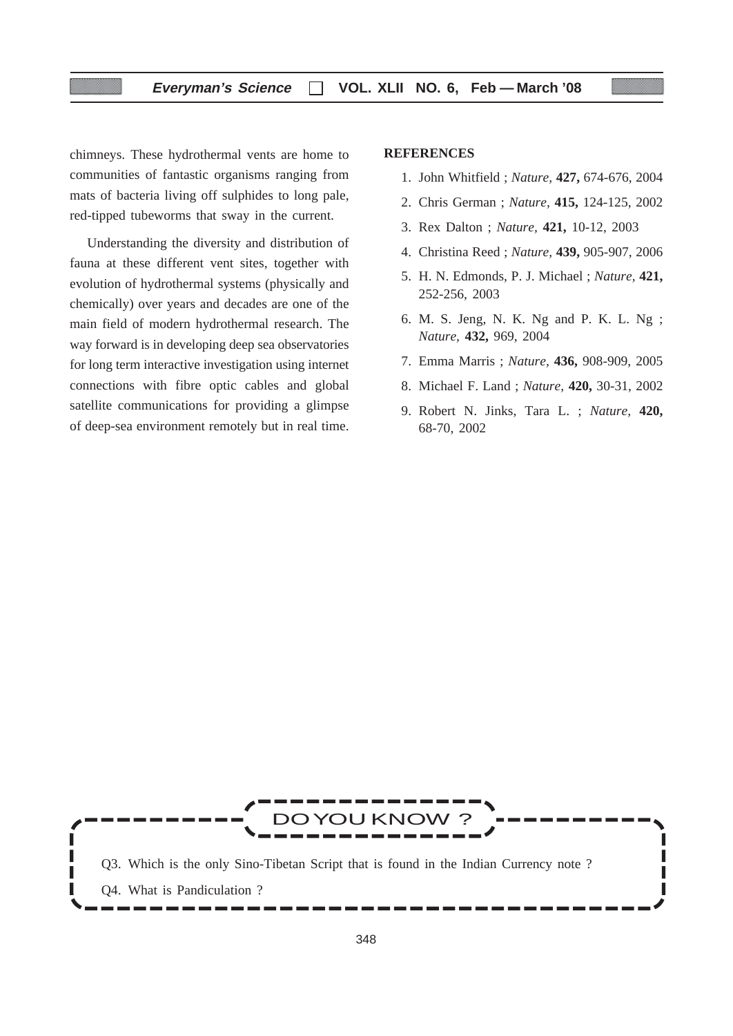chimneys. These hydrothermal vents are home to communities of fantastic organisms ranging from mats of bacteria living off sulphides to long pale, red-tipped tubeworms that sway in the current.

Understanding the diversity and distribution of fauna at these different vent sites, together with evolution of hydrothermal systems (physically and chemically) over years and decades are one of the main field of modern hydrothermal research. The way forward is in developing deep sea observatories for long term interactive investigation using internet connections with fibre optic cables and global satellite communications for providing a glimpse of deep-sea environment remotely but in real time.

**REFERENCES**

1. John Whitfield ; *Nature,* **427,** 674-676, 2004
2. Chris German ; *Nature,* **415,** 124-125, 2002
3. Rex Dalton ; *Nature,* **421,** 10-12, 2003
4. Christina Reed ; *Nature,* **439,** 905-907, 2006
5. H. N. Edmonds, P. J. Michael ; *Nature,* **421,** 252-256, 2003
6. M. S. Jeng, N. K. Ng and P. K. L. Ng ; *Nature,* **432,** 969, 2004
7. Emma Marris ; *Nature,* **436,** 908-909, 2005
8. Michael F. Land ; *Nature,* **420,** 30-31, 2002
9. Robert N. Jinks, Tara L. ; *Nature,* **420,** 68-70, 2002

**DO YOU KNOW ?**

Q3. Which is the only Sino-Tibetan Script that is found in the Indian Currency note ?

Q4. What is Pandiculation ?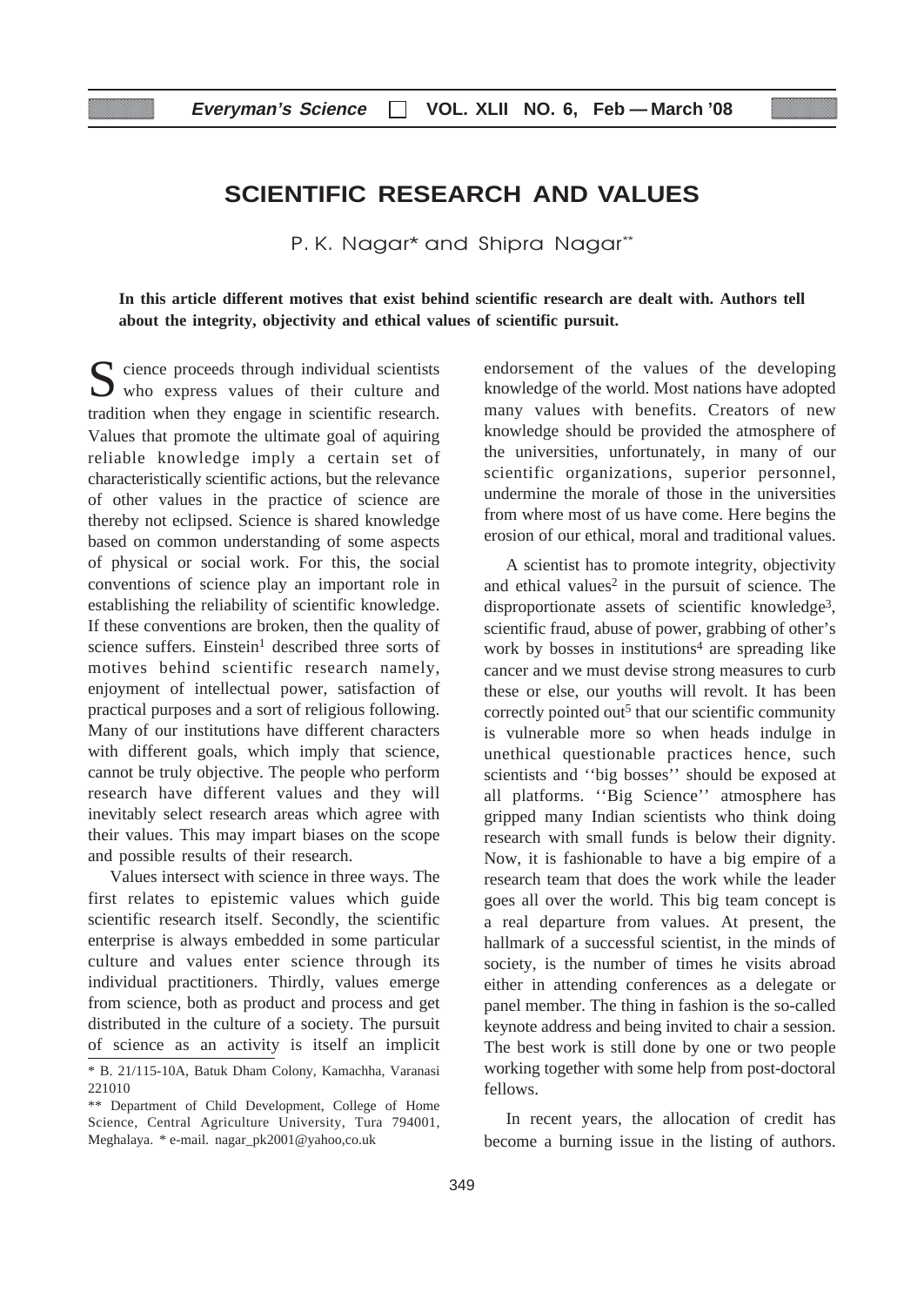# SCIENTIFIC RESEARCH AND VALUES

P. K. Nagar* and Shipra Nagar**

**In this article different motives that exist behind scientific research are dealt with. Authors tell about the integrity, objectivity and ethical values of scientific pursuit.**

Science proceeds through individual scientists who express values of their culture and tradition when they engage in scientific research. Values that promote the ultimate goal of aquiring reliable knowledge imply a certain set of characteristically scientific actions, but the relevance of other values in the practice of science are thereby not eclipsed. Science is shared knowledge based on common understanding of some aspects of physical or social work. For this, the social conventions of science play an important role in establishing the reliability of scientific knowledge. If these conventions are broken, then the quality of science suffers. Einstein[1] described three sorts of motives behind scientific research namely, enjoyment of intellectual power, satisfaction of practical purposes and a sort of religious following. Many of our institutions have different characters with different goals, which imply that science, cannot be truly objective. The people who perform research have different values and they will inevitably select research areas which agree with their values. This may impart biases on the scope and possible results of their research.

Values intersect with science in three ways. The first relates to epistemic values which guide scientific research itself. Secondly, the scientific enterprise is always embedded in some particular culture and values enter science through its individual practitioners. Thirdly, values emerge from science, both as product and process and get distributed in the culture of a society. The pursuit of science as an activity is itself an implicit endorsement of the values of the developing knowledge of the world. Most nations have adopted many values with benefits. Creators of new knowledge should be provided the atmosphere of the universities, unfortunately, in many of our scientific organizations, superior personnel, undermine the morale of those in the universities from where most of us have come. Here begins the erosion of our ethical, moral and traditional values.

A scientist has to promote integrity, objectivity and ethical values[2] in the pursuit of science. The disproportionate assets of scientific knowledge[3], scientific fraud, abuse of power, grabbing of other's work by bosses in institutions[4] are spreading like cancer and we must devise strong measures to curb these or else, our youths will revolt. It has been correctly pointed out[5] that our scientific community is vulnerable more so when heads indulge in unethical questionable practices hence, such scientists and ''big bosses'' should be exposed at all platforms. ''Big Science'' atmosphere has gripped many Indian scientists who think doing research with small funds is below their dignity. Now, it is fashionable to have a big empire of a research team that does the work while the leader goes all over the world. This big team concept is a real departure from values. At present, the hallmark of a successful scientist, in the minds of society, is the number of times he visits abroad either in attending conferences as a delegate or panel member. The thing in fashion is the so-called keynote address and being invited to chair a session. The best work is still done by one or two people working together with some help from post-doctoral fellows.

In recent years, the allocation of credit has become a burning issue in the listing of authors.

---

\* B. 21/115-10A, Batuk Dham Colony, Kamachha, Varanasi 221010

\** Department of Child Development, College of Home Science, Central Agriculture University, Tura 794001, Meghalaya. * e-mail. nagar_pk2001@yahoo,co.uk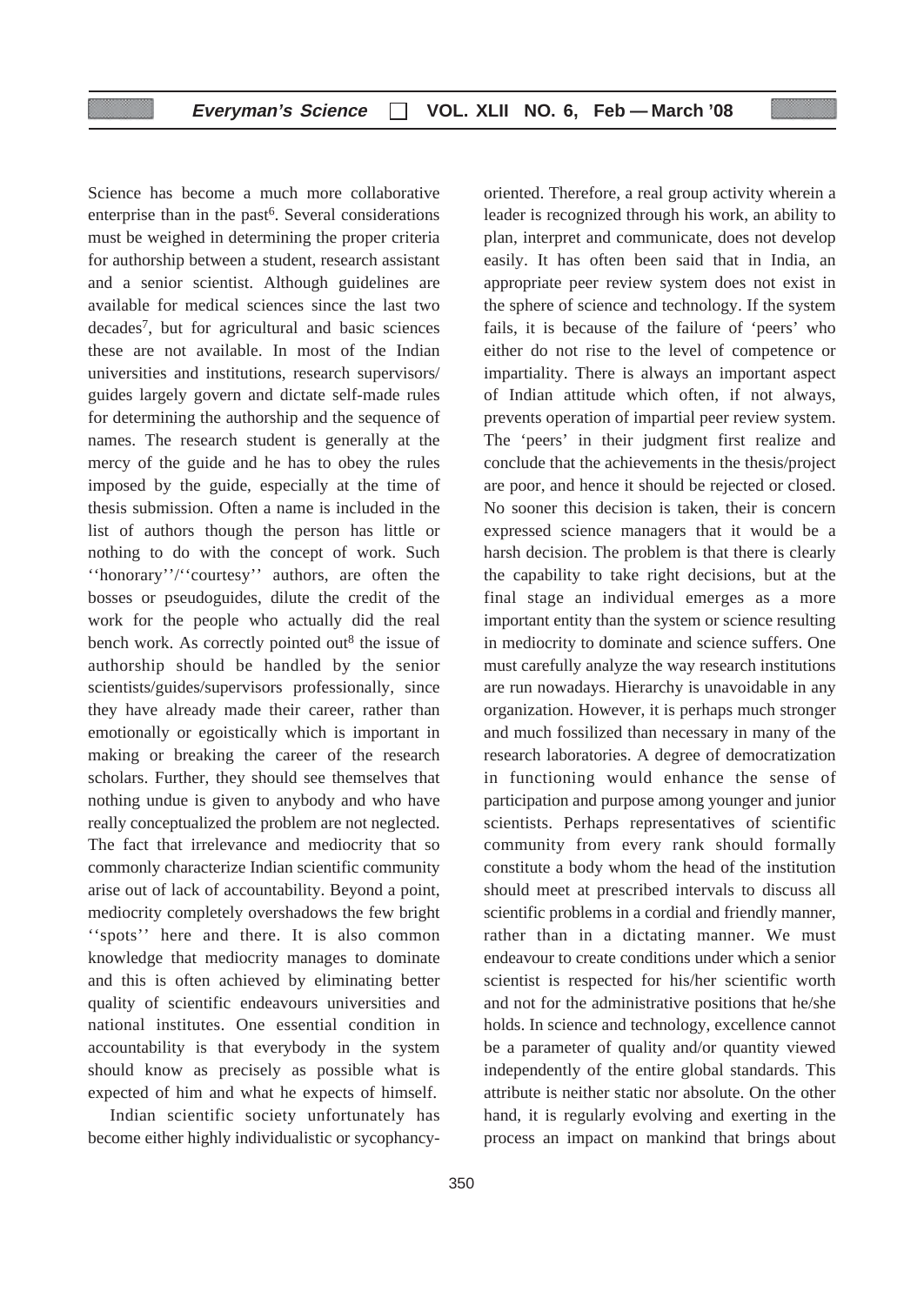Science has become a much more collaborative enterprise than in the past[6]. Several considerations must be weighed in determining the proper criteria for authorship between a student, research assistant and a senior scientist. Although guidelines are available for medical sciences since the last two decades[7], but for agricultural and basic sciences these are not available. In most of the Indian universities and institutions, research supervisors/ guides largely govern and dictate self-made rules for determining the authorship and the sequence of names. The research student is generally at the mercy of the guide and he has to obey the rules imposed by the guide, especially at the time of thesis submission. Often a name is included in the list of authors though the person has little or nothing to do with the concept of work. Such ''honorary''/''courtesy'' authors, are often the bosses or pseudoguides, dilute the credit of the work for the people who actually did the real bench work. As correctly pointed out[8] the issue of authorship should be handled by the senior scientists/guides/supervisors professionally, since they have already made their career, rather than emotionally or egoistically which is important in making or breaking the career of the research scholars. Further, they should see themselves that nothing undue is given to anybody and who have really conceptualized the problem are not neglected. The fact that irrelevance and mediocrity that so commonly characterize Indian scientific community arise out of lack of accountability. Beyond a point, mediocrity completely overshadows the few bright ''spots'' here and there. It is also common knowledge that mediocrity manages to dominate and this is often achieved by eliminating better quality of scientific endeavours universities and national institutes. One essential condition in accountability is that everybody in the system should know as precisely as possible what is expected of him and what he expects of himself.

Indian scientific society unfortunately has become either highly individualistic or sycophancy-oriented. Therefore, a real group activity wherein a leader is recognized through his work, an ability to plan, interpret and communicate, does not develop easily. It has often been said that in India, an appropriate peer review system does not exist in the sphere of science and technology. If the system fails, it is because of the failure of 'peers' who either do not rise to the level of competence or impartiality. There is always an important aspect of Indian attitude which often, if not always, prevents operation of impartial peer review system. The 'peers' in their judgment first realize and conclude that the achievements in the thesis/project are poor, and hence it should be rejected or closed. No sooner this decision is taken, their is concern expressed science managers that it would be a harsh decision. The problem is that there is clearly the capability to take right decisions, but at the final stage an individual emerges as a more important entity than the system or science resulting in mediocrity to dominate and science suffers. One must carefully analyze the way research institutions are run nowadays. Hierarchy is unavoidable in any organization. However, it is perhaps much stronger and much fossilized than necessary in many of the research laboratories. A degree of democratization in functioning would enhance the sense of participation and purpose among younger and junior scientists. Perhaps representatives of scientific community from every rank should formally constitute a body whom the head of the institution should meet at prescribed intervals to discuss all scientific problems in a cordial and friendly manner, rather than in a dictating manner. We must endeavour to create conditions under which a senior scientist is respected for his/her scientific worth and not for the administrative positions that he/she holds. In science and technology, excellence cannot be a parameter of quality and/or quantity viewed independently of the entire global standards. This attribute is neither static nor absolute. On the other hand, it is regularly evolving and exerting in the process an impact on mankind that brings about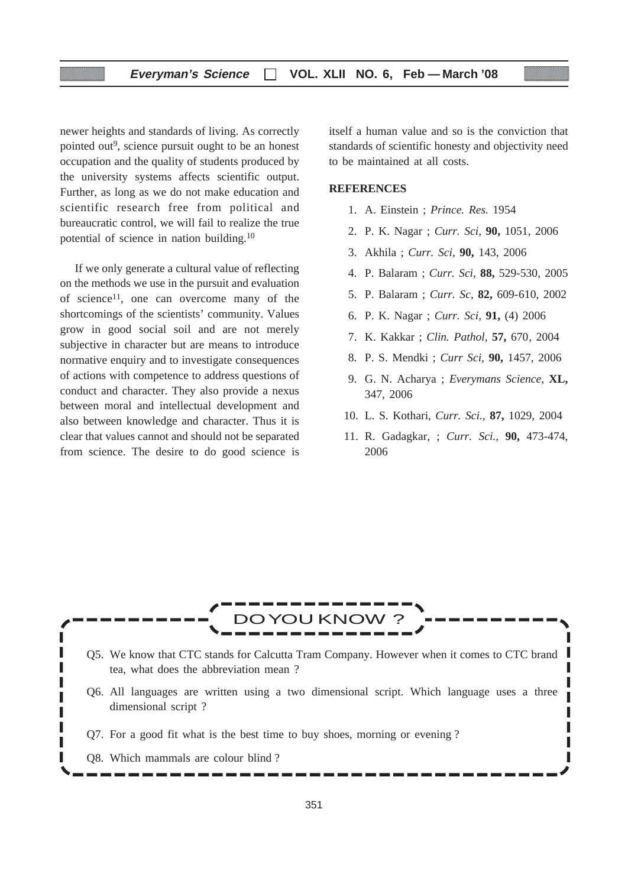newer heights and standards of living. As correctly pointed out[9], science pursuit ought to be an honest occupation and the quality of students produced by the university systems affects scientific output. Further, as long as we do not make education and scientific research free from political and bureaucratic control, we will fail to realize the true potential of science in nation building.[10]

If we only generate a cultural value of reflecting on the methods we use in the pursuit and evaluation of science[11], one can overcome many of the shortcomings of the scientists' community. Values grow in good social soil and are not merely subjective in character but are means to introduce normative enquiry and to investigate consequences of actions with competence to address questions of conduct and character. They also provide a nexus between moral and intellectual development and also between knowledge and character. Thus it is clear that values cannot and should not be separated from science. The desire to do good science is itself a human value and so is the conviction that standards of scientific honesty and objectivity need to be maintained at all costs.

## REFERENCES

1. A. Einstein ; *Prince. Res.* 1954
2. P. K. Nagar ; *Curr. Sci,* **90,** 1051, 2006
3. Akhila ; *Curr. Sci,* **90,** 143, 2006
4. P. Balaram ; *Curr. Sci,* **88,** 529-530, 2005
5. P. Balaram ; *Curr. Sc,* **82,** 609-610, 2002
6. P. K. Nagar ; *Curr. Sci,* **91,** (4) 2006
7. K. Kakkar ; *Clin. Pathol,* **57,** 670, 2004
8. P. S. Mendki ; *Curr Sci,* **90,** 1457, 2006
9. G. N. Acharya ; *Everymans Science,* **XL,** 347, 2006
10. L. S. Kothari, *Curr. Sci.,* **87,** 1029, 2004
11. R. Gadagkar, ; *Curr. Sci.,* **90,** 473-474, 2006

## DO YOU KNOW ?

Q5. We know that CTC stands for Calcutta Tram Company. However when it comes to CTC brand tea, what does the abbreviation mean ?

Q6. All languages are written using a two dimensional script. Which language uses a three dimensional script ?

Q7. For a good fit what is the best time to buy shoes, morning or evening ?

Q8. Which mammals are colour blind ?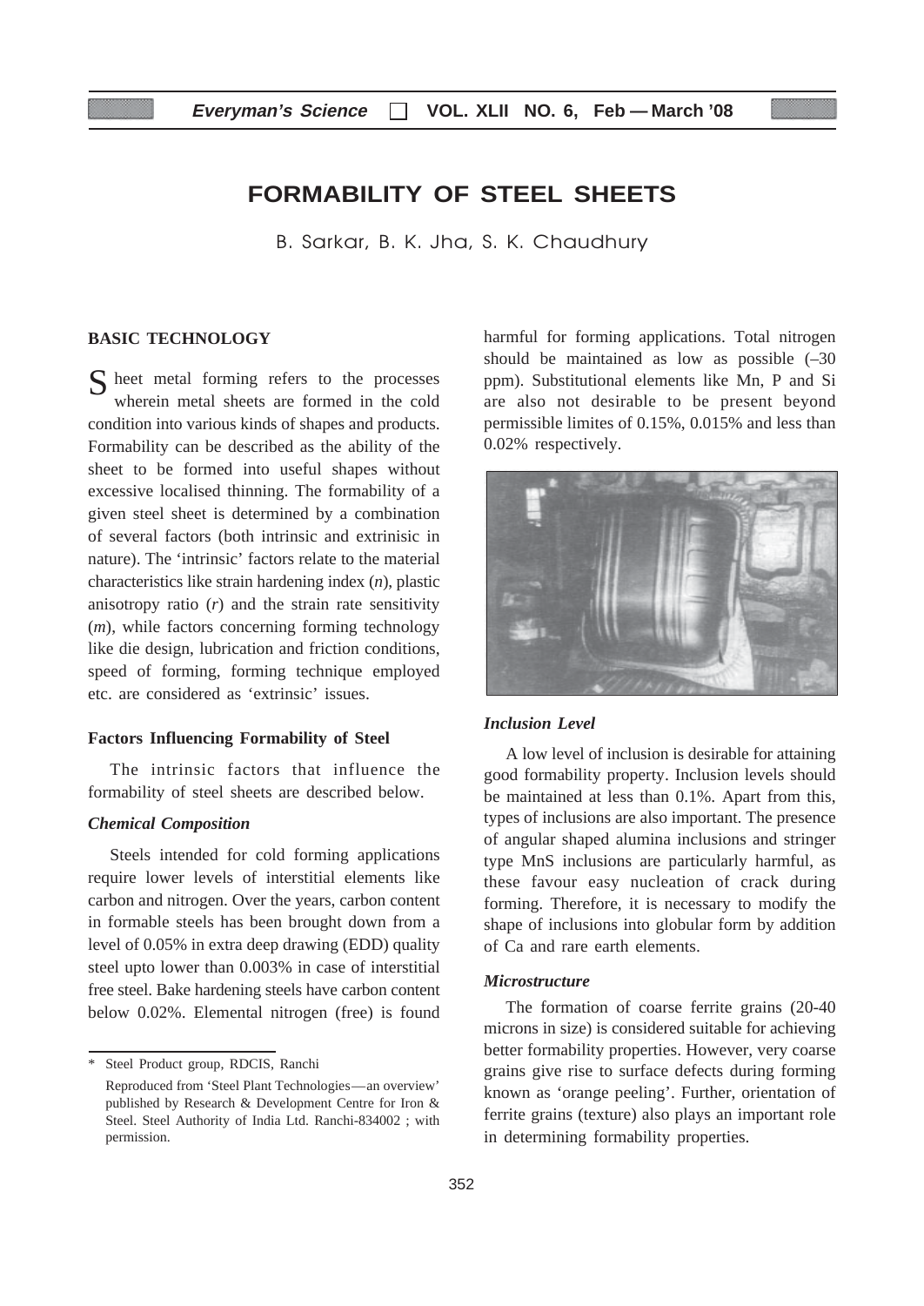# FORMABILITY OF STEEL SHEETS

B. Sarkar, B. K. Jha, S. K. Chaudhury

## BASIC TECHNOLOGY

Sheet metal forming refers to the processes wherein metal sheets are formed in the cold condition into various kinds of shapes and products. Formability can be described as the ability of the sheet to be formed into useful shapes without excessive localised thinning. The formability of a given steel sheet is determined by a combination of several factors (both intrinsic and extrinisic in nature). The 'intrinsic' factors relate to the material characteristics like strain hardening index (*n*), plastic anisotropy ratio (*r*) and the strain rate sensitivity (*m*), while factors concerning forming technology like die design, lubrication and friction conditions, speed of forming, forming technique employed etc. are considered as 'extrinsic' issues.

### Factors Influencing Formability of Steel

The intrinsic factors that influence the formability of steel sheets are described below.

#### *Chemical Composition*

Steels intended for cold forming applications require lower levels of interstitial elements like carbon and nitrogen. Over the years, carbon content in formable steels has been brought down from a level of 0.05% in extra deep drawing (EDD) quality steel upto lower than 0.003% in case of interstitial free steel. Bake hardening steels have carbon content below 0.02%. Elemental nitrogen (free) is found harmful for forming applications. Total nitrogen should be maintained as low as possible (–30 ppm). Substitutional elements like Mn, P and Si are also not desirable to be present beyond permissible limites of 0.15%, 0.015% and less than 0.02% respectively.

#### *Inclusion Level*

A low level of inclusion is desirable for attaining good formability property. Inclusion levels should be maintained at less than 0.1%. Apart from this, types of inclusions are also important. The presence of angular shaped alumina inclusions and stringer type MnS inclusions are particularly harmful, as these favour easy nucleation of crack during forming. Therefore, it is necessary to modify the shape of inclusions into globular form by addition of Ca and rare earth elements.

#### *Microstructure*

The formation of coarse ferrite grains (20-40 microns in size) is considered suitable for achieving better formability properties. However, very coarse grains give rise to surface defects during forming known as 'orange peeling'. Further, orientation of ferrite grains (texture) also plays an important role in determining formability properties.

---

\* Steel Product group, RDCIS, Ranchi

Reproduced from 'Steel Plant Technologies—an overview' published by Research & Development Centre for Iron & Steel. Steel Authority of India Ltd. Ranchi-834002 ; with permission.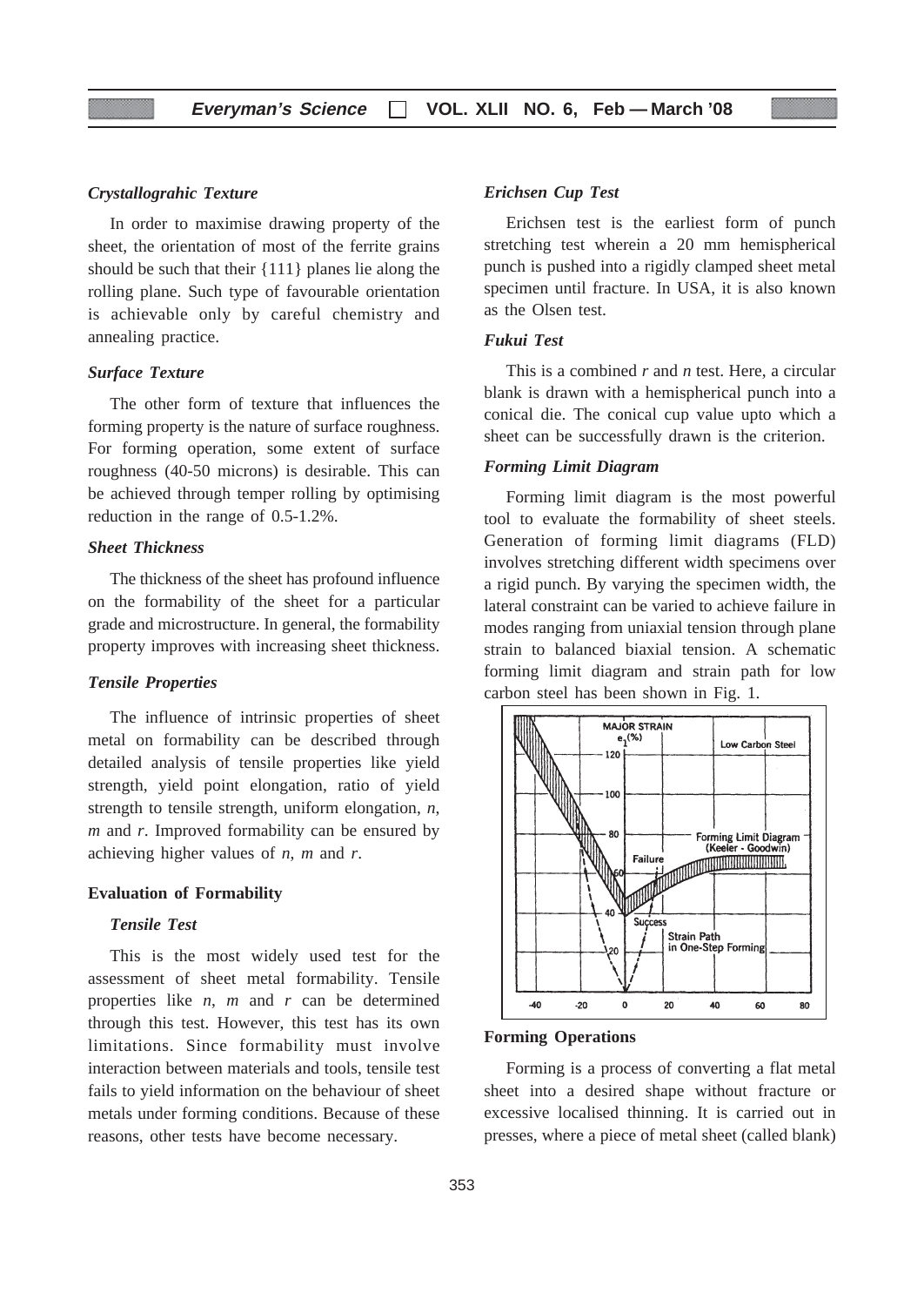### *Crystallograhic Texture*

In order to maximise drawing property of the sheet, the orientation of most of the ferrite grains should be such that their {111} planes lie along the rolling plane. Such type of favourable orientation is achievable only by careful chemistry and annealing practice.

### *Surface Texture*

The other form of texture that influences the forming property is the nature of surface roughness. For forming operation, some extent of surface roughness (40-50 microns) is desirable. This can be achieved through temper rolling by optimising reduction in the range of 0.5-1.2%.

### *Sheet Thickness*

The thickness of the sheet has profound influence on the formability of the sheet for a particular grade and microstructure. In general, the formability property improves with increasing sheet thickness.

### *Tensile Properties*

The influence of intrinsic properties of sheet metal on formability can be described through detailed analysis of tensile properties like yield strength, yield point elongation, ratio of yield strength to tensile strength, uniform elongation, $n$, $m$ and $r$. Improved formability can be ensured by achieving higher values of $n$, $m$ and $r$.

## Evaluation of Formability

### *Tensile Test*

This is the most widely used test for the assessment of sheet metal formability. Tensile properties like $n$, $m$ and $r$ can be determined through this test. However, this test has its own limitations. Since formability must involve interaction between materials and tools, tensile test fails to yield information on the behaviour of sheet metals under forming conditions. Because of these reasons, other tests have become necessary.

### *Erichsen Cup Test*

Erichsen test is the earliest form of punch stretching test wherein a 20 mm hemispherical punch is pushed into a rigidly clamped sheet metal specimen until fracture. In USA, it is also known as the Olsen test.

### *Fukui Test*

This is a combined $r$ and $n$ test. Here, a circular blank is drawn with a hemispherical punch into a conical die. The conical cup value upto which a sheet can be successfully drawn is the criterion.

### *Forming Limit Diagram*

Forming limit diagram is the most powerful tool to evaluate the formability of sheet steels. Generation of forming limit diagrams (FLD) involves stretching different width specimens over a rigid punch. By varying the specimen width, the lateral constraint can be varied to achieve failure in modes ranging from uniaxial tension through plane strain to balanced biaxial tension. A schematic forming limit diagram and strain path for low carbon steel has been shown in Fig. 1.

## Forming Operations

Forming is a process of converting a flat metal sheet into a desired shape without fracture or excessive localised thinning. It is carried out in presses, where a piece of metal sheet (called blank)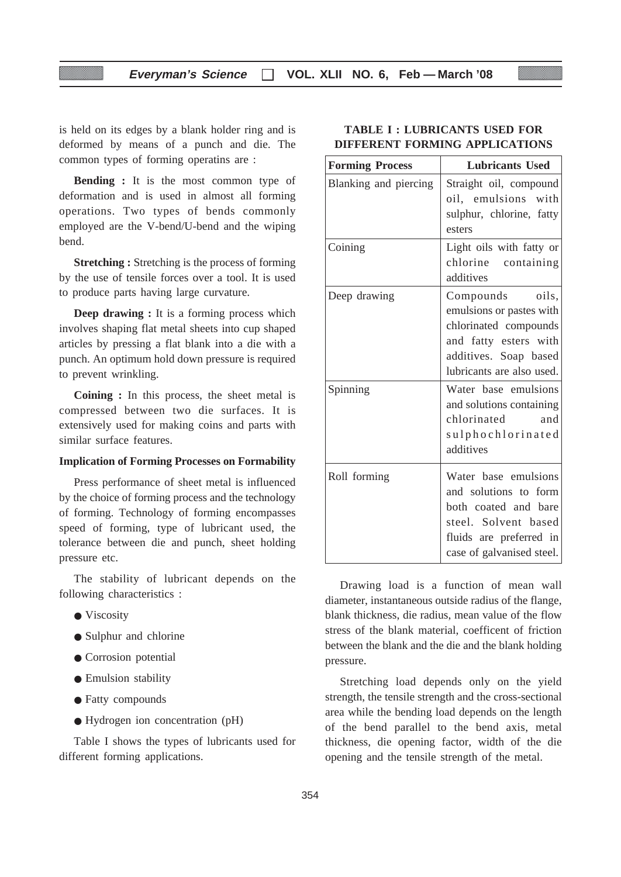is held on its edges by a blank holder ring and is deformed by means of a punch and die. The common types of forming operatins are :

**Bending :** It is the most common type of deformation and is used in almost all forming operations. Two types of bends commonly employed are the V-bend/U-bend and the wiping bend.

**Stretching :** Stretching is the process of forming by the use of tensile forces over a tool. It is used to produce parts having large curvature.

**Deep drawing :** It is a forming process which involves shaping flat metal sheets into cup shaped articles by pressing a flat blank into a die with a punch. An optimum hold down pressure is required to prevent wrinkling.

**Coining :** In this process, the sheet metal is compressed between two die surfaces. It is extensively used for making coins and parts with similar surface features.

**Implication of Forming Processes on Formability**

Press performance of sheet metal is influenced by the choice of forming process and the technology of forming. Technology of forming encompasses speed of forming, type of lubricant used, the tolerance between die and punch, sheet holding pressure etc.

The stability of lubricant depends on the following characteristics :

- Viscosity
- Sulphur and chlorine
- Corrosion potential
- Emulsion stability
- Fatty compounds
- Hydrogen ion concentration (pH)

Table I shows the types of lubricants used for different forming applications.

**TABLE I : LUBRICANTS USED FOR DIFFERENT FORMING APPLICATIONS**

| Forming Process | Lubricants Used |
|---|---|
| Blanking and piercing | Straight oil, compound oil, emulsions with sulphur, chlorine, fatty esters |
| Coining | Light oils with fatty or chlorine containing additives |
| Deep drawing | Compounds oils, emulsions or pastes with chlorinated compounds and fatty esters with additives. Soap based lubricants are also used. |
| Spinning | Water base emulsions and solutions containing chlorinated and sulphochlorinated additives |
| Roll forming | Water base emulsions and solutions to form both coated and bare steel. Solvent based fluids are preferred in case of galvanised steel. |

Drawing load is a function of mean wall diameter, instantaneous outside radius of the flange, blank thickness, die radius, mean value of the flow stress of the blank material, coefficent of friction between the blank and the die and the blank holding pressure.

Stretching load depends only on the yield strength, the tensile strength and the cross-sectional area while the bending load depends on the length of the bend parallel to the bend axis, metal thickness, die opening factor, width of the die opening and the tensile strength of the metal.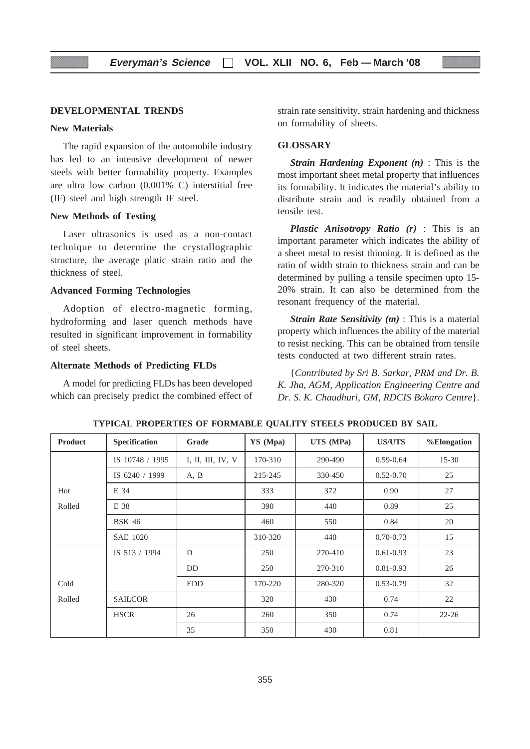## DEVELOPMENTAL TRENDS

### New Materials

The rapid expansion of the automobile industry has led to an intensive development of newer steels with better formability property. Examples are ultra low carbon (0.001% C) interstitial free (IF) steel and high strength IF steel.

### New Methods of Testing

Laser ultrasonics is used as a non-contact technique to determine the crystallographic structure, the average platic strain ratio and the thickness of steel.

### Advanced Forming Technologies

Adoption of electro-magnetic forming, hydroforming and laser quench methods have resulted in significant improvement in formability of steel sheets.

### Alternate Methods of Predicting FLDs

A model for predicting FLDs has been developed which can precisely predict the combined effect of strain rate sensitivity, strain hardening and thickness on formability of sheets.

## GLOSSARY

***Strain Hardening Exponent (n)*** : This is the most important sheet metal property that influences its formability. It indicates the material's ability to distribute strain and is readily obtained from a tensile test.

***Plastic Anisotropy Ratio (r)*** : This is an important parameter which indicates the ability of a sheet metal to resist thinning. It is defined as the ratio of width strain to thickness strain and can be determined by pulling a tensile specimen upto 15-20% strain. It can also be determined from the resonant frequency of the material.

***Strain Rate Sensitivity (m)*** : This is a material property which influences the ability of the material to resist necking. This can be obtained from tensile tests conducted at two different strain rates.

{*Contributed by Sri B. Sarkar, PRM and Dr. B. K. Jha, AGM, Application Engineering Centre and Dr. S. K. Chaudhuri, GM, RDCIS Bokaro Centre*}.

**TYPICAL PROPERTIES OF FORMABLE QUALITY STEELS PRODUCED BY SAIL**

| Product | Specification | Grade | YS (Mpa) | UTS (MPa) | US/UTS | %Elongation |
|---|---|---|---|---|---|---|
| Hot Rolled | IS 10748 / 1995 | I, II, III, IV, V | 170-310 | 290-490 | 0.59-0.64 | 15-30 |
| | IS 6240 / 1999 | A, B | 215-245 | 330-450 | 0.52-0.70 | 25 |
| | E 34 | | 333 | 372 | 0.90 | 27 |
| | E 38 | | 390 | 440 | 0.89 | 25 |
| | BSK 46 | | 460 | 550 | 0.84 | 20 |
| | SAE 1020 | | 310-320 | 440 | 0.70-0.73 | 15 |
| Cold Rolled | IS 513 / 1994 | D | 250 | 270-410 | 0.61-0.93 | 23 |
| | | DD | 250 | 270-310 | 0.81-0.93 | 26 |
| | | EDD | 170-220 | 280-320 | 0.53-0.79 | 32 |
| | SAILCOR | | 320 | 430 | 0.74 | 22 |
| | HSCR | 26 | 260 | 350 | 0.74 | 22-26 |
| | | 35 | 350 | 430 | 0.81 | |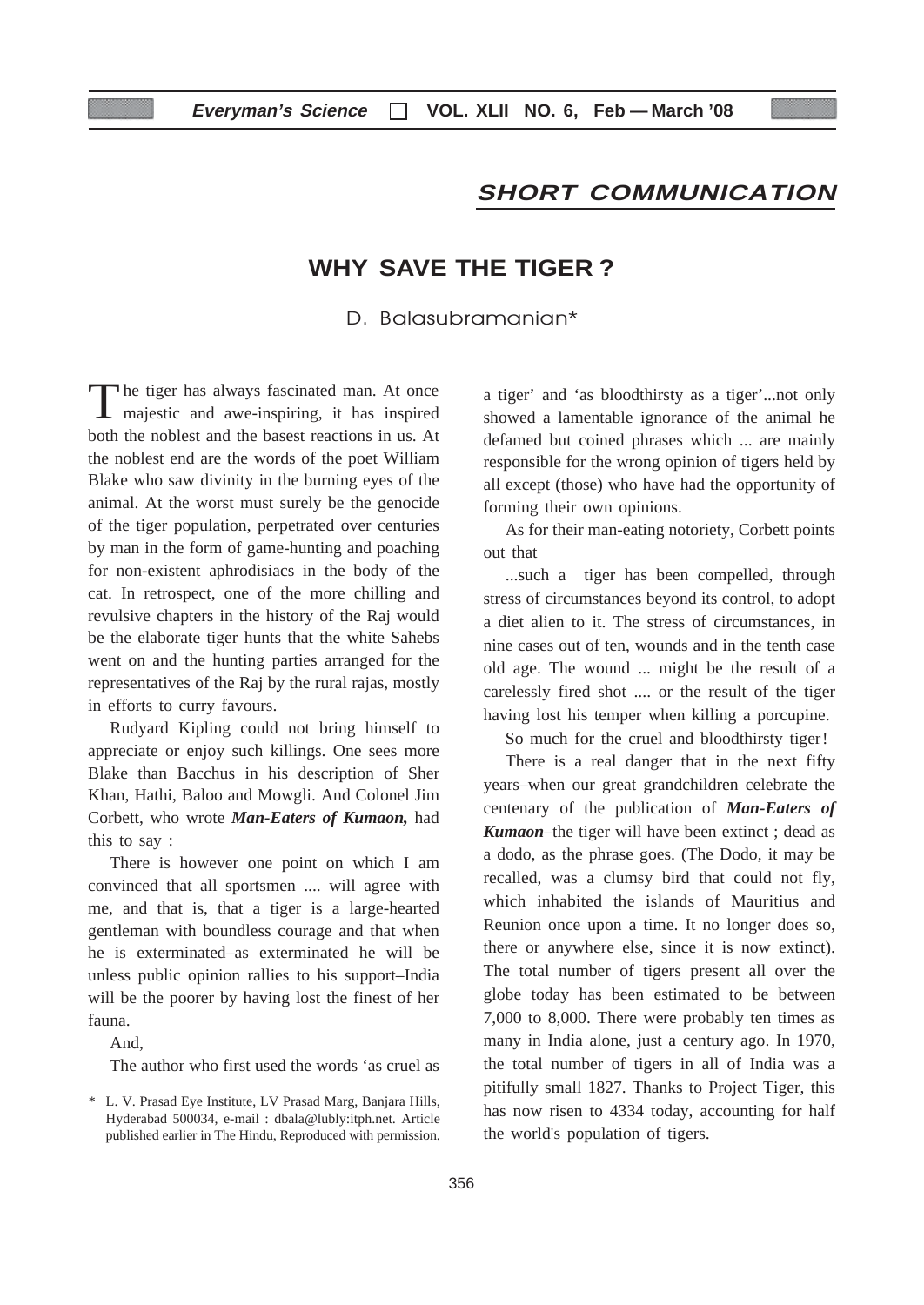## SHORT COMMUNICATION

# WHY SAVE THE TIGER ?

D. Balasubramanian*

The tiger has always fascinated man. At once majestic and awe-inspiring, it has inspired both the noblest and the basest reactions in us. At the noblest end are the words of the poet William Blake who saw divinity in the burning eyes of the animal. At the worst must surely be the genocide of the tiger population, perpetrated over centuries by man in the form of game-hunting and poaching for non-existent aphrodisiacs in the body of the cat. In retrospect, one of the more chilling and revulsive chapters in the history of the Raj would be the elaborate tiger hunts that the white Sahebs went on and the hunting parties arranged for the representatives of the Raj by the rural rajas, mostly in efforts to curry favours.

Rudyard Kipling could not bring himself to appreciate or enjoy such killings. One sees more Blake than Bacchus in his description of Sher Khan, Hathi, Baloo and Mowgli. And Colonel Jim Corbett, who wrote ***Man-Eaters of Kumaon,*** had this to say :

There is however one point on which I am convinced that all sportsmen .... will agree with me, and that is, that a tiger is a large-hearted gentleman with boundless courage and that when he is exterminated–as exterminated he will be unless public opinion rallies to his support–India will be the poorer by having lost the finest of her fauna.

And,

The author who first used the words 'as cruel as a tiger' and 'as bloodthirsty as a tiger'...not only showed a lamentable ignorance of the animal he defamed but coined phrases which ... are mainly responsible for the wrong opinion of tigers held by all except (those) who have had the opportunity of forming their own opinions.

As for their man-eating notoriety, Corbett points out that

...such a tiger has been compelled, through stress of circumstances beyond its control, to adopt a diet alien to it. The stress of circumstances, in nine cases out of ten, wounds and in the tenth case old age. The wound ... might be the result of a carelessly fired shot .... or the result of the tiger having lost his temper when killing a porcupine.

So much for the cruel and bloodthirsty tiger!

There is a real danger that in the next fifty years–when our great grandchildren celebrate the centenary of the publication of ***Man-Eaters of Kumaon***–the tiger will have been extinct ; dead as a dodo, as the phrase goes. (The Dodo, it may be recalled, was a clumsy bird that could not fly, which inhabited the islands of Mauritius and Reunion once upon a time. It no longer does so, there or anywhere else, since it is now extinct). The total number of tigers present all over the globe today has been estimated to be between 7,000 to 8,000. There were probably ten times as many in India alone, just a century ago. In 1970, the total number of tigers in all of India was a pitifully small 1827. Thanks to Project Tiger, this has now risen to 4334 today, accounting for half the world's population of tigers.

---

* L. V. Prasad Eye Institute, LV Prasad Marg, Banjara Hills, Hyderabad 500034, e-mail : dbala@lubly:itph.net. Article published earlier in The Hindu, Reproduced with permission.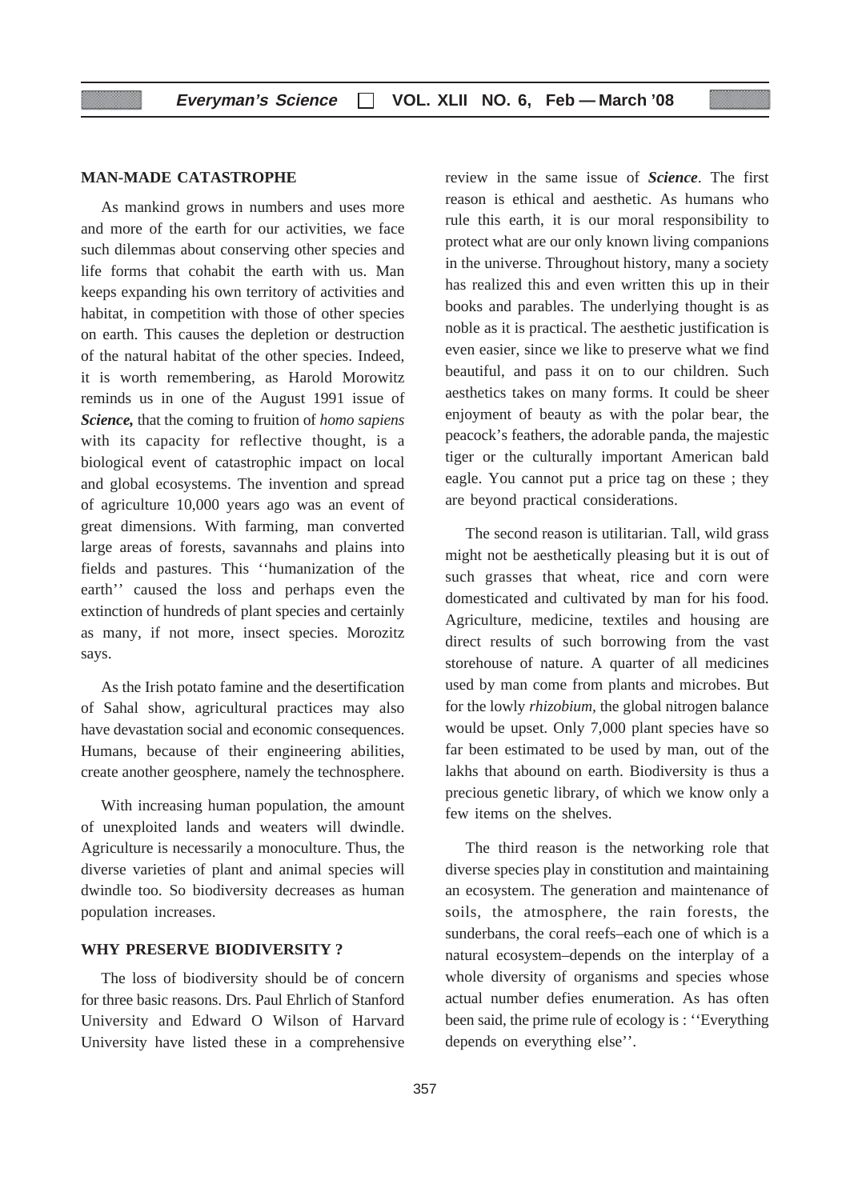## MAN-MADE CATASTROPHE

As mankind grows in numbers and uses more and more of the earth for our activities, we face such dilemmas about conserving other species and life forms that cohabit the earth with us. Man keeps expanding his own territory of activities and habitat, in competition with those of other species on earth. This causes the depletion or destruction of the natural habitat of the other species. Indeed, it is worth remembering, as Harold Morowitz reminds us in one of the August 1991 issue of ***Science,*** that the coming to fruition of *homo sapiens* with its capacity for reflective thought, is a biological event of catastrophic impact on local and global ecosystems. The invention and spread of agriculture 10,000 years ago was an event of great dimensions. With farming, man converted large areas of forests, savannahs and plains into fields and pastures. This ''humanization of the earth'' caused the loss and perhaps even the extinction of hundreds of plant species and certainly as many, if not more, insect species. Morozitz says.

As the Irish potato famine and the desertification of Sahal show, agricultural practices may also have devastation social and economic consequences. Humans, because of their engineering abilities, create another geosphere, namely the technosphere.

With increasing human population, the amount of unexploited lands and weaters will dwindle. Agriculture is necessarily a monoculture. Thus, the diverse varieties of plant and animal species will dwindle too. So biodiversity decreases as human population increases.

## WHY PRESERVE BIODIVERSITY ?

The loss of biodiversity should be of concern for three basic reasons. Drs. Paul Ehrlich of Stanford University and Edward O Wilson of Harvard University have listed these in a comprehensive review in the same issue of ***Science***. The first reason is ethical and aesthetic. As humans who rule this earth, it is our moral responsibility to protect what are our only known living companions in the universe. Throughout history, many a society has realized this and even written this up in their books and parables. The underlying thought is as noble as it is practical. The aesthetic justification is even easier, since we like to preserve what we find beautiful, and pass it on to our children. Such aesthetics takes on many forms. It could be sheer enjoyment of beauty as with the polar bear, the peacock's feathers, the adorable panda, the majestic tiger or the culturally important American bald eagle. You cannot put a price tag on these ; they are beyond practical considerations.

The second reason is utilitarian. Tall, wild grass might not be aesthetically pleasing but it is out of such grasses that wheat, rice and corn were domesticated and cultivated by man for his food. Agriculture, medicine, textiles and housing are direct results of such borrowing from the vast storehouse of nature. A quarter of all medicines used by man come from plants and microbes. But for the lowly *rhizobium,* the global nitrogen balance would be upset. Only 7,000 plant species have so far been estimated to be used by man, out of the lakhs that abound on earth. Biodiversity is thus a precious genetic library, of which we know only a few items on the shelves.

The third reason is the networking role that diverse species play in constitution and maintaining an ecosystem. The generation and maintenance of soils, the atmosphere, the rain forests, the sunderbans, the coral reefs–each one of which is a natural ecosystem–depends on the interplay of a whole diversity of organisms and species whose actual number defies enumeration. As has often been said, the prime rule of ecology is : ''Everything depends on everything else''.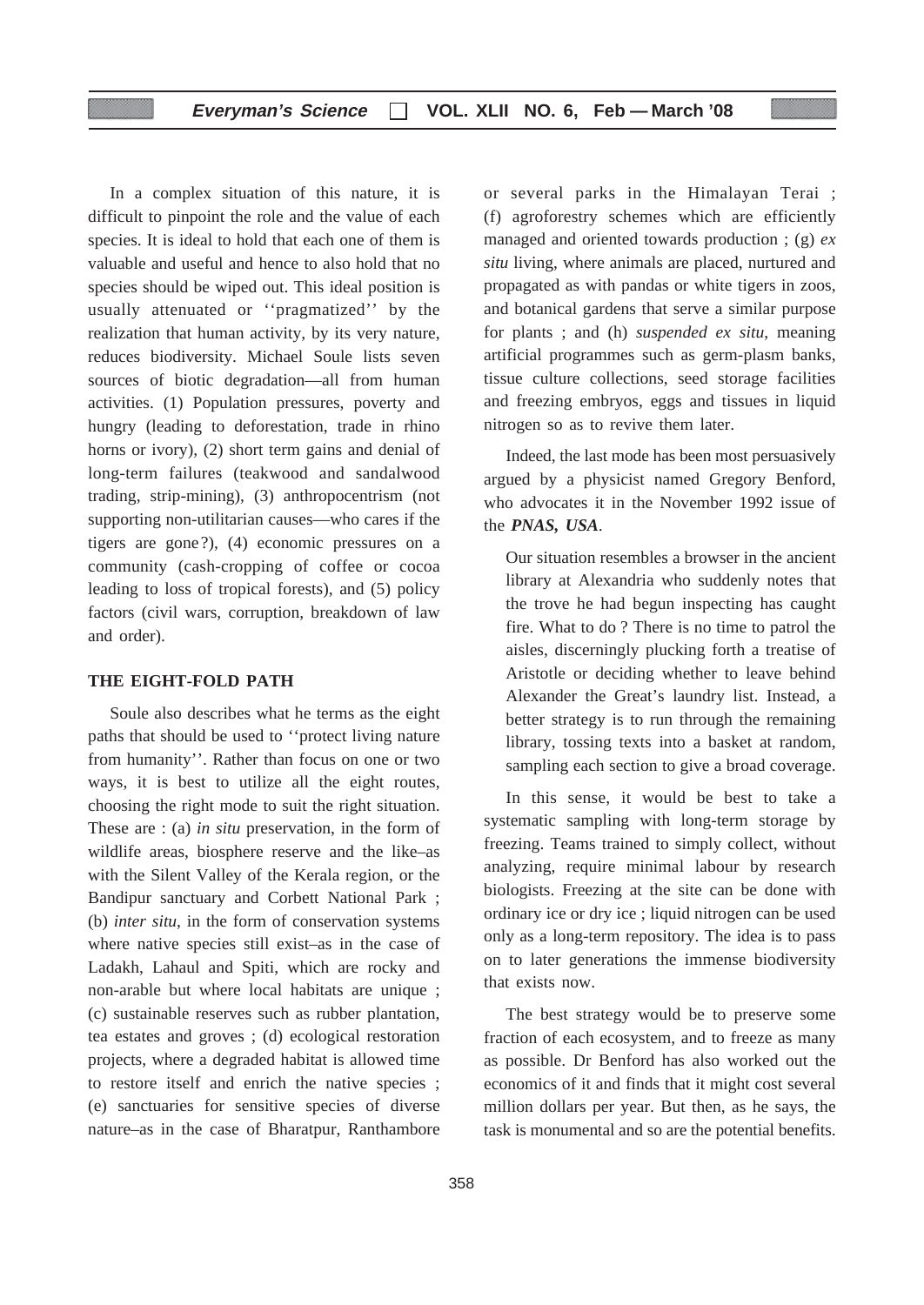In a complex situation of this nature, it is difficult to pinpoint the role and the value of each species. It is ideal to hold that each one of them is valuable and useful and hence to also hold that no species should be wiped out. This ideal position is usually attenuated or ''pragmatized'' by the realization that human activity, by its very nature, reduces biodiversity. Michael Soule lists seven sources of biotic degradation—all from human activities. (1) Population pressures, poverty and hungry (leading to deforestation, trade in rhino horns or ivory), (2) short term gains and denial of long-term failures (teakwood and sandalwood trading, strip-mining), (3) anthropocentrism (not supporting non-utilitarian causes—who cares if the tigers are gone?), (4) economic pressures on a community (cash-cropping of coffee or cocoa leading to loss of tropical forests), and (5) policy factors (civil wars, corruption, breakdown of law and order).

## THE EIGHT-FOLD PATH

Soule also describes what he terms as the eight paths that should be used to ''protect living nature from humanity''. Rather than focus on one or two ways, it is best to utilize all the eight routes, choosing the right mode to suit the right situation. These are : (a) *in situ* preservation, in the form of wildlife areas, biosphere reserve and the like–as with the Silent Valley of the Kerala region, or the Bandipur sanctuary and Corbett National Park ; (b) *inter situ*, in the form of conservation systems where native species still exist–as in the case of Ladakh, Lahaul and Spiti, which are rocky and non-arable but where local habitats are unique ; (c) sustainable reserves such as rubber plantation, tea estates and groves ; (d) ecological restoration projects, where a degraded habitat is allowed time to restore itself and enrich the native species ; (e) sanctuaries for sensitive species of diverse nature–as in the case of Bharatpur, Ranthambore or several parks in the Himalayan Terai ; (f) agroforestry schemes which are efficiently managed and oriented towards production ; (g) *ex situ* living, where animals are placed, nurtured and propagated as with pandas or white tigers in zoos, and botanical gardens that serve a similar purpose for plants ; and (h) *suspended ex situ*, meaning artificial programmes such as germ-plasm banks, tissue culture collections, seed storage facilities and freezing embryos, eggs and tissues in liquid nitrogen so as to revive them later.

Indeed, the last mode has been most persuasively argued by a physicist named Gregory Benford, who advocates it in the November 1992 issue of the ***PNAS, USA***.

> Our situation resembles a browser in the ancient library at Alexandria who suddenly notes that the trove he had begun inspecting has caught fire. What to do ? There is no time to patrol the aisles, discerningly plucking forth a treatise of Aristotle or deciding whether to leave behind Alexander the Great's laundry list. Instead, a better strategy is to run through the remaining library, tossing texts into a basket at random, sampling each section to give a broad coverage.

In this sense, it would be best to take a systematic sampling with long-term storage by freezing. Teams trained to simply collect, without analyzing, require minimal labour by research biologists. Freezing at the site can be done with ordinary ice or dry ice ; liquid nitrogen can be used only as a long-term repository. The idea is to pass on to later generations the immense biodiversity that exists now.

The best strategy would be to preserve some fraction of each ecosystem, and to freeze as many as possible. Dr Benford has also worked out the economics of it and finds that it might cost several million dollars per year. But then, as he says, the task is monumental and so are the potential benefits.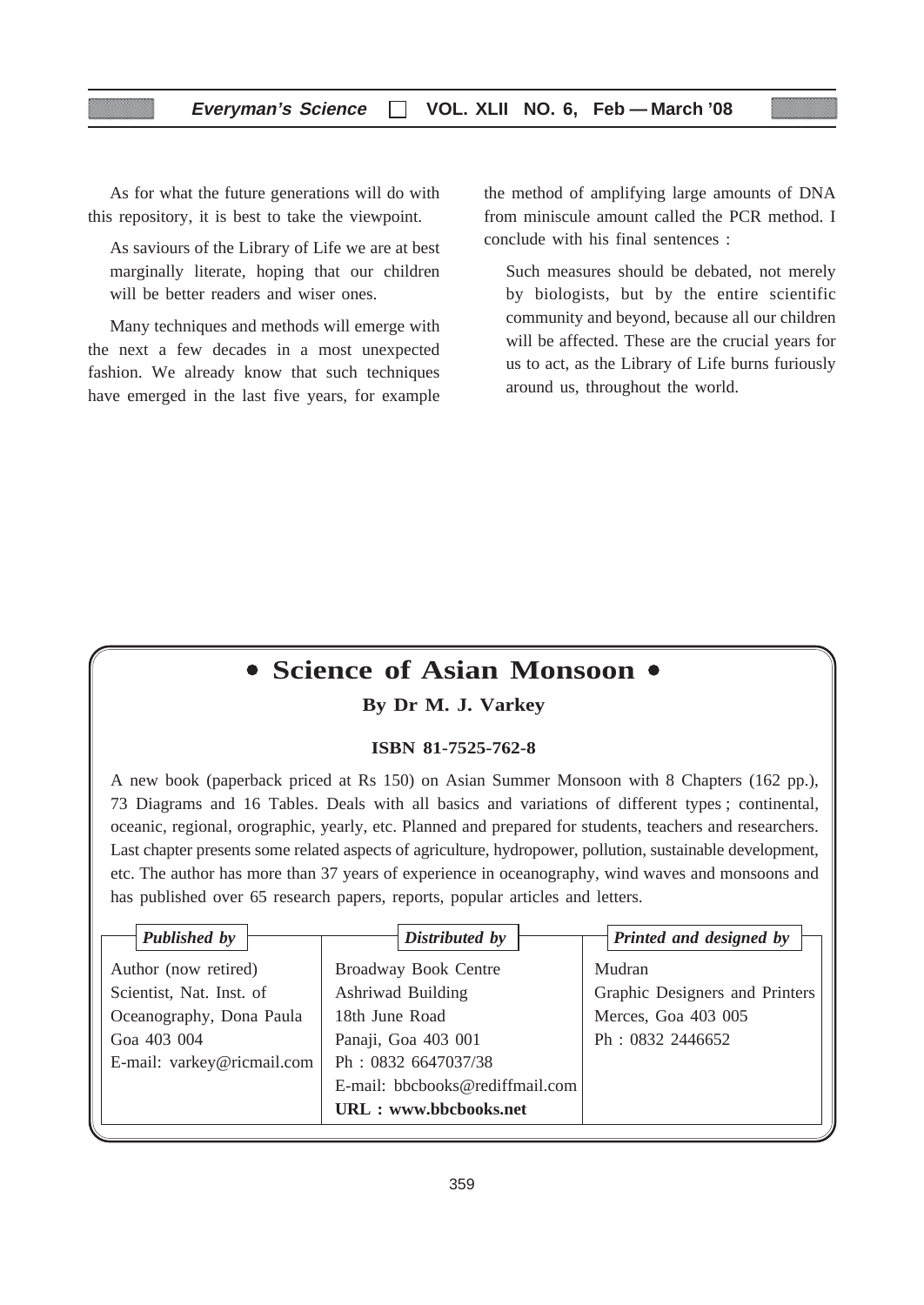As for what the future generations will do with this repository, it is best to take the viewpoint.

> As saviours of the Library of Life we are at best marginally literate, hoping that our children will be better readers and wiser ones.

Many techniques and methods will emerge with the next a few decades in a most unexpected fashion. We already know that such techniques have emerged in the last five years, for example the method of amplifying large amounts of DNA from miniscule amount called the PCR method. I conclude with his final sentences :

> Such measures should be debated, not merely by biologists, but by the entire scientific community and beyond, because all our children will be affected. These are the crucial years for us to act, as the Library of Life burns furiously around us, throughout the world.

## • Science of Asian Monsoon •

**By Dr M. J. Varkey**

**ISBN 81-7525-762-8**

A new book (paperback priced at Rs 150) on Asian Summer Monsoon with 8 Chapters (162 pp.), 73 Diagrams and 16 Tables. Deals with all basics and variations of different types ; continental, oceanic, regional, orographic, yearly, etc. Planned and prepared for students, teachers and researchers. Last chapter presents some related aspects of agriculture, hydropower, pollution, sustainable development, etc. The author has more than 37 years of experience in oceanography, wind waves and monsoons and has published over 65 research papers, reports, popular articles and letters.

| *Published by* | *Distributed by* | *Printed and designed by* |
|---|---|---|
| Author (now retired) | Broadway Book Centre | Mudran |
| Scientist, Nat. Inst. of | Ashriwad Building | Graphic Designers and Printers |
| Oceanography, Dona Paula | 18th June Road | Merces, Goa 403 005 |
| Goa 403 004 | Panaji, Goa 403 001 | Ph : 0832 2446652 |
| E-mail: varkey@ricmail.com | Ph : 0832 6647037/38 | |
| | E-mail: bbcbooks@rediffmail.com | |
| | **URL : www.bbcbooks.net** | |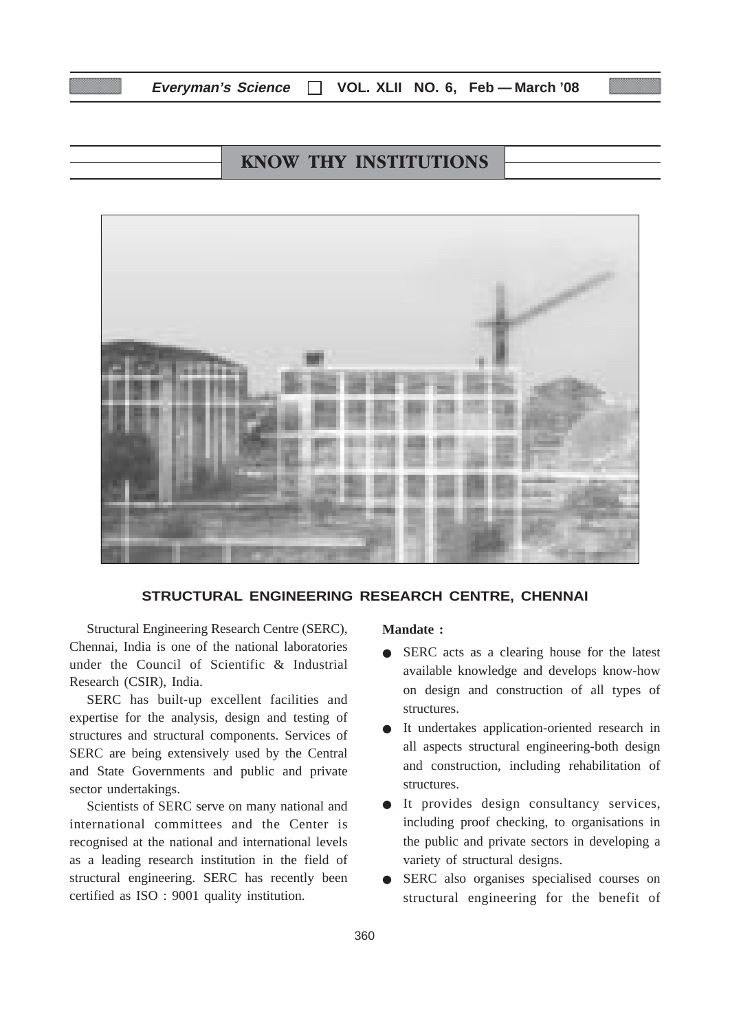# KNOW THY INSTITUTIONS

## STRUCTURAL ENGINEERING RESEARCH CENTRE, CHENNAI

Structural Engineering Research Centre (SERC), Chennai, India is one of the national laboratories under the Council of Scientific & Industrial Research (CSIR), India.

SERC has built-up excellent facilities and expertise for the analysis, design and testing of structures and structural components. Services of SERC are being extensively used by the Central and State Governments and public and private sector undertakings.

Scientists of SERC serve on many national and international committees and the Center is recognised at the national and international levels as a leading research institution in the field of structural engineering. SERC has recently been certified as ISO : 9001 quality institution.

**Mandate :**

- SERC acts as a clearing house for the latest available knowledge and develops know-how on design and construction of all types of structures.
- It undertakes application-oriented research in all aspects structural engineering-both design and construction, including rehabilitation of structures.
- It provides design consultancy services, including proof checking, to organisations in the public and private sectors in developing a variety of structural designs.
- SERC also organises specialised courses on structural engineering for the benefit of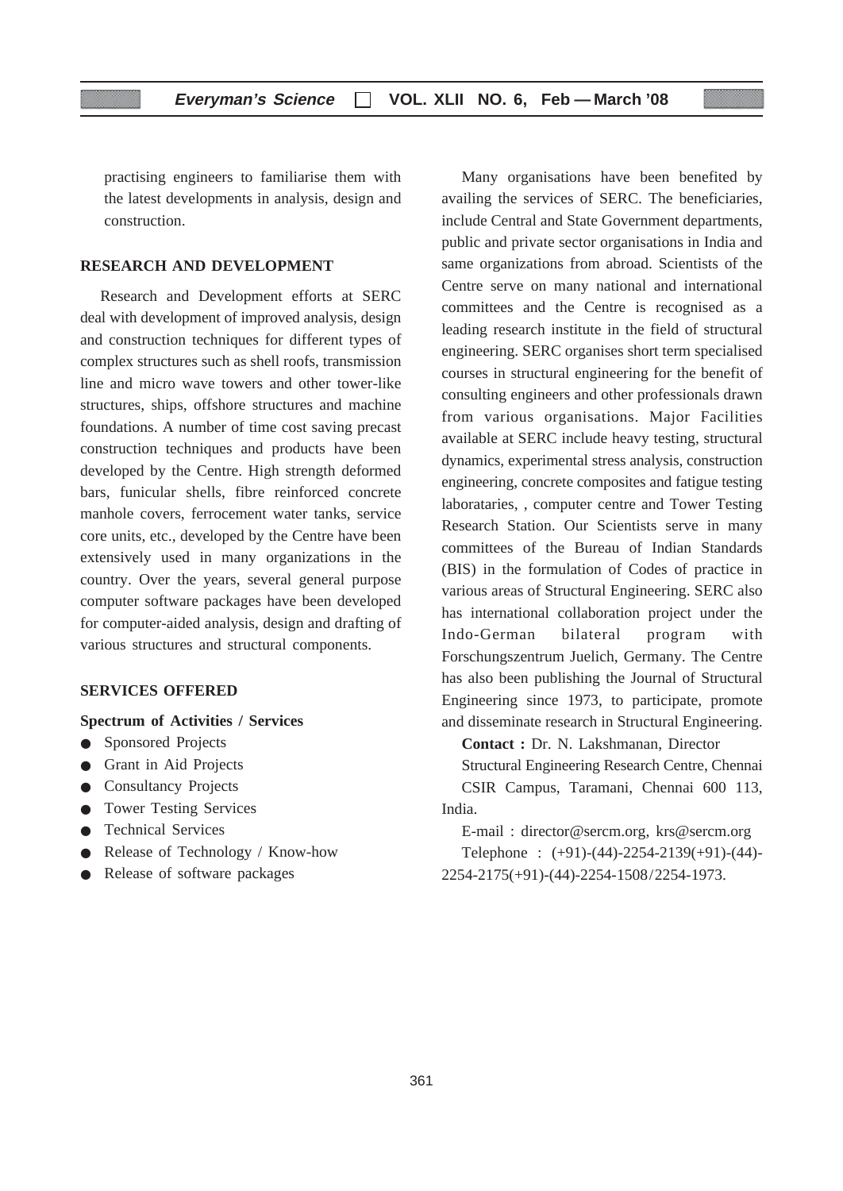practising engineers to familiarise them with the latest developments in analysis, design and construction.

## RESEARCH AND DEVELOPMENT

Research and Development efforts at SERC deal with development of improved analysis, design and construction techniques for different types of complex structures such as shell roofs, transmission line and micro wave towers and other tower-like structures, ships, offshore structures and machine foundations. A number of time cost saving precast construction techniques and products have been developed by the Centre. High strength deformed bars, funicular shells, fibre reinforced concrete manhole covers, ferrocement water tanks, service core units, etc., developed by the Centre have been extensively used in many organizations in the country. Over the years, several general purpose computer software packages have been developed for computer-aided analysis, design and drafting of various structures and structural components.

## SERVICES OFFERED

### Spectrum of Activities / Services

- Sponsored Projects
- Grant in Aid Projects
- Consultancy Projects
- Tower Testing Services
- Technical Services
- Release of Technology / Know-how
- Release of software packages

Many organisations have been benefited by availing the services of SERC. The beneficiaries, include Central and State Government departments, public and private sector organisations in India and same organizations from abroad. Scientists of the Centre serve on many national and international committees and the Centre is recognised as a leading research institute in the field of structural engineering. SERC organises short term specialised courses in structural engineering for the benefit of consulting engineers and other professionals drawn from various organisations. Major Facilities available at SERC include heavy testing, structural dynamics, experimental stress analysis, construction engineering, concrete composites and fatigue testing laborataries, , computer centre and Tower Testing Research Station. Our Scientists serve in many committees of the Bureau of Indian Standards (BIS) in the formulation of Codes of practice in various areas of Structural Engineering. SERC also has international collaboration project under the Indo-German bilateral program with Forschungszentrum Juelich, Germany. The Centre has also been publishing the Journal of Structural Engineering since 1973, to participate, promote and disseminate research in Structural Engineering.

**Contact :** Dr. N. Lakshmanan, Director

Structural Engineering Research Centre, Chennai

CSIR Campus, Taramani, Chennai 600 113, India.

E-mail : director@sercm.org, krs@sercm.org

Telephone : (+91)-(44)-2254-2139(+91)-(44)-2254-2175(+91)-(44)-2254-1508/2254-1973.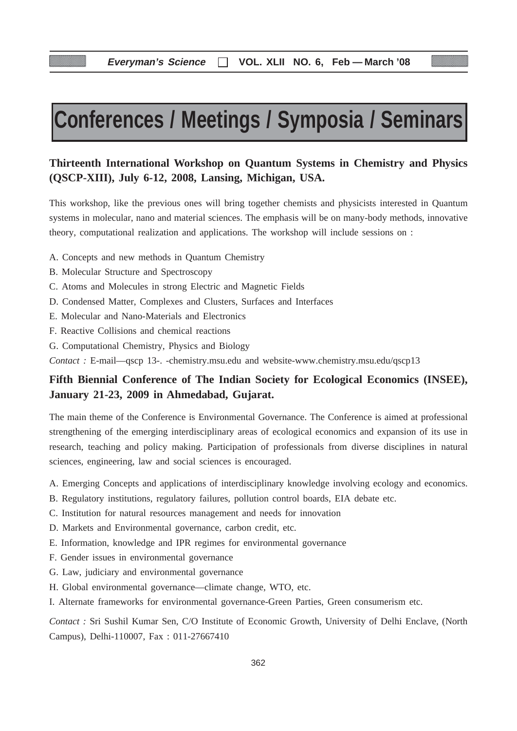# Conferences / Meetings / Symposia / Seminars

## Thirteenth International Workshop on Quantum Systems in Chemistry and Physics (QSCP-XIII), July 6-12, 2008, Lansing, Michigan, USA.

This workshop, like the previous ones will bring together chemists and physicists interested in Quantum systems in molecular, nano and material sciences. The emphasis will be on many-body methods, innovative theory, computational realization and applications. The workshop will include sessions on :

A. Concepts and new methods in Quantum Chemistry

B. Molecular Structure and Spectroscopy

C. Atoms and Molecules in strong Electric and Magnetic Fields

D. Condensed Matter, Complexes and Clusters, Surfaces and Interfaces

E. Molecular and Nano-Materials and Electronics

F. Reactive Collisions and chemical reactions

G. Computational Chemistry, Physics and Biology

*Contact :* E-mail—qscp 13-. -chemistry.msu.edu and website-www.chemistry.msu.edu/qscp13

## Fifth Biennial Conference of The Indian Society for Ecological Economics (INSEE), January 21-23, 2009 in Ahmedabad, Gujarat.

The main theme of the Conference is Environmental Governance. The Conference is aimed at professional strengthening of the emerging interdisciplinary areas of ecological economics and expansion of its use in research, teaching and policy making. Participation of professionals from diverse disciplines in natural sciences, engineering, law and social sciences is encouraged.

A. Emerging Concepts and applications of interdisciplinary knowledge involving ecology and economics.

B. Regulatory institutions, regulatory failures, pollution control boards, EIA debate etc.

C. Institution for natural resources management and needs for innovation

D. Markets and Environmental governance, carbon credit, etc.

E. Information, knowledge and IPR regimes for environmental governance

F. Gender issues in environmental governance

G. Law, judiciary and environmental governance

H. Global environmental governance—climate change, WTO, etc.

I. Alternate frameworks for environmental governance-Green Parties, Green consumerism etc.

*Contact :* Sri Sushil Kumar Sen, C/O Institute of Economic Growth, University of Delhi Enclave, (North Campus), Delhi-110007, Fax : 011-27667410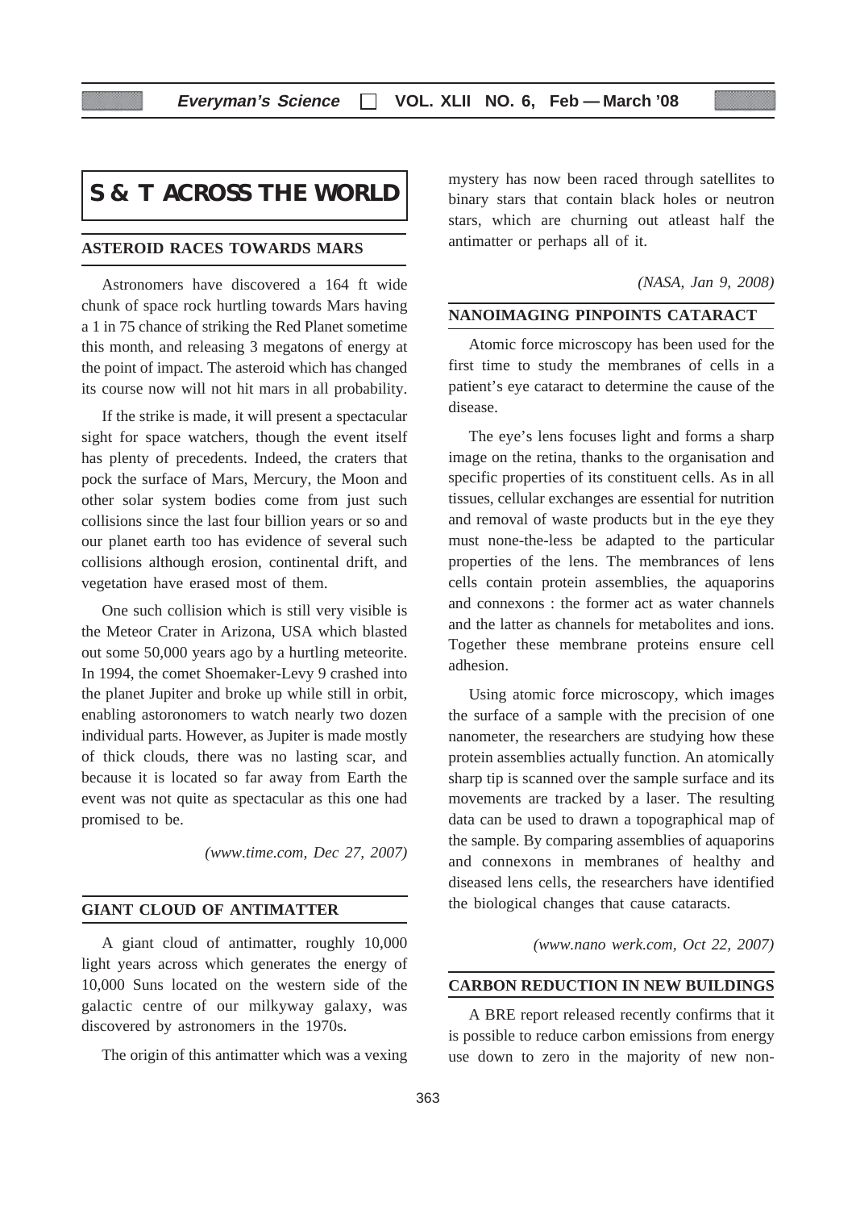# S & T ACROSS THE WORLD

## ASTEROID RACES TOWARDS MARS

Astronomers have discovered a 164 ft wide chunk of space rock hurtling towards Mars having a 1 in 75 chance of striking the Red Planet sometime this month, and releasing 3 megatons of energy at the point of impact. The asteroid which has changed its course now will not hit mars in all probability.

If the strike is made, it will present a spectacular sight for space watchers, though the event itself has plenty of precedents. Indeed, the craters that pock the surface of Mars, Mercury, the Moon and other solar system bodies come from just such collisions since the last four billion years or so and our planet earth too has evidence of several such collisions although erosion, continental drift, and vegetation have erased most of them.

One such collision which is still very visible is the Meteor Crater in Arizona, USA which blasted out some 50,000 years ago by a hurtling meteorite. In 1994, the comet Shoemaker-Levy 9 crashed into the planet Jupiter and broke up while still in orbit, enabling astoronomers to watch nearly two dozen individual parts. However, as Jupiter is made mostly of thick clouds, there was no lasting scar, and because it is located so far away from Earth the event was not quite as spectacular as this one had promised to be.

*(www.time.com, Dec 27, 2007)*

## GIANT CLOUD OF ANTIMATTER

A giant cloud of antimatter, roughly 10,000 light years across which generates the energy of 10,000 Suns located on the western side of the galactic centre of our milkyway galaxy, was discovered by astronomers in the 1970s.

The origin of this antimatter which was a vexing mystery has now been raced through satellites to binary stars that contain black holes or neutron stars, which are churning out atleast half the antimatter or perhaps all of it.

*(NASA, Jan 9, 2008)*

## NANOIMAGING PINPOINTS CATARACT

Atomic force microscopy has been used for the first time to study the membranes of cells in a patient's eye cataract to determine the cause of the disease.

The eye's lens focuses light and forms a sharp image on the retina, thanks to the organisation and specific properties of its constituent cells. As in all tissues, cellular exchanges are essential for nutrition and removal of waste products but in the eye they must none-the-less be adapted to the particular properties of the lens. The membrances of lens cells contain protein assemblies, the aquaporins and connexons : the former act as water channels and the latter as channels for metabolites and ions. Together these membrane proteins ensure cell adhesion.

Using atomic force microscopy, which images the surface of a sample with the precision of one nanometer, the researchers are studying how these protein assemblies actually function. An atomically sharp tip is scanned over the sample surface and its movements are tracked by a laser. The resulting data can be used to drawn a topographical map of the sample. By comparing assemblies of aquaporins and connexons in membranes of healthy and diseased lens cells, the researchers have identified the biological changes that cause cataracts.

*(www.nano werk.com, Oct 22, 2007)*

## CARBON REDUCTION IN NEW BUILDINGS

A BRE report released recently confirms that it is possible to reduce carbon emissions from energy use down to zero in the majority of new non-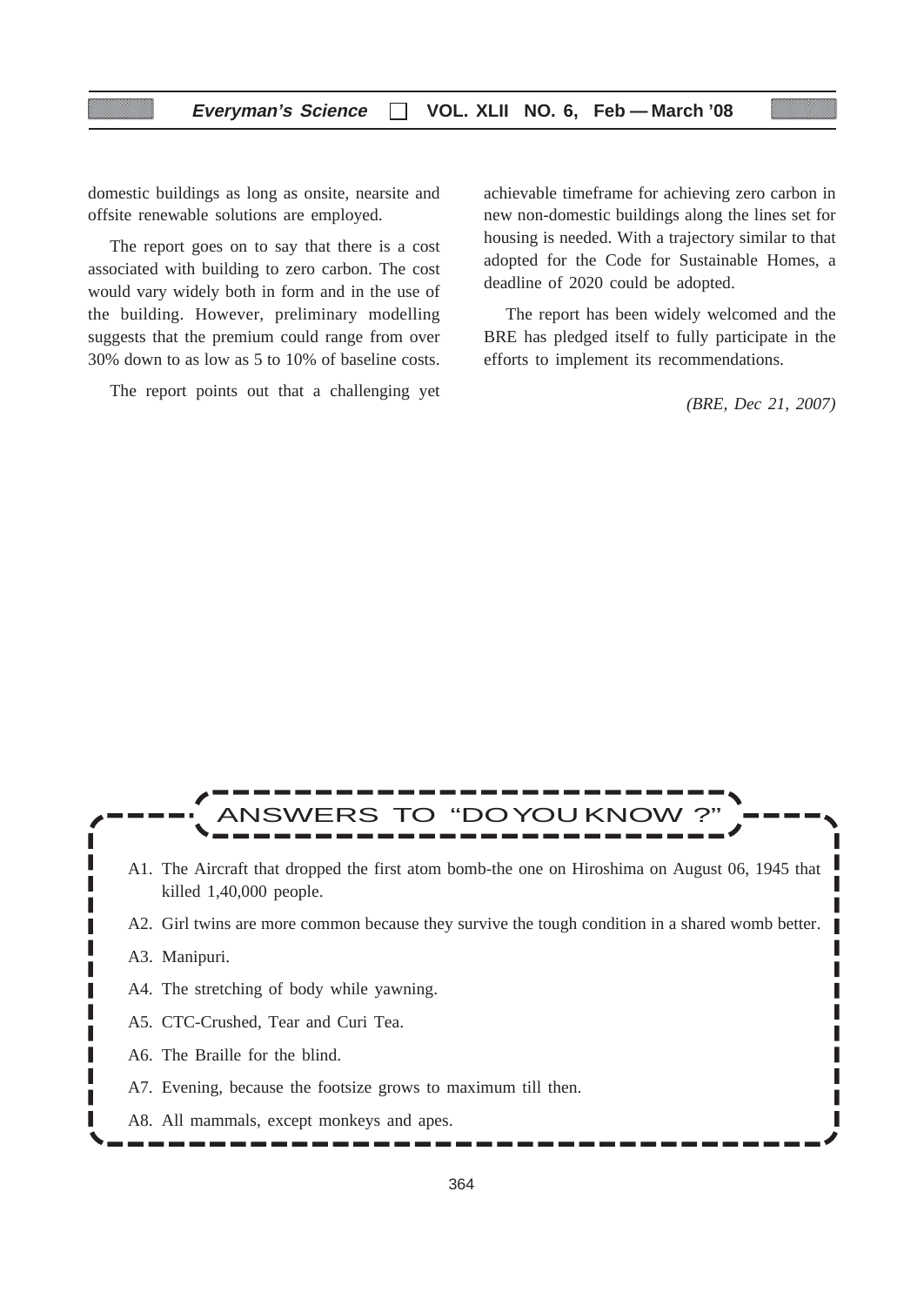domestic buildings as long as onsite, nearsite and offsite renewable solutions are employed.

The report goes on to say that there is a cost associated with building to zero carbon. The cost would vary widely both in form and in the use of the building. However, preliminary modelling suggests that the premium could range from over 30% down to as low as 5 to 10% of baseline costs.

The report points out that a challenging yet achievable timeframe for achieving zero carbon in new non-domestic buildings along the lines set for housing is needed. With a trajectory similar to that adopted for the Code for Sustainable Homes, a deadline of 2020 could be adopted.

The report has been widely welcomed and the BRE has pledged itself to fully participate in the efforts to implement its recommendations.

*(BRE, Dec 21, 2007)*

## ANSWERS TO "DO YOU KNOW ?"

A1. The Aircraft that dropped the first atom bomb-the one on Hiroshima on August 06, 1945 that killed 1,40,000 people.

A2. Girl twins are more common because they survive the tough condition in a shared womb better.

A3. Manipuri.

A4. The stretching of body while yawning.

A5. CTC-Crushed, Tear and Curi Tea.

A6. The Braille for the blind.

A7. Evening, because the footsize grows to maximum till then.

A8. All mammals, except monkeys and apes.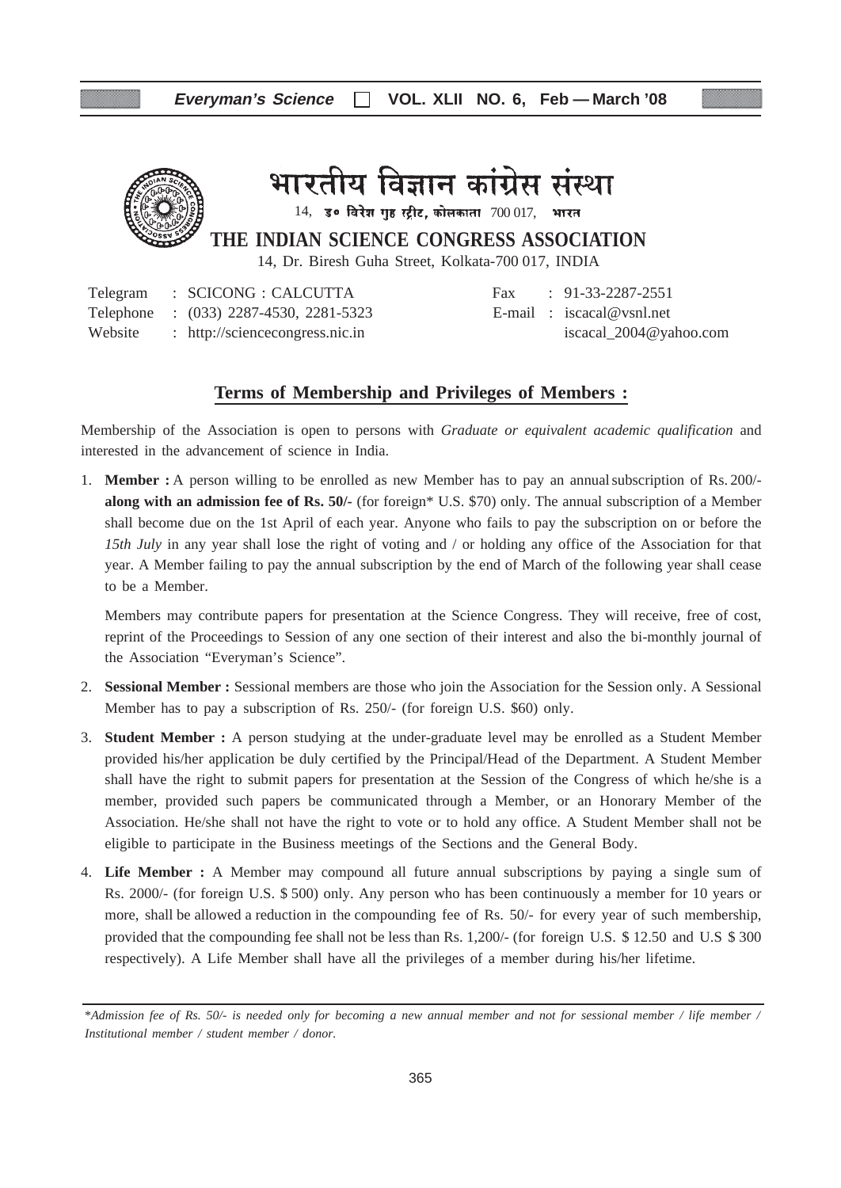# भारतीय विज्ञान कांग्रेस संस्था

14, ड० विरेश गुह स्ट्रीट, कोलकाता 700 017, भारत

## THE INDIAN SCIENCE CONGRESS ASSOCIATION

14, Dr. Biresh Guha Street, Kolkata-700 017, INDIA

Telegram : SCICONG : CALCUTTA
Telephone : (033) 2287-4530, 2281-5323
Website : http://sciencecongress.nic.in

Fax : 91-33-2287-2551
E-mail : iscacal@vsnl.net
iscacal_2004@yahoo.com

## Terms of Membership and Privileges of Members :

Membership of the Association is open to persons with *Graduate or equivalent academic qualification* and interested in the advancement of science in India.

1. **Member :** A person willing to be enrolled as new Member has to pay an annual subscription of Rs. 200/- **along with an admission fee of Rs. 50/-** (for foreign* U.S. $70) only. The annual subscription of a Member shall become due on the 1st April of each year. Anyone who fails to pay the subscription on or before the *15th July* in any year shall lose the right of voting and / or holding any office of the Association for that year. A Member failing to pay the annual subscription by the end of March of the following year shall cease to be a Member.

   Members may contribute papers for presentation at the Science Congress. They will receive, free of cost, reprint of the Proceedings to Session of any one section of their interest and also the bi-monthly journal of the Association "Everyman's Science".

2. **Sessional Member :** Sessional members are those who join the Association for the Session only. A Sessional Member has to pay a subscription of Rs. 250/- (for foreign U.S. $60) only.

3. **Student Member :** A person studying at the under-graduate level may be enrolled as a Student Member provided his/her application be duly certified by the Principal/Head of the Department. A Student Member shall have the right to submit papers for presentation at the Session of the Congress of which he/she is a member, provided such papers be communicated through a Member, or an Honorary Member of the Association. He/she shall not have the right to vote or to hold any office. A Student Member shall not be eligible to participate in the Business meetings of the Sections and the General Body.

4. **Life Member :** A Member may compound all future annual subscriptions by paying a single sum of Rs. 2000/- (for foreign U.S. $ 500) only. Any person who has been continuously a member for 10 years or more, shall be allowed a reduction in the compounding fee of Rs. 50/- for every year of such membership, provided that the compounding fee shall not be less than Rs. 1,200/- (for foreign U.S. $ 12.50 and U.S $ 300 respectively). A Life Member shall have all the privileges of a member during his/her lifetime.

---

**Admission fee of Rs. 50/- is needed only for becoming a new annual member and not for sessional member / life member / Institutional member / student member / donor.*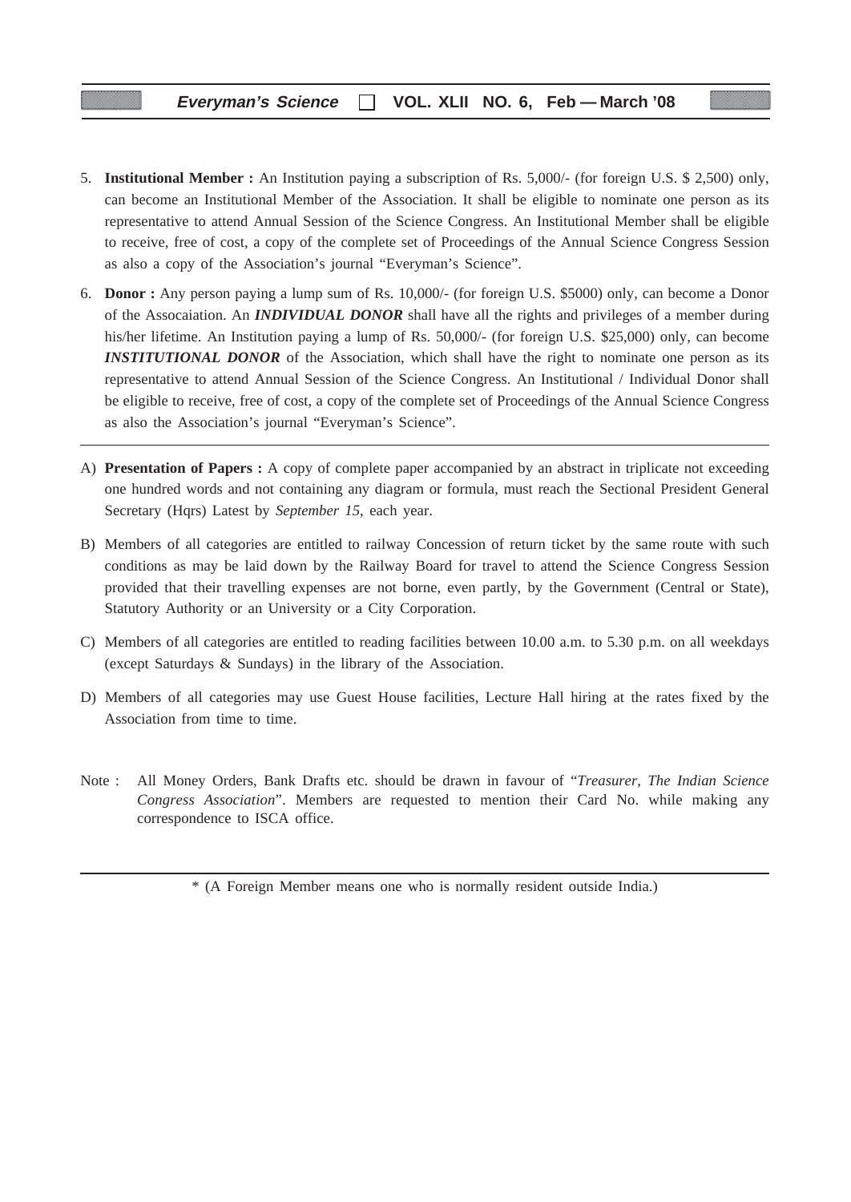5. **Institutional Member :** An Institution paying a subscription of Rs. 5,000/- (for foreign U.S. $ 2,500) only, can become an Institutional Member of the Association. It shall be eligible to nominate one person as its representative to attend Annual Session of the Science Congress. An Institutional Member shall be eligible to receive, free of cost, a copy of the complete set of Proceedings of the Annual Science Congress Session as also a copy of the Association's journal "Everyman's Science".

6. **Donor :** Any person paying a lump sum of Rs. 10,000/- (for foreign U.S. $5000) only, can become a Donor of the Assocaiation. An ***INDIVIDUAL DONOR*** shall have all the rights and privileges of a member during his/her lifetime. An Institution paying a lump of Rs. 50,000/- (for foreign U.S. $25,000) only, can become ***INSTITUTIONAL DONOR*** of the Association, which shall have the right to nominate one person as its representative to attend Annual Session of the Science Congress. An Institutional / Individual Donor shall be eligible to receive, free of cost, a copy of the complete set of Proceedings of the Annual Science Congress as also the Association's journal "Everyman's Science".

---

A) **Presentation of Papers :** A copy of complete paper accompanied by an abstract in triplicate not exceeding one hundred words and not containing any diagram or formula, must reach the Sectional President General Secretary (Hqrs) Latest by *September 15*, each year.

B) Members of all categories are entitled to railway Concession of return ticket by the same route with such conditions as may be laid down by the Railway Board for travel to attend the Science Congress Session provided that their travelling expenses are not borne, even partly, by the Government (Central or State), Statutory Authority or an University or a City Corporation.

C) Members of all categories are entitled to reading facilities between 10.00 a.m. to 5.30 p.m. on all weekdays (except Saturdays & Sundays) in the library of the Association.

D) Members of all categories may use Guest House facilities, Lecture Hall hiring at the rates fixed by the Association from time to time.

Note : All Money Orders, Bank Drafts etc. should be drawn in favour of "*Treasurer, The Indian Science Congress Association*". Members are requested to mention their Card No. while making any correspondence to ISCA office.

---

* (A Foreign Member means one who is normally resident outside India.)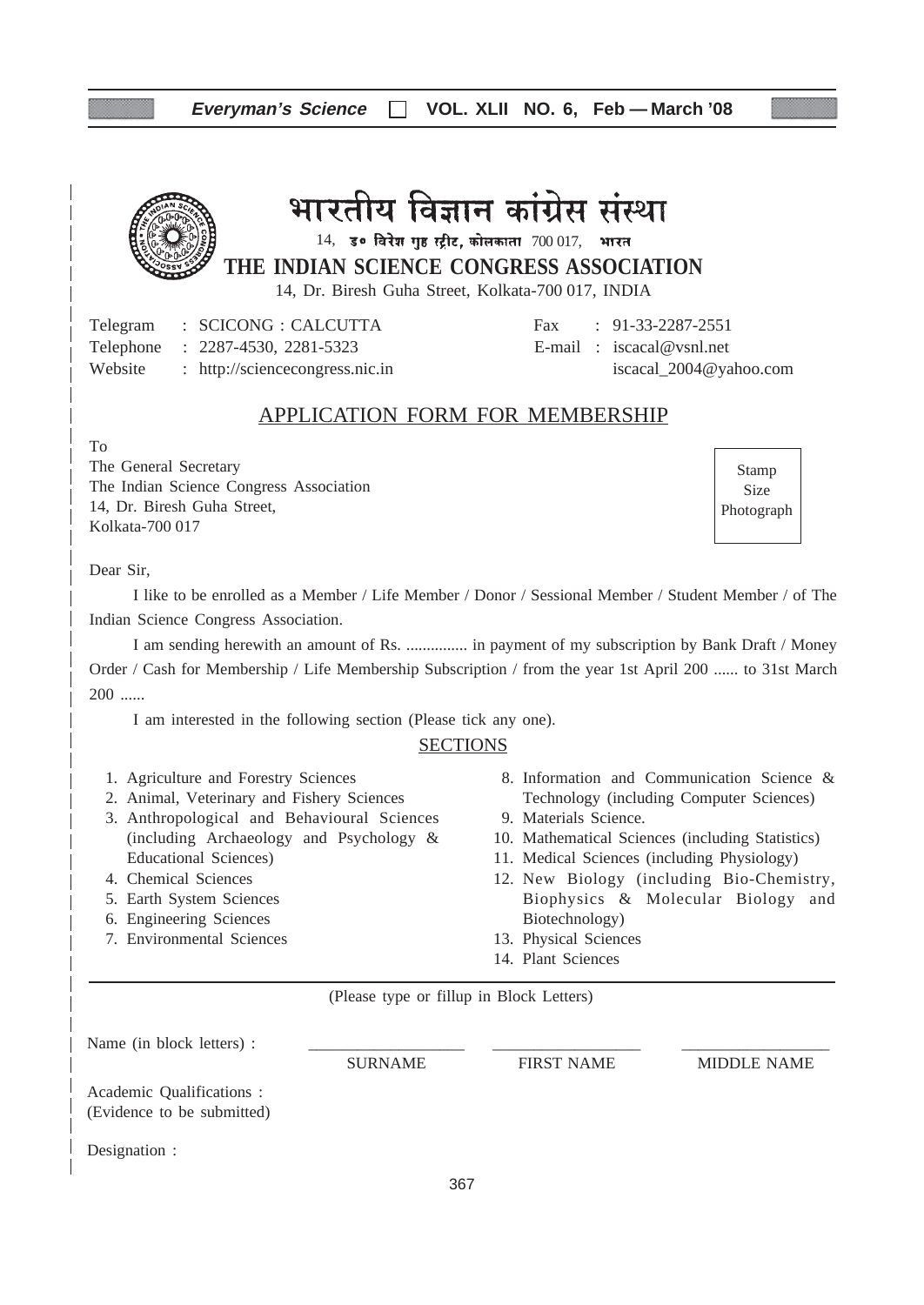# भारतीय विज्ञान कांग्रेस संस्था

14, ड॰ विरेश गुह स्ट्रीट, कोलकाता 700 017, भारत

## THE INDIAN SCIENCE CONGRESS ASSOCIATION

14, Dr. Biresh Guha Street, Kolkata-700 017, INDIA

Telegram : SCICONG : CALCUTTA
Telephone : 2287-4530, 2281-5323
Website : http://sciencecongress.nic.in

Fax : 91-33-2287-2551
E-mail : iscacal@vsnl.net
iscacal_2004@yahoo.com

## APPLICATION FORM FOR MEMBERSHIP

To
The General Secretary
The Indian Science Congress Association
14, Dr. Biresh Guha Street,
Kolkata-700 017

Stamp Size Photograph

Dear Sir,

I like to be enrolled as a Member / Life Member / Donor / Sessional Member / Student Member / of The Indian Science Congress Association.

I am sending herewith an amount of Rs. ............... in payment of my subscription by Bank Draft / Money Order / Cash for Membership / Life Membership Subscription / from the year 1st April 200 ...... to 31st March 200 ......

I am interested in the following section (Please tick any one).

### SECTIONS

1. Agriculture and Forestry Sciences
2. Animal, Veterinary and Fishery Sciences
3. Anthropological and Behavioural Sciences (including Archaeology and Psychology & Educational Sciences)
4. Chemical Sciences
5. Earth System Sciences
6. Engineering Sciences
7. Environmental Sciences
8. Information and Communication Science & Technology (including Computer Sciences)
9. Materials Science.
10. Mathematical Sciences (including Statistics)
11. Medical Sciences (including Physiology)
12. New Biology (including Bio-Chemistry, Biophysics & Molecular Biology and Biotechnology)
13. Physical Sciences
14. Plant Sciences

(Please type or fillup in Block Letters)

Name (in block letters) : ________________ ________________ ________________
SURNAME FIRST NAME MIDDLE NAME

Academic Qualifications :
(Evidence to be submitted)

Designation :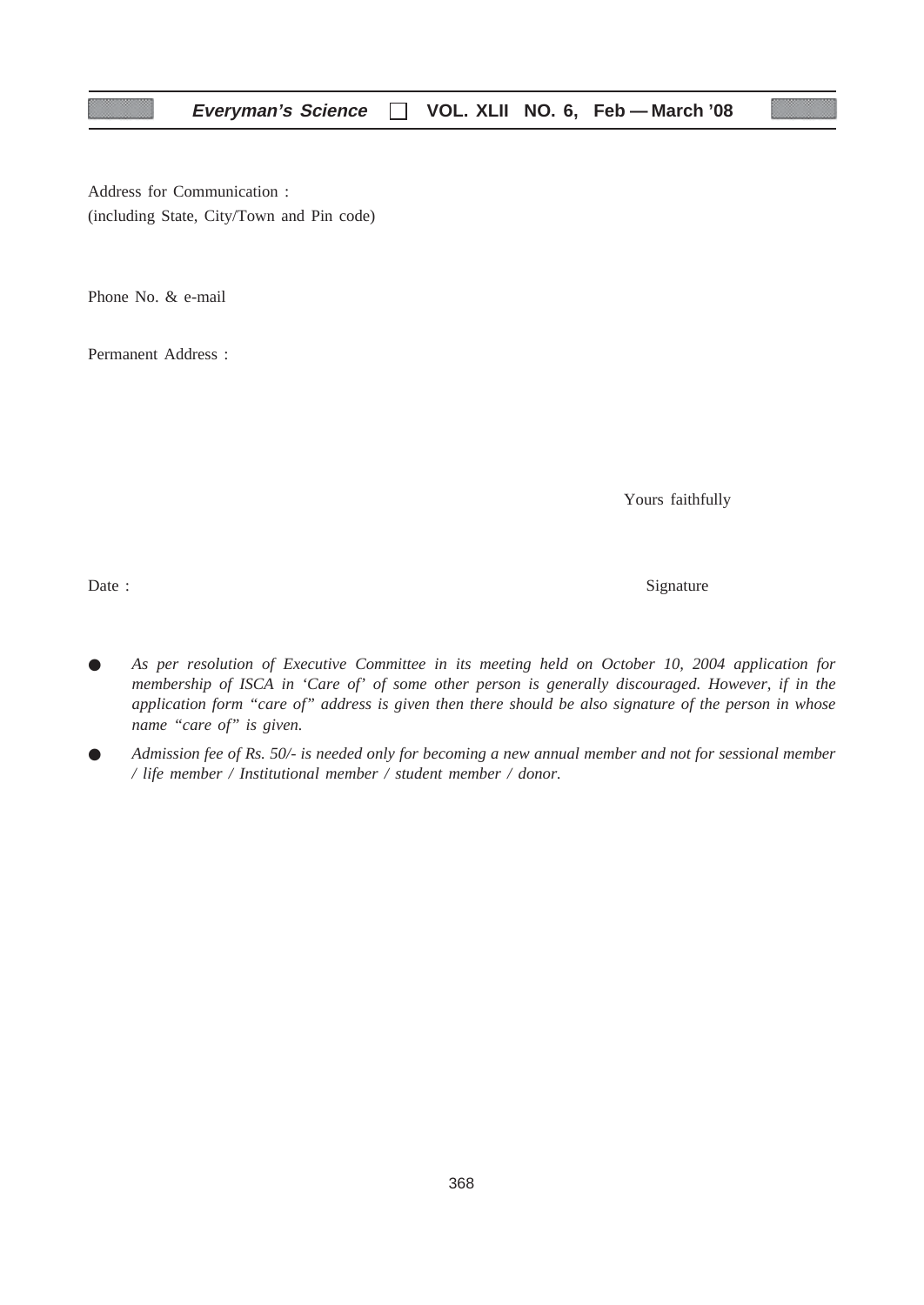Address for Communication :
(including State, City/Town and Pin code)

Phone No. & e-mail

Permanent Address :

Yours faithfully

Date : Signature

- *As per resolution of Executive Committee in its meeting held on October 10, 2004 application for membership of ISCA in 'Care of' of some other person is generally discouraged. However, if in the application form "care of" address is given then there should be also signature of the person in whose name "care of" is given.*
- *Admission fee of Rs. 50/- is needed only for becoming a new annual member and not for sessional member / life member / Institutional member / student member / donor.*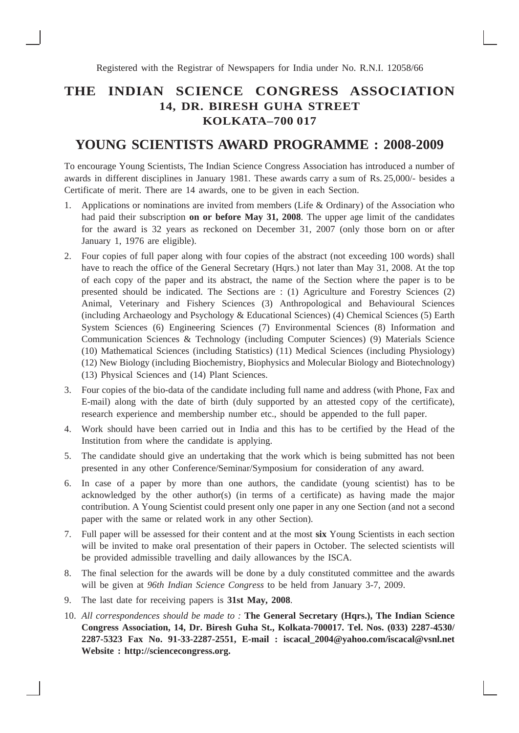Registered with the Registrar of Newspapers for India under No. R.N.I. 12058/66

# THE INDIAN SCIENCE CONGRESS ASSOCIATION
## 14, DR. BIRESH GUHA STREET
## KOLKATA–700 017

# YOUNG SCIENTISTS AWARD PROGRAMME : 2008-2009

To encourage Young Scientists, The Indian Science Congress Association has introduced a number of awards in different disciplines in January 1981. These awards carry a sum of Rs. 25,000/- besides a Certificate of merit. There are 14 awards, one to be given in each Section.

1. Applications or nominations are invited from members (Life & Ordinary) of the Association who had paid their subscription **on or before May 31, 2008**. The upper age limit of the candidates for the award is 32 years as reckoned on December 31, 2007 (only those born on or after January 1, 1976 are eligible).
2. Four copies of full paper along with four copies of the abstract (not exceeding 100 words) shall have to reach the office of the General Secretary (Hqrs.) not later than May 31, 2008. At the top of each copy of the paper and its abstract, the name of the Section where the paper is to be presented should be indicated. The Sections are : (1) Agriculture and Forestry Sciences (2) Animal, Veterinary and Fishery Sciences (3) Anthropological and Behavioural Sciences (including Archaeology and Psychology & Educational Sciences) (4) Chemical Sciences (5) Earth System Sciences (6) Engineering Sciences (7) Environmental Sciences (8) Information and Communication Sciences & Technology (including Computer Sciences) (9) Materials Science (10) Mathematical Sciences (including Statistics) (11) Medical Sciences (including Physiology) (12) New Biology (including Biochemistry, Biophysics and Molecular Biology and Biotechnology) (13) Physical Sciences and (14) Plant Sciences.
3. Four copies of the bio-data of the candidate including full name and address (with Phone, Fax and E-mail) along with the date of birth (duly supported by an attested copy of the certificate), research experience and membership number etc., should be appended to the full paper.
4. Work should have been carried out in India and this has to be certified by the Head of the Institution from where the candidate is applying.
5. The candidate should give an undertaking that the work which is being submitted has not been presented in any other Conference/Seminar/Symposium for consideration of any award.
6. In case of a paper by more than one authors, the candidate (young scientist) has to be acknowledged by the other author(s) (in terms of a certificate) as having made the major contribution. A Young Scientist could present only one paper in any one Section (and not a second paper with the same or related work in any other Section).
7. Full paper will be assessed for their content and at the most **six** Young Scientists in each section will be invited to make oral presentation of their papers in October. The selected scientists will be provided admissible travelling and daily allowances by the ISCA.
8. The final selection for the awards will be done by a duly constituted committee and the awards will be given at *96th Indian Science Congress* to be held from January 3-7, 2009.
9. The last date for receiving papers is **31st May, 2008**.
10. *All correspondences should be made to :* **The General Secretary (Hqrs.), The Indian Science Congress Association, 14, Dr. Biresh Guha St., Kolkata-700017. Tel. Nos. (033) 2287-4530/ 2287-5323 Fax No. 91-33-2287-2551, E-mail : iscacal_2004@yahoo.com/iscacal@vsnl.net Website : http://sciencecongress.org.**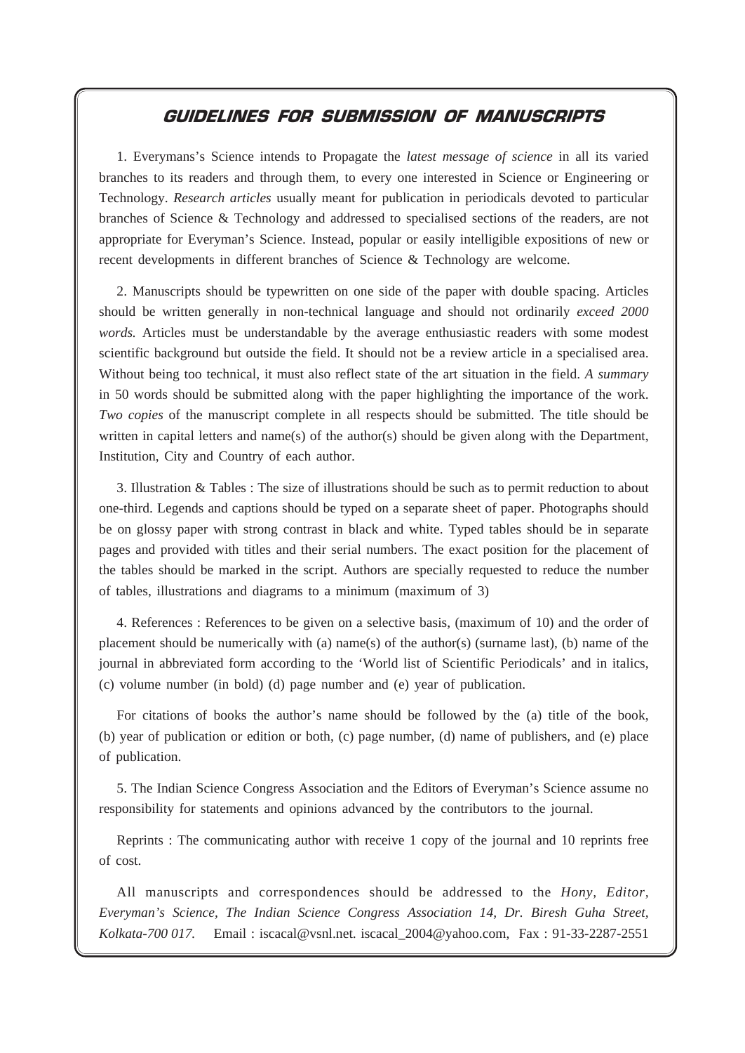# GUIDELINES FOR SUBMISSION OF MANUSCRIPTS

1. Everymans's Science intends to Propagate the *latest message of science* in all its varied branches to its readers and through them, to every one interested in Science or Engineering or Technology. *Research articles* usually meant for publication in periodicals devoted to particular branches of Science & Technology and addressed to specialised sections of the readers, are not appropriate for Everyman's Science. Instead, popular or easily intelligible expositions of new or recent developments in different branches of Science & Technology are welcome.

2. Manuscripts should be typewritten on one side of the paper with double spacing. Articles should be written generally in non-technical language and should not ordinarily *exceed 2000 words.* Articles must be understandable by the average enthusiastic readers with some modest scientific background but outside the field. It should not be a review article in a specialised area. Without being too technical, it must also reflect state of the art situation in the field. *A summary* in 50 words should be submitted along with the paper highlighting the importance of the work. *Two copies* of the manuscript complete in all respects should be submitted. The title should be written in capital letters and name(s) of the author(s) should be given along with the Department, Institution, City and Country of each author.

3. Illustration & Tables : The size of illustrations should be such as to permit reduction to about one-third. Legends and captions should be typed on a separate sheet of paper. Photographs should be on glossy paper with strong contrast in black and white. Typed tables should be in separate pages and provided with titles and their serial numbers. The exact position for the placement of the tables should be marked in the script. Authors are specially requested to reduce the number of tables, illustrations and diagrams to a minimum (maximum of 3)

4. References : References to be given on a selective basis, (maximum of 10) and the order of placement should be numerically with (a) name(s) of the author(s) (surname last), (b) name of the journal in abbreviated form according to the 'World list of Scientific Periodicals' and in italics, (c) volume number (in bold) (d) page number and (e) year of publication.

For citations of books the author's name should be followed by the (a) title of the book, (b) year of publication or edition or both, (c) page number, (d) name of publishers, and (e) place of publication.

5. The Indian Science Congress Association and the Editors of Everyman's Science assume no responsibility for statements and opinions advanced by the contributors to the journal.

Reprints : The communicating author with receive 1 copy of the journal and 10 reprints free of cost.

All manuscripts and correspondences should be addressed to the *Hony, Editor, Everyman's Science, The Indian Science Congress Association 14, Dr. Biresh Guha Street, Kolkata-700 017.* Email : iscacal@vsnl.net. iscacal_2004@yahoo.com, Fax : 91-33-2287-2551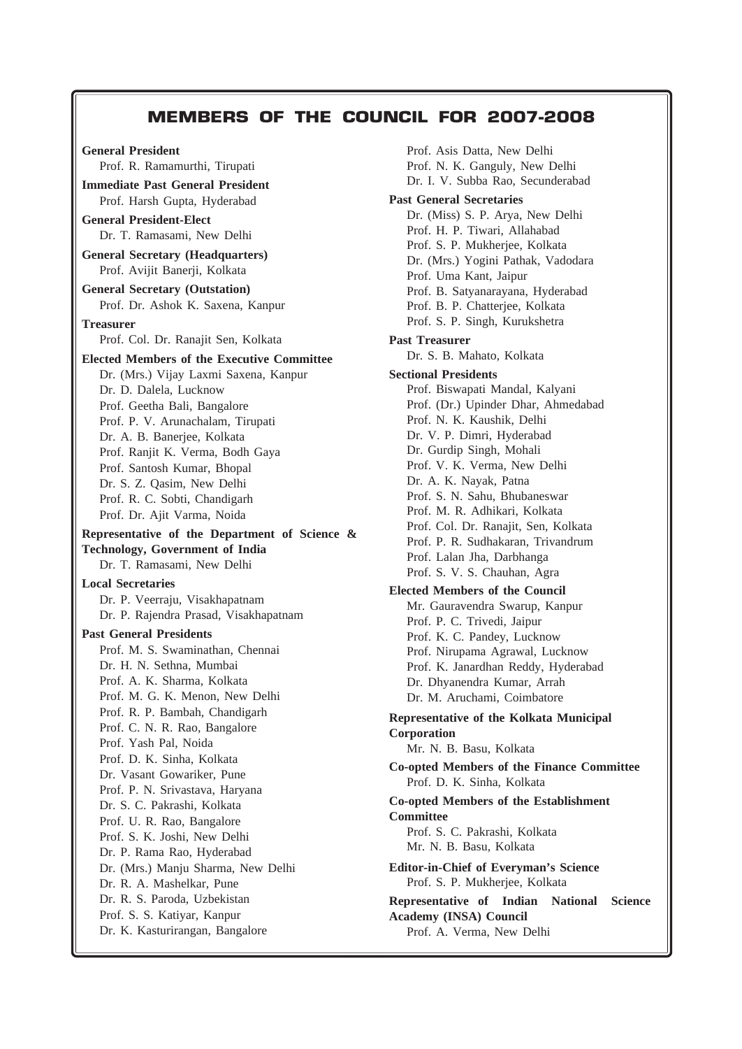# MEMBERS OF THE COUNCIL FOR 2007-2008

**General President**
Prof. R. Ramamurthi, Tirupati

**Immediate Past General President**
Prof. Harsh Gupta, Hyderabad

**General President-Elect**
Dr. T. Ramasami, New Delhi

**General Secretary (Headquarters)**
Prof. Avijit Banerji, Kolkata

**General Secretary (Outstation)**
Prof. Dr. Ashok K. Saxena, Kanpur

**Treasurer**
Prof. Col. Dr. Ranajit Sen, Kolkata

**Elected Members of the Executive Committee**
Dr. (Mrs.) Vijay Laxmi Saxena, Kanpur
Dr. D. Dalela, Lucknow
Prof. Geetha Bali, Bangalore
Prof. P. V. Arunachalam, Tirupati
Dr. A. B. Banerjee, Kolkata
Prof. Ranjit K. Verma, Bodh Gaya
Prof. Santosh Kumar, Bhopal
Dr. S. Z. Qasim, New Delhi
Prof. R. C. Sobti, Chandigarh
Prof. Dr. Ajit Varma, Noida

**Representative of the Department of Science & Technology, Government of India**
Dr. T. Ramasami, New Delhi

**Local Secretaries**
Dr. P. Veerraju, Visakhapatnam
Dr. P. Rajendra Prasad, Visakhapatnam

**Past General Presidents**
Prof. M. S. Swaminathan, Chennai
Dr. H. N. Sethna, Mumbai
Prof. A. K. Sharma, Kolkata
Prof. M. G. K. Menon, New Delhi
Prof. R. P. Bambah, Chandigarh
Prof. C. N. R. Rao, Bangalore
Prof. Yash Pal, Noida
Prof. D. K. Sinha, Kolkata
Dr. Vasant Gowariker, Pune
Prof. P. N. Srivastava, Haryana
Dr. S. C. Pakrashi, Kolkata
Prof. U. R. Rao, Bangalore
Prof. S. K. Joshi, New Delhi
Dr. P. Rama Rao, Hyderabad
Dr. (Mrs.) Manju Sharma, New Delhi
Dr. R. A. Mashelkar, Pune
Dr. R. S. Paroda, Uzbekistan
Prof. S. S. Katiyar, Kanpur
Dr. K. Kasturirangan, Bangalore
Prof. Asis Datta, New Delhi
Prof. N. K. Ganguly, New Delhi
Dr. I. V. Subba Rao, Secunderabad

**Past General Secretaries**
Dr. (Miss) S. P. Arya, New Delhi
Prof. H. P. Tiwari, Allahabad
Prof. S. P. Mukherjee, Kolkata
Dr. (Mrs.) Yogini Pathak, Vadodara
Prof. Uma Kant, Jaipur
Prof. B. Satyanarayana, Hyderabad
Prof. B. P. Chatterjee, Kolkata
Prof. S. P. Singh, Kurukshetra

**Past Treasurer**
Dr. S. B. Mahato, Kolkata

**Sectional Presidents**
Prof. Biswapati Mandal, Kalyani
Prof. (Dr.) Upinder Dhar, Ahmedabad
Prof. N. K. Kaushik, Delhi
Dr. V. P. Dimri, Hyderabad
Dr. Gurdip Singh, Mohali
Prof. V. K. Verma, New Delhi
Dr. A. K. Nayak, Patna
Prof. S. N. Sahu, Bhubaneswar
Prof. M. R. Adhikari, Kolkata
Prof. Col. Dr. Ranajit, Sen, Kolkata
Prof. P. R. Sudhakaran, Trivandrum
Prof. Lalan Jha, Darbhanga
Prof. S. V. S. Chauhan, Agra

**Elected Members of the Council**
Mr. Gauravendra Swarup, Kanpur
Prof. P. C. Trivedi, Jaipur
Prof. K. C. Pandey, Lucknow
Prof. Nirupama Agrawal, Lucknow
Prof. K. Janardhan Reddy, Hyderabad
Dr. Dhyanendra Kumar, Arrah
Dr. M. Aruchami, Coimbatore

**Representative of the Kolkata Municipal Corporation**
Mr. N. B. Basu, Kolkata

**Co-opted Members of the Finance Committee**
Prof. D. K. Sinha, Kolkata

**Co-opted Members of the Establishment Committee**
Prof. S. C. Pakrashi, Kolkata
Mr. N. B. Basu, Kolkata

**Editor-in-Chief of Everyman's Science**
Prof. S. P. Mukherjee, Kolkata

**Representative of Indian National Science Academy (INSA) Council**
Prof. A. Verma, New Delhi